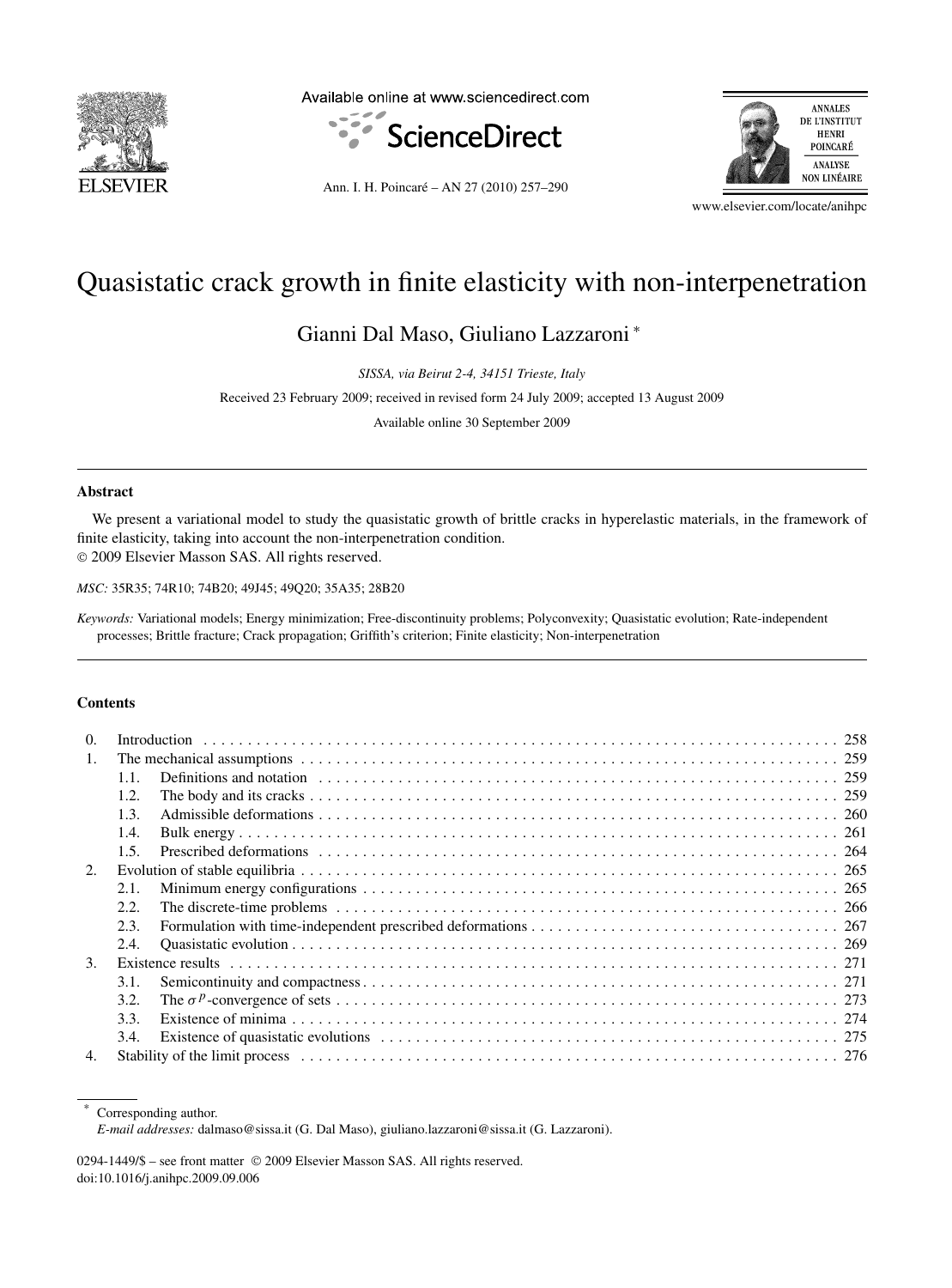# Quasistatic crack growth in finite elasticity with non-interpenetration

Gianni Dal Maso, Giuliano Lazzaroni *

*SISSA, via Beirut 2-4, 34151 Trieste, Italy*

Received 23 February 2009; received in revised form 24 July 2009; accepted 13 August 2009

Available online 30 September 2009

---

**Abstract**

We present a variational model to study the quasistatic growth of brittle cracks in hyperelastic materials, in the framework of finite elasticity, taking into account the non-interpenetration condition.

© 2009 Elsevier Masson SAS. All rights reserved.

*MSC:* 35R35; 74R10; 74B20; 49J45; 49Q20; 35A35; 28B20

*Keywords:* Variational models; Energy minimization; Free-discontinuity problems; Polyconvexity; Quasistatic evolution; Rate-independent processes; Brittle fracture; Crack propagation; Griffith's criterion; Finite elasticity; Non-interpenetration

---

**Contents**

0. Introduction . . . 258
1. The mechanical assumptions . . . 259
   - 1.1. Definitions and notation . . . 259
   - 1.2. The body and its cracks . . . 259
   - 1.3. Admissible deformations . . . 260
   - 1.4. Bulk energy . . . 261
   - 1.5. Prescribed deformations . . . 264
2. Evolution of stable equilibria . . . 265
   - 2.1. Minimum energy configurations . . . 265
   - 2.2. The discrete-time problems . . . 266
   - 2.3. Formulation with time-independent prescribed deformations . . . 267
   - 2.4. Quasistatic evolution . . . 269
3. Existence results . . . 271
   - 3.1. Semicontinuity and compactness . . . 271
   - 3.2. The $\sigma^p$-convergence of sets . . . 273
   - 3.3. Existence of minima . . . 274
   - 3.4. Existence of quasistatic evolutions . . . 275
4. Stability of the limit process . . . 276

---

\* Corresponding author.
*E-mail addresses:* dalmaso@sissa.it (G. Dal Maso), giuliano.lazzaroni@sissa.it (G. Lazzaroni).

0294-1449/$ – see front matter © 2009 Elsevier Masson SAS. All rights reserved.
doi:10.1016/j.anihpc.2009.09.006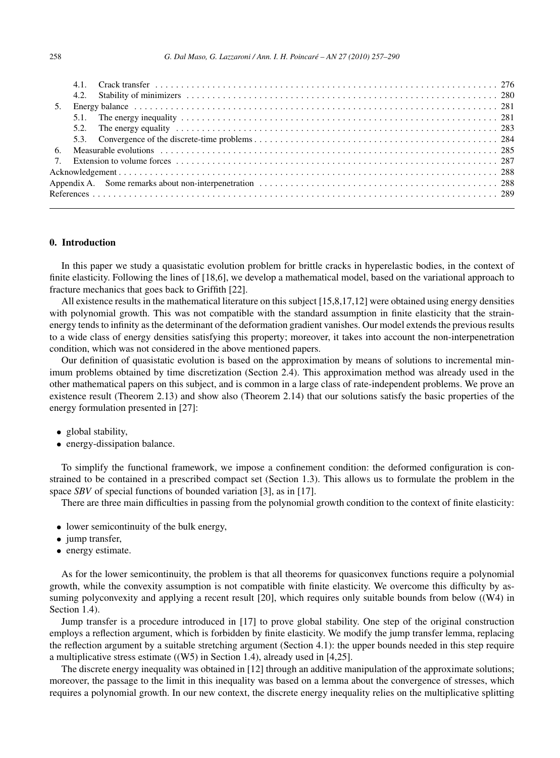4.1. Crack transfer . . . . . . . . . . 276
4.2. Stability of minimizers . . . . . . . . . . 280
5. Energy balance . . . . . . . . . . 281
5.1. The energy inequality . . . . . . . . . . 281
5.2. The energy equality . . . . . . . . . . 283
5.3. Convergence of the discrete-time problems . . . . . . . . . . 284
6. Measurable evolutions . . . . . . . . . . 285
7. Extension to volume forces . . . . . . . . . . 287
Acknowledgement . . . . . . . . . . 288
Appendix A. Some remarks about non-interpenetration . . . . . . . . . . 288
References . . . . . . . . . . 289

## 0. Introduction

In this paper we study a quasistatic evolution problem for brittle cracks in hyperelastic bodies, in the context of finite elasticity. Following the lines of [18,6], we develop a mathematical model, based on the variational approach to fracture mechanics that goes back to Griffith [22].

All existence results in the mathematical literature on this subject [15,8,17,12] were obtained using energy densities with polynomial growth. This was not compatible with the standard assumption in finite elasticity that the strain-energy tends to infinity as the determinant of the deformation gradient vanishes. Our model extends the previous results to a wide class of energy densities satisfying this property; moreover, it takes into account the non-interpenetration condition, which was not considered in the above mentioned papers.

Our definition of quasistatic evolution is based on the approximation by means of solutions to incremental minimum problems obtained by time discretization (Section 2.4). This approximation method was already used in the other mathematical papers on this subject, and is common in a large class of rate-independent problems. We prove an existence result (Theorem 2.13) and show also (Theorem 2.14) that our solutions satisfy the basic properties of the energy formulation presented in [27]:

- global stability,
- energy-dissipation balance.

To simplify the functional framework, we impose a confinement condition: the deformed configuration is constrained to be contained in a prescribed compact set (Section 1.3). This allows us to formulate the problem in the space *SBV* of special functions of bounded variation [3], as in [17].

There are three main difficulties in passing from the polynomial growth condition to the context of finite elasticity:

- lower semicontinuity of the bulk energy,
- jump transfer,
- energy estimate.

As for the lower semicontinuity, the problem is that all theorems for quasiconvex functions require a polynomial growth, while the convexity assumption is not compatible with finite elasticity. We overcome this difficulty by assuming polyconvexity and applying a recent result [20], which requires only suitable bounds from below ((W4) in Section 1.4).

Jump transfer is a procedure introduced in [17] to prove global stability. One step of the original construction employs a reflection argument, which is forbidden by finite elasticity. We modify the jump transfer lemma, replacing the reflection argument by a suitable stretching argument (Section 4.1): the upper bounds needed in this step require a multiplicative stress estimate ((W5) in Section 1.4), already used in [4,25].

The discrete energy inequality was obtained in [12] through an additive manipulation of the approximate solutions; moreover, the passage to the limit in this inequality was based on a lemma about the convergence of stresses, which requires a polynomial growth. In our new context, the discrete energy inequality relies on the multiplicative splitting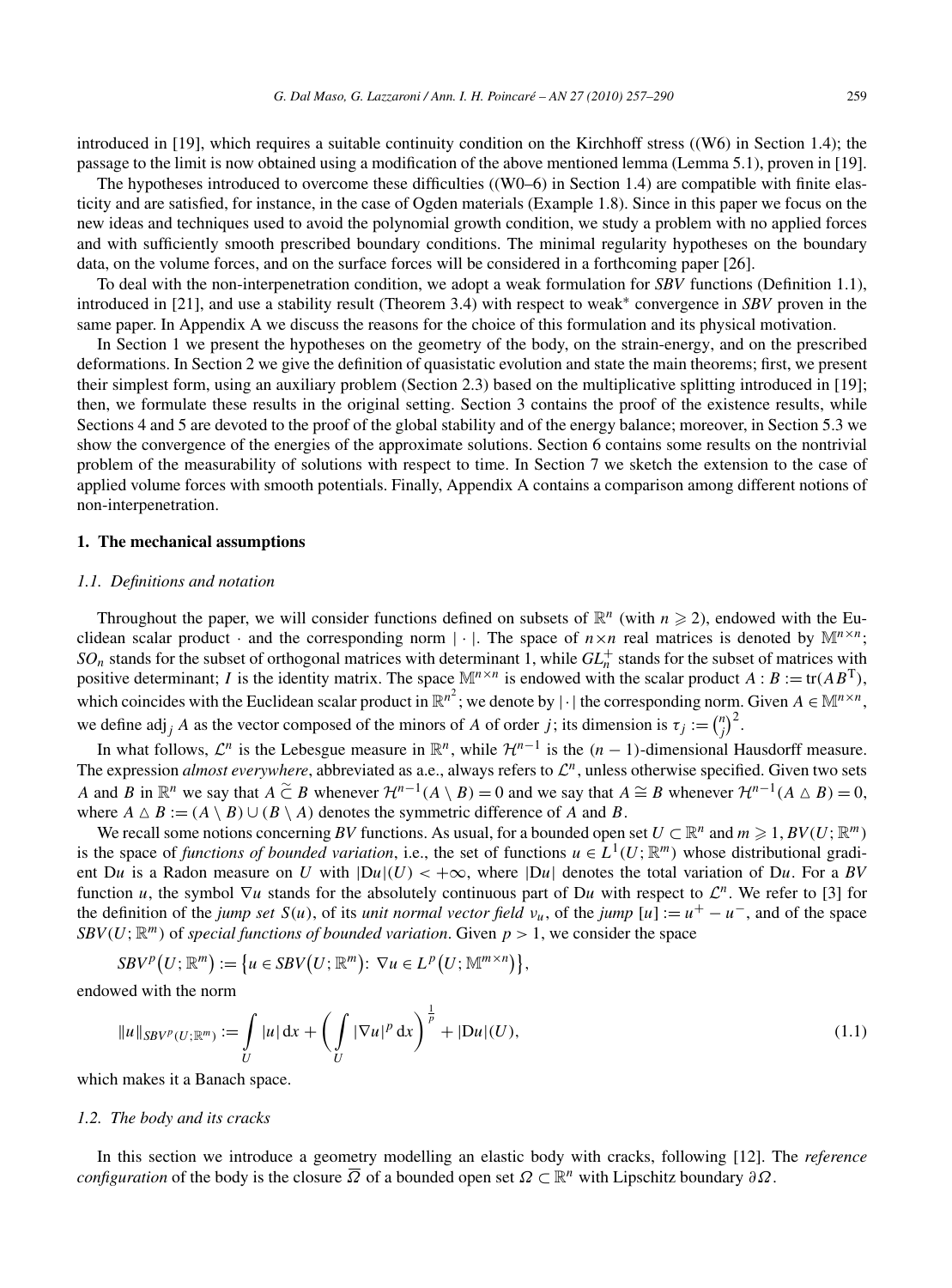introduced in [19], which requires a suitable continuity condition on the Kirchhoff stress ((W6) in Section 1.4); the passage to the limit is now obtained using a modification of the above mentioned lemma (Lemma 5.1), proven in [19].

The hypotheses introduced to overcome these difficulties ((W0–6) in Section 1.4) are compatible with finite elasticity and are satisfied, for instance, in the case of Ogden materials (Example 1.8). Since in this paper we focus on the new ideas and techniques used to avoid the polynomial growth condition, we study a problem with no applied forces and with sufficiently smooth prescribed boundary conditions. The minimal regularity hypotheses on the boundary data, on the volume forces, and on the surface forces will be considered in a forthcoming paper [26].

To deal with the non-interpenetration condition, we adopt a weak formulation for *SBV* functions (Definition 1.1), introduced in [21], and use a stability result (Theorem 3.4) with respect to weak* convergence in *SBV* proven in the same paper. In Appendix A we discuss the reasons for the choice of this formulation and its physical motivation.

In Section 1 we present the hypotheses on the geometry of the body, on the strain-energy, and on the prescribed deformations. In Section 2 we give the definition of quasistatic evolution and state the main theorems; first, we present their simplest form, using an auxiliary problem (Section 2.3) based on the multiplicative splitting introduced in [19]; then, we formulate these results in the original setting. Section 3 contains the proof of the existence results, while Sections 4 and 5 are devoted to the proof of the global stability and of the energy balance; moreover, in Section 5.3 we show the convergence of the energies of the approximate solutions. Section 6 contains some results on the nontrivial problem of the measurability of solutions with respect to time. In Section 7 we sketch the extension to the case of applied volume forces with smooth potentials. Finally, Appendix A contains a comparison among different notions of non-interpenetration.

## 1. The mechanical assumptions

### 1.1. Definitions and notation

Throughout the paper, we will consider functions defined on subsets of $\mathbb{R}^n$ (with $n \geqslant 2$), endowed with the Euclidean scalar product $\cdot$ and the corresponding norm $|\cdot|$. The space of $n \times n$ real matrices is denoted by $\mathbb{M}^{n\times n}$; $SO_n$ stands for the subset of orthogonal matrices with determinant 1, while $GL_n^+$ stands for the subset of matrices with positive determinant; $I$ is the identity matrix. The space $\mathbb{M}^{n\times n}$ is endowed with the scalar product $A : B := \mathrm{tr}(AB^{\mathrm{T}})$, which coincides with the Euclidean scalar product in $\mathbb{R}^{n^2}$; we denote by $|\cdot|$ the corresponding norm. Given $A \in \mathbb{M}^{n\times n}$, we define $\mathrm{adj}_j\, A$ as the vector composed of the minors of $A$ of order $j$; its dimension is $\tau_j := \binom{n}{j}^2$.

In what follows, $\mathcal{L}^n$ is the Lebesgue measure in $\mathbb{R}^n$, while $\mathcal{H}^{n-1}$ is the $(n-1)$-dimensional Hausdorff measure. The expression *almost everywhere*, abbreviated as a.e., always refers to $\mathcal{L}^n$, unless otherwise specified. Given two sets $A$ and $B$ in $\mathbb{R}^n$ we say that $A \,\widetilde{\subset}\, B$ whenever $\mathcal{H}^{n-1}(A \setminus B) = 0$ and we say that $A \cong B$ whenever $\mathcal{H}^{n-1}(A \mathbin{\triangle} B) = 0$, where $A \mathbin{\triangle} B := (A \setminus B) \cup (B \setminus A)$ denotes the symmetric difference of $A$ and $B$.

We recall some notions concerning *BV* functions. As usual, for a bounded open set $U \subset \mathbb{R}^n$ and $m \geqslant 1$, $BV(U;\mathbb{R}^m)$ is the space of *functions of bounded variation*, i.e., the set of functions $u \in L^1(U;\mathbb{R}^m)$ whose distributional gradient $\mathrm{D}u$ is a Radon measure on $U$ with $|\mathrm{D}u|(U) < +\infty$, where $|\mathrm{D}u|$ denotes the total variation of $\mathrm{D}u$. For a *BV* function $u$, the symbol $\nabla u$ stands for the absolutely continuous part of $\mathrm{D}u$ with respect to $\mathcal{L}^n$. We refer to [3] for the definition of the *jump set* $S(u)$, of its *unit normal vector field* $\nu_u$, of the *jump* $[u] := u^+ - u^-$, and of the space $SBV(U;\mathbb{R}^m)$ of *special functions of bounded variation*. Given $p > 1$, we consider the space

$$SBV^p\big(U;\mathbb{R}^m\big) := \big\{u \in SBV\big(U;\mathbb{R}^m\big)\colon \nabla u \in L^p\big(U;\mathbb{M}^{m\times n}\big)\big\},$$

endowed with the norm

$$\|u\|_{SBV^p(U;\mathbb{R}^m)} := \int_U |u|\,\mathrm{d}x + \left(\int_U |\nabla u|^p\,\mathrm{d}x\right)^{\frac{1}{p}} + |\mathrm{D}u|(U), \tag{1.1}$$

which makes it a Banach space.

### 1.2. The body and its cracks

In this section we introduce a geometry modelling an elastic body with cracks, following [12]. The *reference configuration* of the body is the closure $\overline{\Omega}$ of a bounded open set $\Omega \subset \mathbb{R}^n$ with Lipschitz boundary $\partial\Omega$.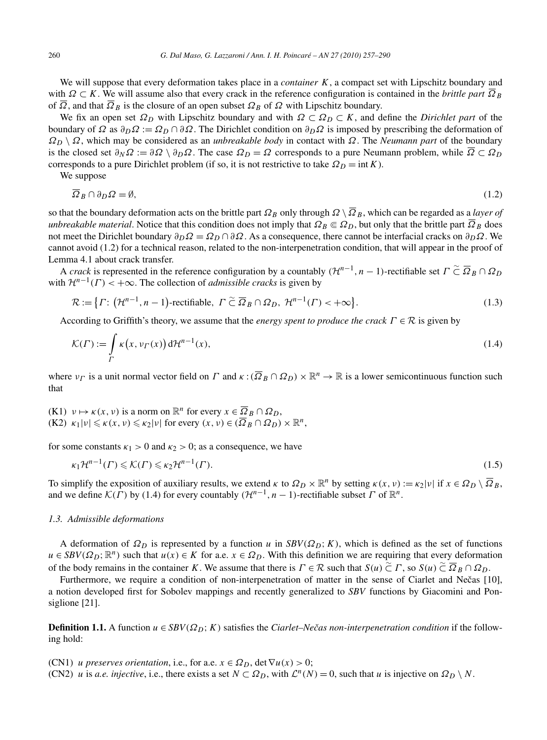We will suppose that every deformation takes place in a *container* $K$, a compact set with Lipschitz boundary and with $\Omega \subset K$. We will assume also that every crack in the reference configuration is contained in the *brittle part* $\overline{\Omega}_B$ of $\overline{\Omega}$, and that $\overline{\Omega}_B$ is the closure of an open subset $\Omega_B$ of $\Omega$ with Lipschitz boundary.

We fix an open set $\Omega_D$ with Lipschitz boundary and with $\Omega \subset \Omega_D \subset K$, and define the *Dirichlet part* of the boundary of $\Omega$ as $\partial_D\Omega := \Omega_D \cap \partial\Omega$. The Dirichlet condition on $\partial_D\Omega$ is imposed by prescribing the deformation of $\Omega_D \setminus \Omega$, which may be considered as an *unbreakable body* in contact with $\Omega$. The *Neumann part* of the boundary is the closed set $\partial_N\Omega := \partial\Omega \setminus \partial_D\Omega$. The case $\Omega_D = \Omega$ corresponds to a pure Neumann problem, while $\overline{\Omega} \subset \Omega_D$ corresponds to a pure Dirichlet problem (if so, it is not restrictive to take $\Omega_D = \operatorname{int} K$).

We suppose

$$\overline{\Omega}_B \cap \partial_D\Omega = \emptyset, \tag{1.2}$$

so that the boundary deformation acts on the brittle part $\Omega_B$ only through $\Omega \setminus \overline{\Omega}_B$, which can be regarded as a *layer of unbreakable material*. Notice that this condition does not imply that $\Omega_B \Subset \Omega_D$, but only that the brittle part $\overline{\Omega}_B$ does not meet the Dirichlet boundary $\partial_D\Omega = \Omega_D \cap \partial\Omega$. As a consequence, there cannot be interfacial cracks on $\partial_D\Omega$. We cannot avoid (1.2) for a technical reason, related to the non-interpenetration condition, that will appear in the proof of Lemma 4.1 about crack transfer.

A *crack* is represented in the reference configuration by a countably $(\mathcal{H}^{n-1}, n-1)$-rectifiable set $\Gamma \mathrel{\tilde{\subset}} \overline{\Omega}_B \cap \Omega_D$ with $\mathcal{H}^{n-1}(\Gamma) < +\infty$. The collection of *admissible cracks* is given by

$$\mathcal{R} := \left\{\Gamma\colon \left(\mathcal{H}^{n-1}, n-1\right)\text{-rectifiable},\ \Gamma \mathrel{\tilde{\subset}} \overline{\Omega}_B \cap \Omega_D,\ \mathcal{H}^{n-1}(\Gamma) < +\infty\right\}. \tag{1.3}$$

According to Griffith's theory, we assume that the *energy spent to produce the crack* $\Gamma \in \mathcal{R}$ is given by

$$\mathcal{K}(\Gamma) := \int\limits_{\Gamma} \kappa\big(x, \nu_\Gamma(x)\big)\,\mathrm{d}\mathcal{H}^{n-1}(x), \tag{1.4}$$

where $\nu_\Gamma$ is a unit normal vector field on $\Gamma$ and $\kappa : (\overline{\Omega}_B \cap \Omega_D) \times \mathbb{R}^n \to \mathbb{R}$ is a lower semicontinuous function such that

(K1) $\nu \mapsto \kappa(x, \nu)$ is a norm on $\mathbb{R}^n$ for every $x \in \overline{\Omega}_B \cap \Omega_D$,
(K2) $\kappa_1|\nu| \leqslant \kappa(x, \nu) \leqslant \kappa_2|\nu|$ for every $(x, \nu) \in (\overline{\Omega}_B \cap \Omega_D) \times \mathbb{R}^n$,

for some constants $\kappa_1 > 0$ and $\kappa_2 > 0$; as a consequence, we have

$$\kappa_1\mathcal{H}^{n-1}(\Gamma) \leqslant \mathcal{K}(\Gamma) \leqslant \kappa_2\mathcal{H}^{n-1}(\Gamma). \tag{1.5}$$

To simplify the exposition of auxiliary results, we extend $\kappa$ to $\Omega_D \times \mathbb{R}^n$ by setting $\kappa(x, \nu) := \kappa_2|\nu|$ if $x \in \Omega_D \setminus \overline{\Omega}_B$, and we define $\mathcal{K}(\Gamma)$ by (1.4) for every countably $(\mathcal{H}^{n-1}, n-1)$-rectifiable subset $\Gamma$ of $\mathbb{R}^n$.

### 1.3. Admissible deformations

A deformation of $\Omega_D$ is represented by a function $u$ in $SBV(\Omega_D; K)$, which is defined as the set of functions $u \in SBV(\Omega_D; \mathbb{R}^n)$ such that $u(x) \in K$ for a.e. $x \in \Omega_D$. With this definition we are requiring that every deformation of the body remains in the container $K$. We assume that there is $\Gamma \in \mathcal{R}$ such that $S(u) \mathrel{\tilde{\subset}} \Gamma$, so $S(u) \mathrel{\tilde{\subset}} \overline{\Omega}_B \cap \Omega_D$.

Furthermore, we require a condition of non-interpenetration of matter in the sense of Ciarlet and Nečas [10], a notion developed first for Sobolev mappings and recently generalized to *SBV* functions by Giacomini and Ponsiglione [21].

**Definition 1.1.** A function $u \in SBV(\Omega_D; K)$ satisfies the *Ciarlet–Nečas non-interpenetration condition* if the following hold:

(CN1) *$u$ preserves orientation*, i.e., for a.e. $x \in \Omega_D$, $\det\nabla u(x) > 0$;
(CN2) *$u$ is a.e. injective*, i.e., there exists a set $N \subset \Omega_D$, with $\mathcal{L}^n(N) = 0$, such that $u$ is injective on $\Omega_D \setminus N$.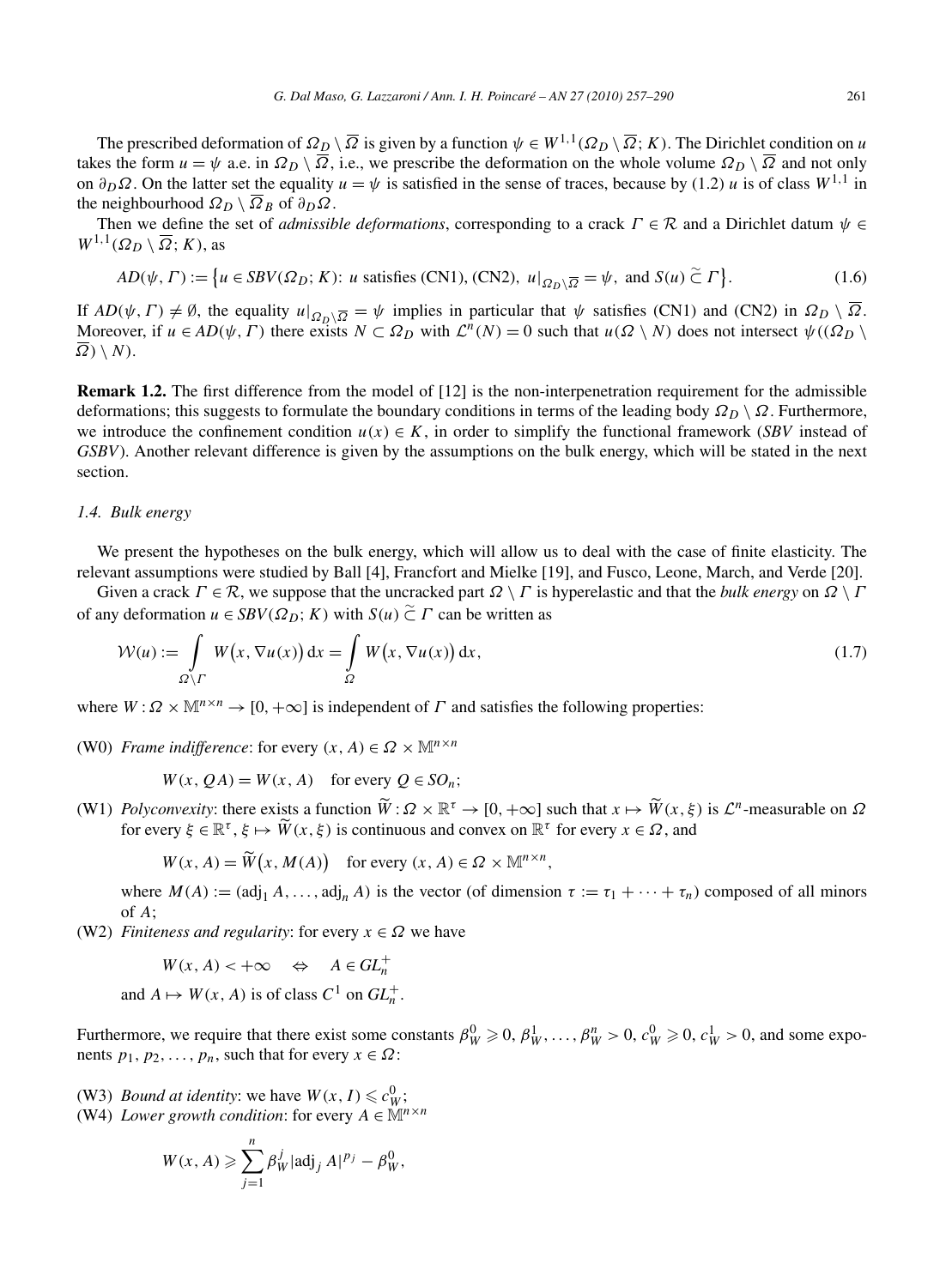The prescribed deformation of $\Omega_D \setminus \overline{\Omega}$ is given by a function $\psi \in W^{1,1}(\Omega_D \setminus \overline{\Omega}; K)$. The Dirichlet condition on $u$ takes the form $u = \psi$ a.e. in $\Omega_D \setminus \overline{\Omega}$, i.e., we prescribe the deformation on the whole volume $\Omega_D \setminus \overline{\Omega}$ and not only on $\partial_D \Omega$. On the latter set the equality $u = \psi$ is satisfied in the sense of traces, because by (1.2) $u$ is of class $W^{1,1}$ in the neighbourhood $\Omega_D \setminus \overline{\Omega}_B$ of $\partial_D \Omega$.

Then we define the set of *admissible deformations*, corresponding to a crack $\Gamma \in \mathcal{R}$ and a Dirichlet datum $\psi \in W^{1,1}(\Omega_D \setminus \overline{\Omega}; K)$, as

$$AD(\psi, \Gamma) := \big\{ u \in SBV(\Omega_D; K) \colon u \text{ satisfies (CN1), (CN2), } u|_{\Omega_D \setminus \overline{\Omega}} = \psi, \text{ and } S(u) \,\widetilde{\subset}\, \Gamma \big\}. \tag{1.6}$$

If $AD(\psi, \Gamma) \neq \emptyset$, the equality $u|_{\Omega_D \setminus \overline{\Omega}} = \psi$ implies in particular that $\psi$ satisfies (CN1) and (CN2) in $\Omega_D \setminus \overline{\Omega}$. Moreover, if $u \in AD(\psi, \Gamma)$ there exists $N \subset \Omega_D$ with $\mathcal{L}^n(N) = 0$ such that $u(\Omega \setminus N)$ does not intersect $\psi((\Omega_D \setminus \overline{\Omega}) \setminus N)$.

**Remark 1.2.** The first difference from the model of [12] is the non-interpenetration requirement for the admissible deformations; this suggests to formulate the boundary conditions in terms of the leading body $\Omega_D \setminus \Omega$. Furthermore, we introduce the confinement condition $u(x) \in K$, in order to simplify the functional framework (*SBV* instead of *GSBV*). Another relevant difference is given by the assumptions on the bulk energy, which will be stated in the next section.

### *1.4. Bulk energy*

We present the hypotheses on the bulk energy, which will allow us to deal with the case of finite elasticity. The relevant assumptions were studied by Ball [4], Francfort and Mielke [19], and Fusco, Leone, March, and Verde [20].

Given a crack $\Gamma \in \mathcal{R}$, we suppose that the uncracked part $\Omega \setminus \Gamma$ is hyperelastic and that the *bulk energy* on $\Omega \setminus \Gamma$ of any deformation $u \in SBV(\Omega_D; K)$ with $S(u) \,\widetilde{\subset}\, \Gamma$ can be written as

$$\mathcal{W}(u) := \int_{\Omega \setminus \Gamma} W\big(x, \nabla u(x)\big)\, \mathrm{d}x = \int_{\Omega} W\big(x, \nabla u(x)\big)\, \mathrm{d}x, \tag{1.7}$$

where $W \colon \Omega \times \mathbb{M}^{n \times n} \to [0, +\infty]$ is independent of $\Gamma$ and satisfies the following properties:

(W0) *Frame indifference*: for every $(x, A) \in \Omega \times \mathbb{M}^{n \times n}$

$$W(x, QA) = W(x, A) \quad \text{for every } Q \in SO_n;$$

(W1) *Polyconvexity*: there exists a function $\widetilde{W} \colon \Omega \times \mathbb{R}^\tau \to [0, +\infty]$ such that $x \mapsto \widetilde{W}(x, \xi)$ is $\mathcal{L}^n$-measurable on $\Omega$ for every $\xi \in \mathbb{R}^\tau$, $\xi \mapsto \widetilde{W}(x, \xi)$ is continuous and convex on $\mathbb{R}^\tau$ for every $x \in \Omega$, and

$$W(x, A) = \widetilde{W}\big(x, M(A)\big) \quad \text{for every } (x, A) \in \Omega \times \mathbb{M}^{n \times n},$$

where $M(A) := (\operatorname{adj}_1 A, \dots, \operatorname{adj}_n A)$ is the vector (of dimension $\tau := \tau_1 + \dots + \tau_n$) composed of all minors of $A$;

(W2) *Finiteness and regularity*: for every $x \in \Omega$ we have

$$W(x, A) < +\infty \quad \Leftrightarrow \quad A \in GL_n^+$$

and $A \mapsto W(x, A)$ is of class $C^1$ on $GL_n^+$.

Furthermore, we require that there exist some constants $\beta_W^0 \geqslant 0$, $\beta_W^1, \dots, \beta_W^n > 0$, $c_W^0 \geqslant 0$, $c_W^1 > 0$, and some exponents $p_1, p_2, \dots, p_n$, such that for every $x \in \Omega$:

(W3) *Bound at identity*: we have $W(x, I) \leqslant c_W^0$;

(W4) *Lower growth condition*: for every $A \in \mathbb{M}^{n \times n}$

$$W(x, A) \geqslant \sum_{j=1}^{n} \beta_W^j |\operatorname{adj}_j A|^{p_j} - \beta_W^0,$$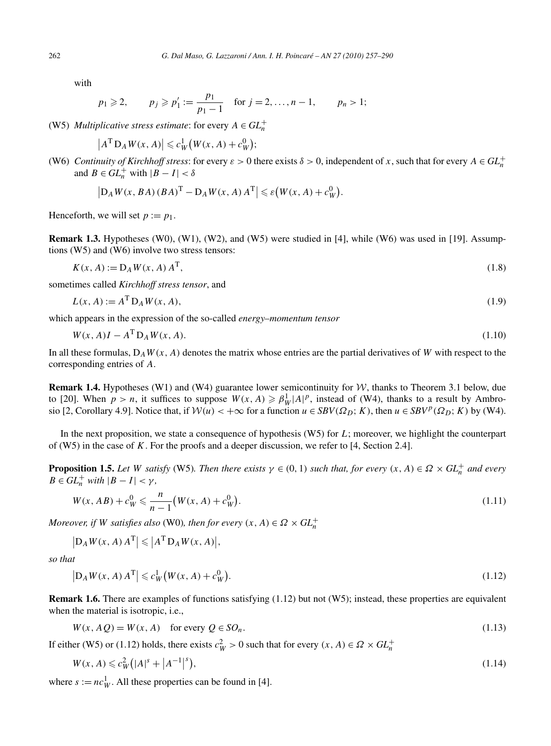with

$$p_1 \geqslant 2, \qquad p_j \geqslant p_1' := \frac{p_1}{p_1 - 1} \quad \text{for } j = 2, \dots, n-1, \qquad p_n > 1;$$

(W5) *Multiplicative stress estimate*: for every $A \in GL_n^+$

$$\left| A^{\mathrm{T}} \mathrm{D}_A W(x, A) \right| \leqslant c_W^1 \big( W(x, A) + c_W^0 \big);$$

(W6) *Continuity of Kirchhoff stress*: for every $\varepsilon > 0$ there exists $\delta > 0$, independent of $x$, such that for every $A \in GL_n^+$ and $B \in GL_n^+$ with $|B - I| < \delta$

$$\left| \mathrm{D}_A W(x, BA)\, (BA)^{\mathrm{T}} - \mathrm{D}_A W(x, A)\, A^{\mathrm{T}} \right| \leqslant \varepsilon \big( W(x, A) + c_W^0 \big).$$

Henceforth, we will set $p := p_1$.

**Remark 1.3.** Hypotheses (W0), (W1), (W2), and (W5) were studied in [4], while (W6) was used in [19]. Assumptions (W5) and (W6) involve two stress tensors:

$$K(x, A) := \mathrm{D}_A W(x, A)\, A^{\mathrm{T}}, \tag{1.8}$$

sometimes called *Kirchhoff stress tensor*, and

$$L(x, A) := A^{\mathrm{T}}\, \mathrm{D}_A W(x, A), \tag{1.9}$$

which appears in the expression of the so-called *energy–momentum tensor*

$$W(x, A) I - A^{\mathrm{T}}\, \mathrm{D}_A W(x, A). \tag{1.10}$$

In all these formulas, $\mathrm{D}_A W(x, A)$ denotes the matrix whose entries are the partial derivatives of $W$ with respect to the corresponding entries of $A$.

**Remark 1.4.** Hypotheses (W1) and (W4) guarantee lower semicontinuity for $\mathcal{W}$, thanks to Theorem 3.1 below, due to [20]. When $p > n$, it suffices to suppose $W(x, A) \geqslant \beta_W^1 |A|^p$, instead of (W4), thanks to a result by Ambrosio [2, Corollary 4.9]. Notice that, if $\mathcal{W}(u) < +\infty$ for a function $u \in SBV(\Omega_D; K)$, then $u \in SBV^p(\Omega_D; K)$ by (W4).

In the next proposition, we state a consequence of hypothesis (W5) for $L$; moreover, we highlight the counterpart of (W5) in the case of $K$. For the proofs and a deeper discussion, we refer to [4, Section 2.4].

**Proposition 1.5.** *Let $W$ satisfy* (W5)*. Then there exists $\gamma \in (0, 1)$ such that, for every $(x, A) \in \Omega \times GL_n^+$ and every $B \in GL_n^+$ with $|B - I| < \gamma$,*

$$W(x, AB) + c_W^0 \leqslant \frac{n}{n-1} \big( W(x, A) + c_W^0 \big). \tag{1.11}$$

*Moreover, if $W$ satisfies also* (W0)*, then for every $(x, A) \in \Omega \times GL_n^+$*

$$\left| \mathrm{D}_A W(x, A)\, A^{\mathrm{T}} \right| \leqslant \left| A^{\mathrm{T}}\, \mathrm{D}_A W(x, A) \right|,$$

*so that*

$$\left| \mathrm{D}_A W(x, A)\, A^{\mathrm{T}} \right| \leqslant c_W^1 \big( W(x, A) + c_W^0 \big). \tag{1.12}$$

**Remark 1.6.** There are examples of functions satisfying (1.12) but not (W5); instead, these properties are equivalent when the material is isotropic, i.e.,

$$W(x, AQ) = W(x, A) \quad \text{for every } Q \in SO_n. \tag{1.13}$$

If either (W5) or (1.12) holds, there exists $c_W^2 > 0$ such that for every $(x, A) \in \Omega \times GL_n^+$

$$W(x, A) \leqslant c_W^2 \big( |A|^s + \left| A^{-1} \right|^s \big), \tag{1.14}$$

where $s := n c_W^1$. All these properties can be found in [4].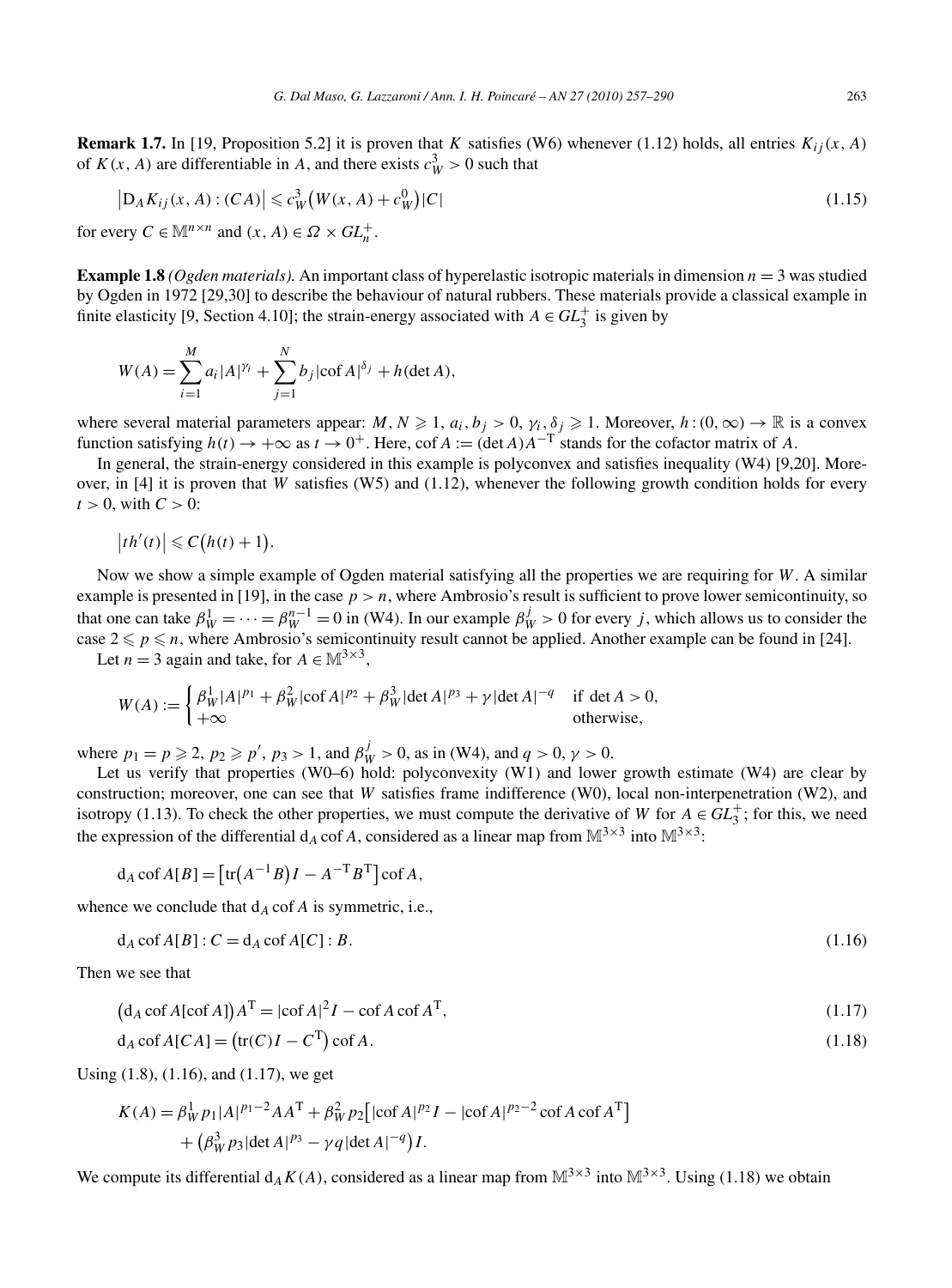**Remark 1.7.** In [19, Proposition 5.2] it is proven that $K$ satisfies (W6) whenever (1.12) holds, all entries $K_{ij}(x, A)$ of $K(x, A)$ are differentiable in $A$, and there exists $c_W^3 > 0$ such that

$$\left|\mathrm{D}_A K_{ij}(x, A) : (CA)\right| \leqslant c_W^3\big(W(x, A) + c_W^0\big)|C| \tag{1.15}$$

for every $C \in \mathbb{M}^{n\times n}$ and $(x, A) \in \Omega \times GL_n^+$.

**Example 1.8** *(Ogden materials).* An important class of hyperelastic isotropic materials in dimension $n = 3$ was studied by Ogden in 1972 [29,30] to describe the behaviour of natural rubbers. These materials provide a classical example in finite elasticity [9, Section 4.10]; the strain-energy associated with $A \in GL_3^+$ is given by

$$W(A) = \sum_{i=1}^{M} a_i |A|^{\gamma_i} + \sum_{j=1}^{N} b_j |\operatorname{cof} A|^{\delta_j} + h(\det A),$$

where several material parameters appear: $M, N \geqslant 1$, $a_i, b_j > 0$, $\gamma_i, \delta_j \geqslant 1$. Moreover, $h : (0, \infty) \to \mathbb{R}$ is a convex function satisfying $h(t) \to +\infty$ as $t \to 0^+$. Here, $\operatorname{cof} A := (\det A)A^{-\mathrm{T}}$ stands for the cofactor matrix of $A$.

In general, the strain-energy considered in this example is polyconvex and satisfies inequality (W4) [9,20]. Moreover, in [4] it is proven that $W$ satisfies (W5) and (1.12), whenever the following growth condition holds for every $t > 0$, with $C > 0$:

$$\left|th'(t)\right| \leqslant C\big(h(t) + 1\big).$$

Now we show a simple example of Ogden material satisfying all the properties we are requiring for $W$. A similar example is presented in [19], in the case $p > n$, where Ambrosio's result is sufficient to prove lower semicontinuity, so that one can take $\beta_W^1 = \cdots = \beta_W^{n-1} = 0$ in (W4). In our example $\beta_W^j > 0$ for every $j$, which allows us to consider the case $2 \leqslant p \leqslant n$, where Ambrosio's semicontinuity result cannot be applied. Another example can be found in [24].

Let $n = 3$ again and take, for $A \in \mathbb{M}^{3\times 3}$,

$$W(A) := \begin{cases} \beta_W^1 |A|^{p_1} + \beta_W^2 |\operatorname{cof} A|^{p_2} + \beta_W^3 |\det A|^{p_3} + \gamma |\det A|^{-q} & \text{if } \det A > 0, \\ +\infty & \text{otherwise,} \end{cases}$$

where $p_1 = p \geqslant 2$, $p_2 \geqslant p'$, $p_3 > 1$, and $\beta_W^j > 0$, as in (W4), and $q > 0$, $\gamma > 0$.

Let us verify that properties (W0–6) hold: polyconvexity (W1) and lower growth estimate (W4) are clear by construction; moreover, one can see that $W$ satisfies frame indifference (W0), local non-interpenetration (W2), and isotropy (1.13). To check the other properties, we must compute the derivative of $W$ for $A \in GL_3^+$; for this, we need the expression of the differential $\mathrm{d}_A \operatorname{cof} A$, considered as a linear map from $\mathbb{M}^{3\times 3}$ into $\mathbb{M}^{3\times 3}$:

$$\mathrm{d}_A \operatorname{cof} A[B] = \big[\operatorname{tr}\big(A^{-1}B\big)I - A^{-\mathrm{T}}B^{\mathrm{T}}\big]\operatorname{cof} A,$$

whence we conclude that $\mathrm{d}_A \operatorname{cof} A$ is symmetric, i.e.,

$$\mathrm{d}_A \operatorname{cof} A[B] : C = \mathrm{d}_A \operatorname{cof} A[C] : B. \tag{1.16}$$

Then we see that

$$\big(\mathrm{d}_A \operatorname{cof} A[\operatorname{cof} A]\big)A^{\mathrm{T}} = |\operatorname{cof} A|^2 I - \operatorname{cof} A \operatorname{cof} A^{\mathrm{T}}, \tag{1.17}$$

$$\mathrm{d}_A \operatorname{cof} A[CA] = \big(\operatorname{tr}(C)I - C^{\mathrm{T}}\big)\operatorname{cof} A. \tag{1.18}$$

Using (1.8), (1.16), and (1.17), we get

$$\begin{aligned} K(A) = {} & \beta_W^1 p_1 |A|^{p_1-2} AA^{\mathrm{T}} + \beta_W^2 p_2 \big[|\operatorname{cof} A|^{p_2} I - |\operatorname{cof} A|^{p_2-2} \operatorname{cof} A \operatorname{cof} A^{\mathrm{T}}\big] \\ & + \big(\beta_W^3 p_3 |\det A|^{p_3} - \gamma q |\det A|^{-q}\big) I. \end{aligned}$$

We compute its differential $\mathrm{d}_A K(A)$, considered as a linear map from $\mathbb{M}^{3\times 3}$ into $\mathbb{M}^{3\times 3}$. Using (1.18) we obtain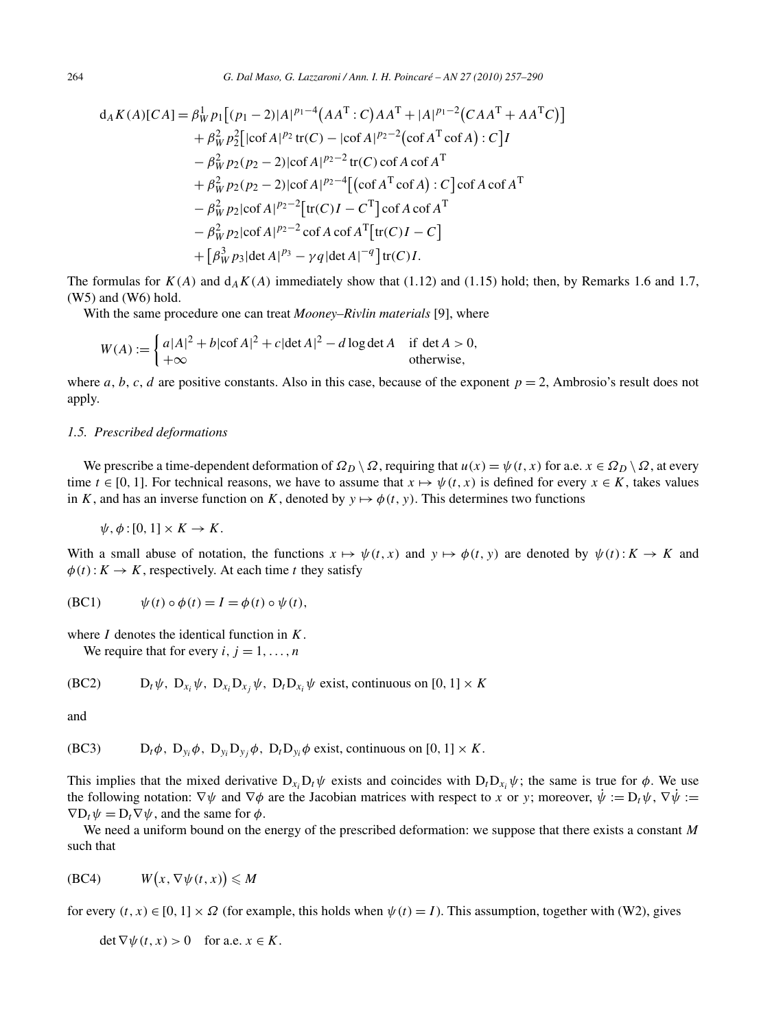$$
\begin{aligned}
\mathrm{d}_A K(A)[CA] = {} & \beta_W^1 p_1\big[(p_1-2)|A|^{p_1-4}\big(AA^{\mathrm{T}} : C\big)AA^{\mathrm{T}} + |A|^{p_1-2}\big(CAA^{\mathrm{T}} + AA^{\mathrm{T}}C\big)\big] \\
& + \beta_W^2 p_2^2\big[|\operatorname{cof} A|^{p_2}\operatorname{tr}(C) - |\operatorname{cof} A|^{p_2-2}\big(\operatorname{cof} A^{\mathrm{T}}\operatorname{cof} A\big) : C\big]I \\
& - \beta_W^2 p_2(p_2-2)|\operatorname{cof} A|^{p_2-2}\operatorname{tr}(C)\operatorname{cof} A\operatorname{cof} A^{\mathrm{T}} \\
& + \beta_W^2 p_2(p_2-2)|\operatorname{cof} A|^{p_2-4}\big[\big(\operatorname{cof} A^{\mathrm{T}}\operatorname{cof} A\big) : C\big]\operatorname{cof} A\operatorname{cof} A^{\mathrm{T}} \\
& - \beta_W^2 p_2|\operatorname{cof} A|^{p_2-2}\big[\operatorname{tr}(C)I - C^{\mathrm{T}}\big]\operatorname{cof} A\operatorname{cof} A^{\mathrm{T}} \\
& - \beta_W^2 p_2|\operatorname{cof} A|^{p_2-2}\operatorname{cof} A\operatorname{cof} A^{\mathrm{T}}\big[\operatorname{tr}(C)I - C\big] \\
& + \big[\beta_W^3 p_3|\det A|^{p_3} - \gamma q|\det A|^{-q}\big]\operatorname{tr}(C)I.
\end{aligned}
$$

The formulas for $K(A)$ and $\mathrm{d}_A K(A)$ immediately show that (1.12) and (1.15) hold; then, by Remarks 1.6 and 1.7, (W5) and (W6) hold.

With the same procedure one can treat *Mooney–Rivlin materials* [9], where

$$
W(A) := \begin{cases} a|A|^2 + b|\operatorname{cof} A|^2 + c|\det A|^2 - d\log\det A & \text{if } \det A > 0, \\ +\infty & \text{otherwise,} \end{cases}
$$

where $a$, $b$, $c$, $d$ are positive constants. Also in this case, because of the exponent $p = 2$, Ambrosio's result does not apply.

### 1.5. Prescribed deformations

We prescribe a time-dependent deformation of $\Omega_D \setminus \Omega$, requiring that $u(x) = \psi(t,x)$ for a.e. $x \in \Omega_D \setminus \Omega$, at every time $t \in [0,1]$. For technical reasons, we have to assume that $x \mapsto \psi(t,x)$ is defined for every $x \in K$, takes values in $K$, and has an inverse function on $K$, denoted by $y \mapsto \phi(t,y)$. This determines two functions

$$\psi, \phi : [0,1] \times K \to K.$$

With a small abuse of notation, the functions $x \mapsto \psi(t,x)$ and $y \mapsto \phi(t,y)$ are denoted by $\psi(t) : K \to K$ and $\phi(t) : K \to K$, respectively. At each time $t$ they satisfy

$$\text{(BC1)} \qquad \psi(t) \circ \phi(t) = I = \phi(t) \circ \psi(t),$$

where $I$ denotes the identical function in $K$.

We require that for every $i, j = 1, \dots, n$

$$\text{(BC2)} \qquad \mathrm{D}_t\psi,\ \mathrm{D}_{x_i}\psi,\ \mathrm{D}_{x_i}\mathrm{D}_{x_j}\psi,\ \mathrm{D}_t\mathrm{D}_{x_i}\psi \text{ exist, continuous on } [0,1] \times K$$

and

$$\text{(BC3)} \qquad \mathrm{D}_t\phi,\ \mathrm{D}_{y_i}\phi,\ \mathrm{D}_{y_i}\mathrm{D}_{y_j}\phi,\ \mathrm{D}_t\mathrm{D}_{y_i}\phi \text{ exist, continuous on } [0,1] \times K.$$

This implies that the mixed derivative $\mathrm{D}_{x_i}\mathrm{D}_t\psi$ exists and coincides with $\mathrm{D}_t\mathrm{D}_{x_i}\psi$; the same is true for $\phi$. We use the following notation: $\nabla\psi$ and $\nabla\phi$ are the Jacobian matrices with respect to $x$ or $y$; moreover, $\dot\psi := \mathrm{D}_t\psi$, $\nabla\dot\psi := \nabla\mathrm{D}_t\psi = \mathrm{D}_t\nabla\psi$, and the same for $\phi$.

We need a uniform bound on the energy of the prescribed deformation: we suppose that there exists a constant $M$ such that

$$\text{(BC4)} \qquad W\big(x, \nabla\psi(t,x)\big) \leqslant M$$

for every $(t,x) \in [0,1] \times \Omega$ (for example, this holds when $\psi(t) = I$). This assumption, together with (W2), gives

$$\det\nabla\psi(t,x) > 0 \quad \text{for a.e. } x \in K.$$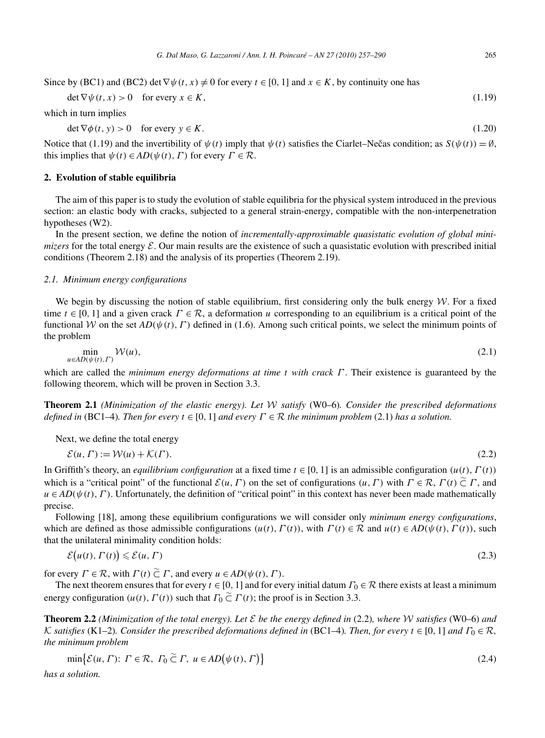Since by (BC1) and (BC2) $\det \nabla\psi(t,x) \neq 0$ for every $t \in [0,1]$ and $x \in K$, by continuity one has

$$\det \nabla\psi(t,x) > 0 \quad \text{for every } x \in K, \tag{1.19}$$

which in turn implies

$$\det \nabla\phi(t,y) > 0 \quad \text{for every } y \in K. \tag{1.20}$$

Notice that (1.19) and the invertibility of $\psi(t)$ imply that $\psi(t)$ satisfies the Ciarlet–Nečas condition; as $S(\psi(t)) = \emptyset$, this implies that $\psi(t) \in AD(\psi(t), \Gamma)$ for every $\Gamma \in \mathcal{R}$.

## 2. Evolution of stable equilibria

The aim of this paper is to study the evolution of stable equilibria for the physical system introduced in the previous section: an elastic body with cracks, subjected to a general strain-energy, compatible with the non-interpenetration hypotheses (W2).

In the present section, we define the notion of *incrementally-approximable quasistatic evolution of global minimizers* for the total energy $\mathcal{E}$. Our main results are the existence of such a quasistatic evolution with prescribed initial conditions (Theorem 2.18) and the analysis of its properties (Theorem 2.19).

### *2.1. Minimum energy configurations*

We begin by discussing the notion of stable equilibrium, first considering only the bulk energy $\mathcal{W}$. For a fixed time $t \in [0,1]$ and a given crack $\Gamma \in \mathcal{R}$, a deformation $u$ corresponding to an equilibrium is a critical point of the functional $\mathcal{W}$ on the set $AD(\psi(t), \Gamma)$ defined in (1.6). Among such critical points, we select the minimum points of the problem

$$\min_{u \in AD(\psi(t),\Gamma)} \mathcal{W}(u), \tag{2.1}$$

which are called the *minimum energy deformations at time $t$ with crack $\Gamma$*. Their existence is guaranteed by the following theorem, which will be proven in Section 3.3.

**Theorem 2.1** *(Minimization of the elastic energy). Let $\mathcal{W}$ satisfy* (W0–6)*. Consider the prescribed deformations defined in* (BC1–4)*. Then for every $t \in [0,1]$ and every $\Gamma \in \mathcal{R}$ the minimum problem* (2.1) *has a solution.*

Next, we define the total energy

$$\mathcal{E}(u,\Gamma) := \mathcal{W}(u) + \mathcal{K}(\Gamma). \tag{2.2}$$

In Griffith's theory, an *equilibrium configuration* at a fixed time $t \in [0,1]$ is an admissible configuration $(u(t), \Gamma(t))$ which is a "critical point" of the functional $\mathcal{E}(u,\Gamma)$ on the set of configurations $(u,\Gamma)$ with $\Gamma \in \mathcal{R}$, $\Gamma(t) \,\widetilde{\subset}\, \Gamma$, and $u \in AD(\psi(t), \Gamma)$. Unfortunately, the definition of "critical point" in this context has never been made mathematically precise.

Following [18], among these equilibrium configurations we will consider only *minimum energy configurations*, which are defined as those admissible configurations $(u(t), \Gamma(t))$, with $\Gamma(t) \in \mathcal{R}$ and $u(t) \in AD(\psi(t), \Gamma(t))$, such that the unilateral minimality condition holds:

$$\mathcal{E}\big(u(t), \Gamma(t)\big) \leqslant \mathcal{E}(u,\Gamma) \tag{2.3}$$

for every $\Gamma \in \mathcal{R}$, with $\Gamma(t) \,\widetilde{\subset}\, \Gamma$, and every $u \in AD(\psi(t), \Gamma)$.

The next theorem ensures that for every $t \in [0,1]$ and for every initial datum $\Gamma_0 \in \mathcal{R}$ there exists at least a minimum energy configuration $(u(t), \Gamma(t))$ such that $\Gamma_0 \,\widetilde{\subset}\, \Gamma(t)$; the proof is in Section 3.3.

**Theorem 2.2** *(Minimization of the total energy). Let $\mathcal{E}$ be the energy defined in* (2.2)*, where $\mathcal{W}$ satisfies* (W0–6) *and $\mathcal{K}$ satisfies* (K1–2)*. Consider the prescribed deformations defined in* (BC1–4)*. Then, for every $t \in [0,1]$ and $\Gamma_0 \in \mathcal{R}$, the minimum problem*

$$\min\big\{\mathcal{E}(u,\Gamma):\ \Gamma \in \mathcal{R},\ \Gamma_0 \,\widetilde{\subset}\, \Gamma,\ u \in AD\big(\psi(t), \Gamma\big)\big\} \tag{2.4}$$

*has a solution.*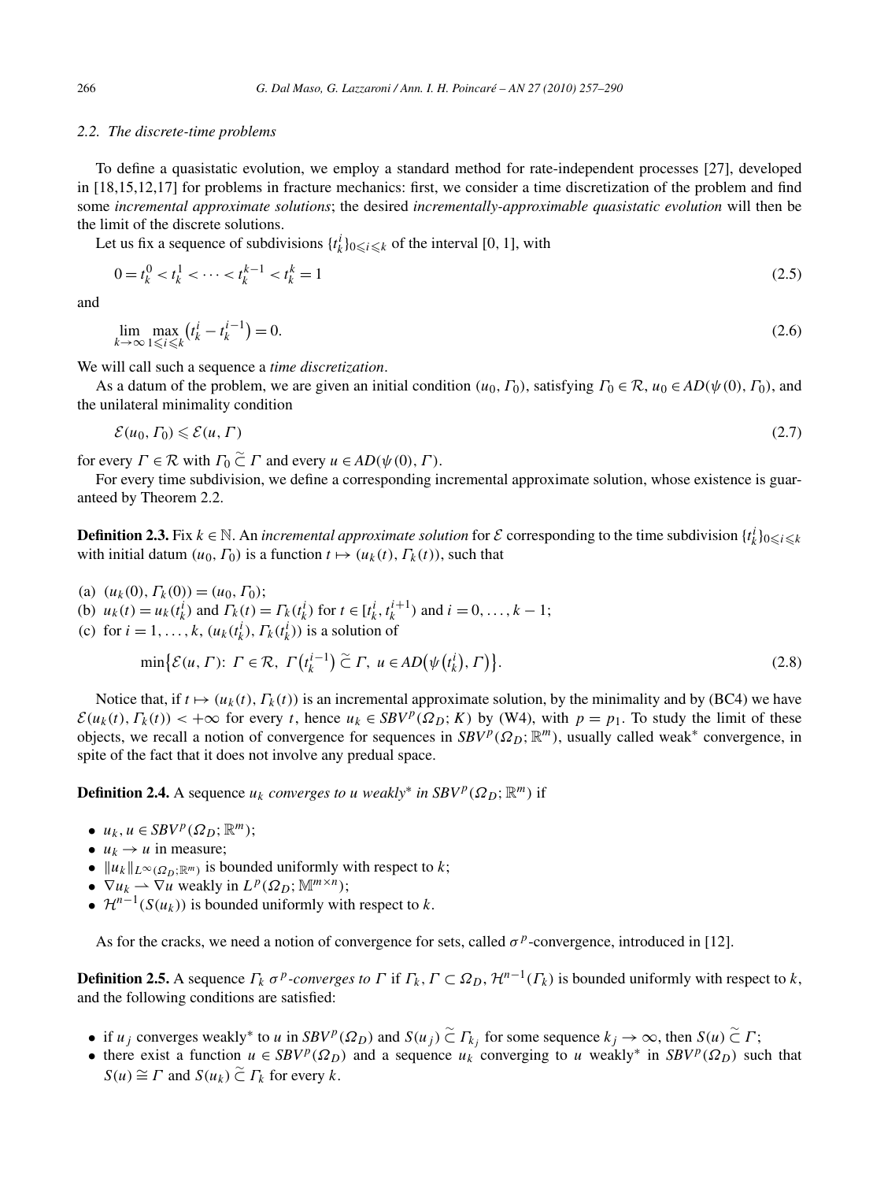### 2.2. The discrete-time problems

To define a quasistatic evolution, we employ a standard method for rate-independent processes [27], developed in [18,15,12,17] for problems in fracture mechanics: first, we consider a time discretization of the problem and find some *incremental approximate solutions*; the desired *incrementally-approximable quasistatic evolution* will then be the limit of the discrete solutions.

Let us fix a sequence of subdivisions $\{t_k^i\}_{0\leqslant i\leqslant k}$ of the interval [0, 1], with

$$0 = t_k^0 < t_k^1 < \cdots < t_k^{k-1} < t_k^k = 1 \tag{2.5}$$

and

$$\lim_{k\to\infty} \max_{1\leqslant i\leqslant k} \left(t_k^i - t_k^{i-1}\right) = 0. \tag{2.6}$$

We will call such a sequence a *time discretization*.

As a datum of the problem, we are given an initial condition $(u_0, \Gamma_0)$, satisfying $\Gamma_0 \in \mathcal{R}$, $u_0 \in AD(\psi(0), \Gamma_0)$, and the unilateral minimality condition

$$\mathcal{E}(u_0, \Gamma_0) \leqslant \mathcal{E}(u, \Gamma) \tag{2.7}$$

for every $\Gamma \in \mathcal{R}$ with $\Gamma_0 \mathrel{\tilde{\subset}} \Gamma$ and every $u \in AD(\psi(0), \Gamma)$.

For every time subdivision, we define a corresponding incremental approximate solution, whose existence is guaranteed by Theorem 2.2.

**Definition 2.3.** Fix $k \in \mathbb{N}$. An *incremental approximate solution* for $\mathcal{E}$ corresponding to the time subdivision $\{t_k^i\}_{0\leqslant i\leqslant k}$ with initial datum $(u_0, \Gamma_0)$ is a function $t \mapsto (u_k(t), \Gamma_k(t))$, such that

(a) $(u_k(0), \Gamma_k(0)) = (u_0, \Gamma_0)$;
(b) $u_k(t) = u_k(t_k^i)$ and $\Gamma_k(t) = \Gamma_k(t_k^i)$ for $t \in [t_k^i, t_k^{i+1})$ and $i = 0, \ldots, k-1$;
(c) for $i = 1, \ldots, k$, $(u_k(t_k^i), \Gamma_k(t_k^i))$ is a solution of

$$\min\left\{\mathcal{E}(u, \Gamma):\ \Gamma \in \mathcal{R},\ \Gamma\left(t_k^{i-1}\right) \mathrel{\tilde{\subset}} \Gamma,\ u \in AD\left(\psi\left(t_k^i\right), \Gamma\right)\right\}. \tag{2.8}$$

Notice that, if $t \mapsto (u_k(t), \Gamma_k(t))$ is an incremental approximate solution, by the minimality and by (BC4) we have $\mathcal{E}(u_k(t), \Gamma_k(t)) < +\infty$ for every $t$, hence $u_k \in SBV^p(\Omega_D; K)$ by (W4), with $p = p_1$. To study the limit of these objects, we recall a notion of convergence for sequences in $SBV^p(\Omega_D; \mathbb{R}^m)$, usually called weak* convergence, in spite of the fact that it does not involve any predual space.

**Definition 2.4.** A sequence $u_k$ *converges to* $u$ *weakly\* in* $SBV^p(\Omega_D; \mathbb{R}^m)$ if

- $u_k, u \in SBV^p(\Omega_D; \mathbb{R}^m)$;
- $u_k \to u$ in measure;
- $\|u_k\|_{L^\infty(\Omega_D;\mathbb{R}^m)}$ is bounded uniformly with respect to $k$;
- $\nabla u_k \rightharpoonup \nabla u$ weakly in $L^p(\Omega_D; \mathbb{M}^{m\times n})$;
- $\mathcal{H}^{n-1}(S(u_k))$ is bounded uniformly with respect to $k$.

As for the cracks, we need a notion of convergence for sets, called $\sigma^p$-convergence, introduced in [12].

**Definition 2.5.** A sequence $\Gamma_k$ $\sigma^p$*-converges to* $\Gamma$ if $\Gamma_k, \Gamma \subset \Omega_D$, $\mathcal{H}^{n-1}(\Gamma_k)$ is bounded uniformly with respect to $k$, and the following conditions are satisfied:

- if $u_j$ converges weakly* to $u$ in $SBV^p(\Omega_D)$ and $S(u_j) \mathrel{\tilde{\subset}} \Gamma_{k_j}$ for some sequence $k_j \to \infty$, then $S(u) \mathrel{\tilde{\subset}} \Gamma$;
- there exist a function $u \in SBV^p(\Omega_D)$ and a sequence $u_k$ converging to $u$ weakly* in $SBV^p(\Omega_D)$ such that $S(u) \mathrel{\tilde{=}} \Gamma$ and $S(u_k) \mathrel{\tilde{\subset}} \Gamma_k$ for every $k$.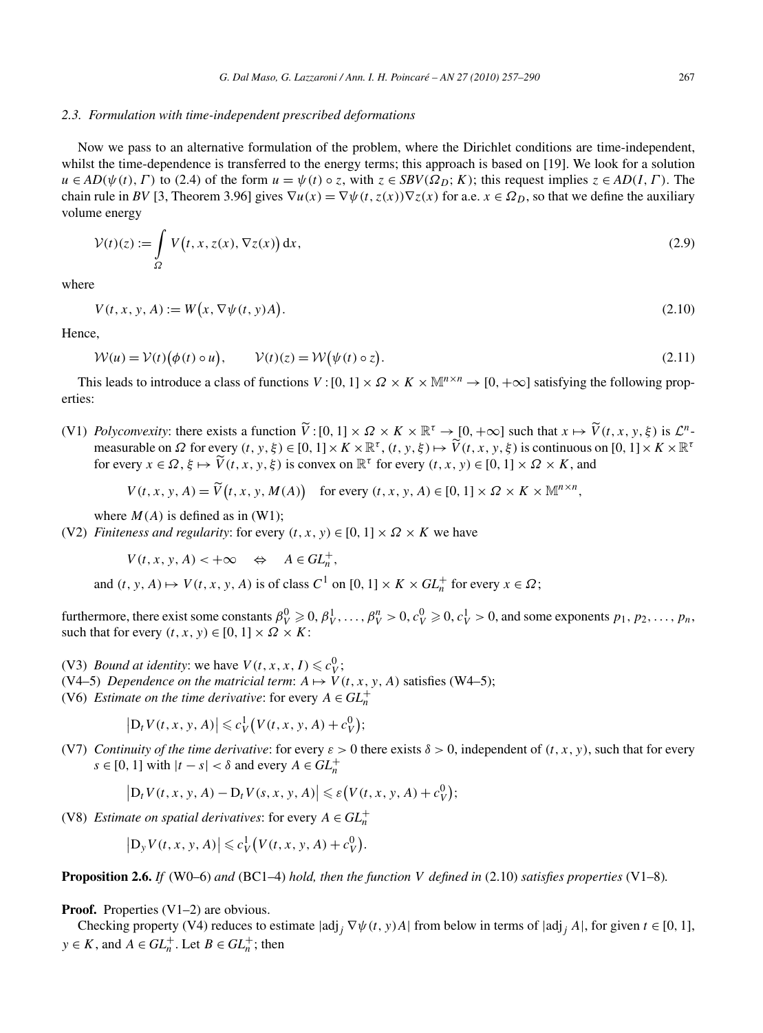### 2.3. Formulation with time-independent prescribed deformations

Now we pass to an alternative formulation of the problem, where the Dirichlet conditions are time-independent, whilst the time-dependence is transferred to the energy terms; this approach is based on [19]. We look for a solution $u \in AD(\psi(t), \Gamma)$ to (2.4) of the form $u = \psi(t) \circ z$, with $z \in SBV(\Omega_D; K)$; this request implies $z \in AD(I, \Gamma)$. The chain rule in $BV$ [3, Theorem 3.96] gives $\nabla u(x) = \nabla\psi(t, z(x))\nabla z(x)$ for a.e. $x \in \Omega_D$, so that we define the auxiliary volume energy

$$\mathcal{V}(t)(z) := \int_{\Omega} V\big(t, x, z(x), \nabla z(x)\big)\, \mathrm{d}x, \tag{2.9}$$

where

$$V(t, x, y, A) := W\big(x, \nabla\psi(t, y)A\big). \tag{2.10}$$

Hence,

$$\mathcal{W}(u) = \mathcal{V}(t)\big(\phi(t) \circ u\big), \qquad \mathcal{V}(t)(z) = \mathcal{W}\big(\psi(t) \circ z\big). \tag{2.11}$$

This leads to introduce a class of functions $V : [0, 1] \times \Omega \times K \times \mathbb{M}^{n\times n} \to [0, +\infty]$ satisfying the following properties:

(V1) *Polyconvexity*: there exists a function $\widetilde{V} : [0, 1] \times \Omega \times K \times \mathbb{R}^\tau \to [0, +\infty]$ such that $x \mapsto \widetilde{V}(t, x, y, \xi)$ is $\mathcal{L}^n$-measurable on $\Omega$ for every $(t, y, \xi) \in [0, 1] \times K \times \mathbb{R}^\tau$, $(t, y, \xi) \mapsto \widetilde{V}(t, x, y, \xi)$ is continuous on $[0, 1] \times K \times \mathbb{R}^\tau$ for every $x \in \Omega$, $\xi \mapsto \widetilde{V}(t, x, y, \xi)$ is convex on $\mathbb{R}^\tau$ for every $(t, x, y) \in [0, 1] \times \Omega \times K$, and

$$V(t, x, y, A) = \widetilde{V}\big(t, x, y, M(A)\big) \quad \text{for every } (t, x, y, A) \in [0, 1] \times \Omega \times K \times \mathbb{M}^{n\times n},$$

where $M(A)$ is defined as in (W1);

(V2) *Finiteness and regularity*: for every $(t, x, y) \in [0, 1] \times \Omega \times K$ we have

$$V(t, x, y, A) < +\infty \quad \Leftrightarrow \quad A \in GL_n^+,$$

and $(t, y, A) \mapsto V(t, x, y, A)$ is of class $C^1$ on $[0, 1] \times K \times GL_n^+$ for every $x \in \Omega$;

furthermore, there exist some constants $\beta_V^0 \geqslant 0, \beta_V^1, \dots, \beta_V^n > 0, c_V^0 \geqslant 0, c_V^1 > 0$, and some exponents $p_1, p_2, \dots, p_n$, such that for every $(t, x, y) \in [0, 1] \times \Omega \times K$:

(V3) *Bound at identity*: we have $V(t, x, x, I) \leqslant c_V^0$;

(V4–5) *Dependence on the matricial term*: $A \mapsto V(t, x, y, A)$ satisfies (W4–5);

(V6) *Estimate on the time derivative*: for every $A \in GL_n^+$

$$\big|\mathrm{D}_t V(t, x, y, A)\big| \leqslant c_V^1\big(V(t, x, y, A) + c_V^0\big);$$

(V7) *Continuity of the time derivative*: for every $\varepsilon > 0$ there exists $\delta > 0$, independent of $(t, x, y)$, such that for every $s \in [0, 1]$ with $|t - s| < \delta$ and every $A \in GL_n^+$

$$\big|\mathrm{D}_t V(t, x, y, A) - \mathrm{D}_t V(s, x, y, A)\big| \leqslant \varepsilon\big(V(t, x, y, A) + c_V^0\big);$$

(V8) *Estimate on spatial derivatives*: for every $A \in GL_n^+$

$$\big|\mathrm{D}_y V(t, x, y, A)\big| \leqslant c_V^1\big(V(t, x, y, A) + c_V^0\big).$$

**Proposition 2.6.** *If* (W0–6) *and* (BC1–4) *hold, then the function $V$ defined in* (2.10) *satisfies properties* (V1–8).

**Proof.** Properties (V1–2) are obvious.

Checking property (V4) reduces to estimate $|\mathrm{adj}_j\, \nabla\psi(t, y)A|$ from below in terms of $|\mathrm{adj}_j\, A|$, for given $t \in [0, 1]$, $y \in K$, and $A \in GL_n^+$. Let $B \in GL_n^+$; then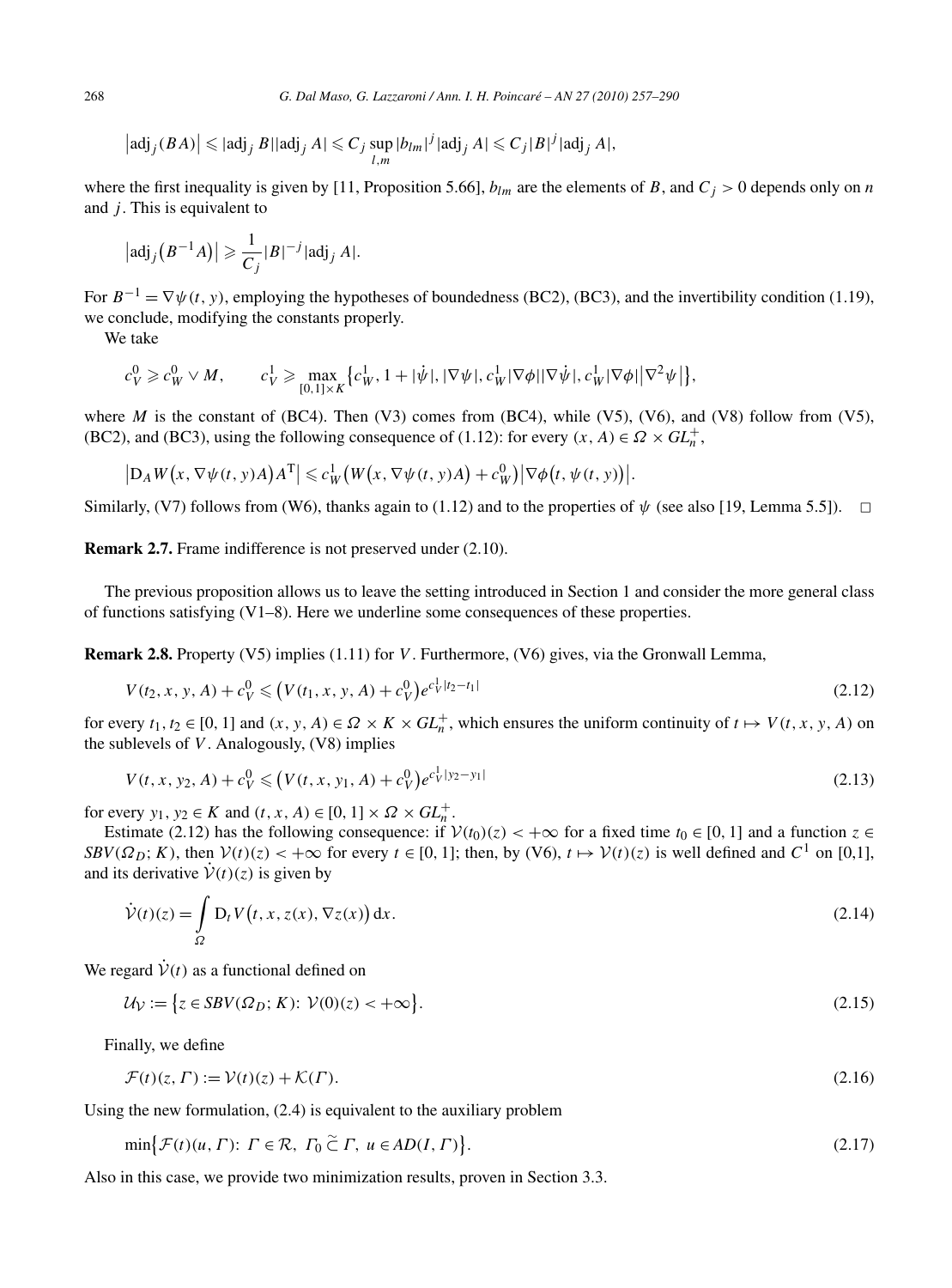$$\left|\operatorname{adj}_j(BA)\right| \leqslant |\operatorname{adj}_j B||\operatorname{adj}_j A| \leqslant C_j \sup_{l,m} |b_{lm}|^j |\operatorname{adj}_j A| \leqslant C_j |B|^j |\operatorname{adj}_j A|,$$

where the first inequality is given by [11, Proposition 5.66], $b_{lm}$ are the elements of $B$, and $C_j > 0$ depends only on $n$ and $j$. This is equivalent to

$$\left|\operatorname{adj}_j\left(B^{-1}A\right)\right| \geqslant \frac{1}{C_j}|B|^{-j}|\operatorname{adj}_j A|.$$

For $B^{-1} = \nabla\psi(t, y)$, employing the hypotheses of boundedness (BC2), (BC3), and the invertibility condition (1.19), we conclude, modifying the constants properly.

We take

$$c_V^0 \geqslant c_W^0 \vee M, \qquad c_V^1 \geqslant \max_{[0,1]\times K} \left\{c_W^1, 1 + |\dot{\psi}|, |\nabla\psi|, c_W^1|\nabla\phi||\nabla\dot{\psi}|, c_W^1|\nabla\phi|\left|\nabla^2\psi\right|\right\},$$

where $M$ is the constant of (BC4). Then (V3) comes from (BC4), while (V5), (V6), and (V8) follow from (V5), (BC2), and (BC3), using the following consequence of (1.12): for every $(x, A) \in \Omega \times GL_n^+$,

$$\left|\mathrm{D}_A W\left(x, \nabla\psi(t, y)A\right)A^{\mathrm{T}}\right| \leqslant c_W^1\left(W\left(x, \nabla\psi(t, y)A\right) + c_W^0\right)\left|\nabla\phi\left(t, \psi(t, y)\right)\right|.$$

Similarly, (V7) follows from (W6), thanks again to (1.12) and to the properties of $\psi$ (see also [19, Lemma 5.5]). $\square$

**Remark 2.7.** Frame indifference is not preserved under (2.10).

The previous proposition allows us to leave the setting introduced in Section 1 and consider the more general class of functions satisfying (V1–8). Here we underline some consequences of these properties.

**Remark 2.8.** Property (V5) implies (1.11) for $V$. Furthermore, (V6) gives, via the Gronwall Lemma,

$$V(t_2, x, y, A) + c_V^0 \leqslant \left(V(t_1, x, y, A) + c_V^0\right)e^{c_V^1|t_2-t_1|} \tag{2.12}$$

for every $t_1, t_2 \in [0, 1]$ and $(x, y, A) \in \Omega \times K \times GL_n^+$, which ensures the uniform continuity of $t \mapsto V(t, x, y, A)$ on the sublevels of $V$. Analogously, (V8) implies

$$V(t, x, y_2, A) + c_V^0 \leqslant \left(V(t, x, y_1, A) + c_V^0\right)e^{c_V^1|y_2-y_1|} \tag{2.13}$$

for every $y_1, y_2 \in K$ and $(t, x, A) \in [0, 1] \times \Omega \times GL_n^+$.

Estimate (2.12) has the following consequence: if $\mathcal{V}(t_0)(z) < +\infty$ for a fixed time $t_0 \in [0, 1]$ and a function $z \in SBV(\Omega_D; K)$, then $\mathcal{V}(t)(z) < +\infty$ for every $t \in [0, 1]$; then, by (V6), $t \mapsto \mathcal{V}(t)(z)$ is well defined and $C^1$ on [0,1], and its derivative $\dot{\mathcal{V}}(t)(z)$ is given by

$$\dot{\mathcal{V}}(t)(z) = \int_\Omega \mathrm{D}_t V\left(t, x, z(x), \nabla z(x)\right) \mathrm{d}x. \tag{2.14}$$

We regard $\dot{\mathcal{V}}(t)$ as a functional defined on

$$\mathcal{U}_{\mathcal{V}} := \left\{z \in SBV(\Omega_D; K)\colon\ \mathcal{V}(0)(z) < +\infty\right\}. \tag{2.15}$$

Finally, we define

$$\mathcal{F}(t)(z, \Gamma) := \mathcal{V}(t)(z) + \mathcal{K}(\Gamma). \tag{2.16}$$

Using the new formulation, (2.4) is equivalent to the auxiliary problem

$$\min\left\{\mathcal{F}(t)(u, \Gamma)\colon\ \Gamma \in \mathcal{R},\ \Gamma_0 \mathrel{\widetilde{\subset}} \Gamma,\ u \in AD(I, \Gamma)\right\}. \tag{2.17}$$

Also in this case, we provide two minimization results, proven in Section 3.3.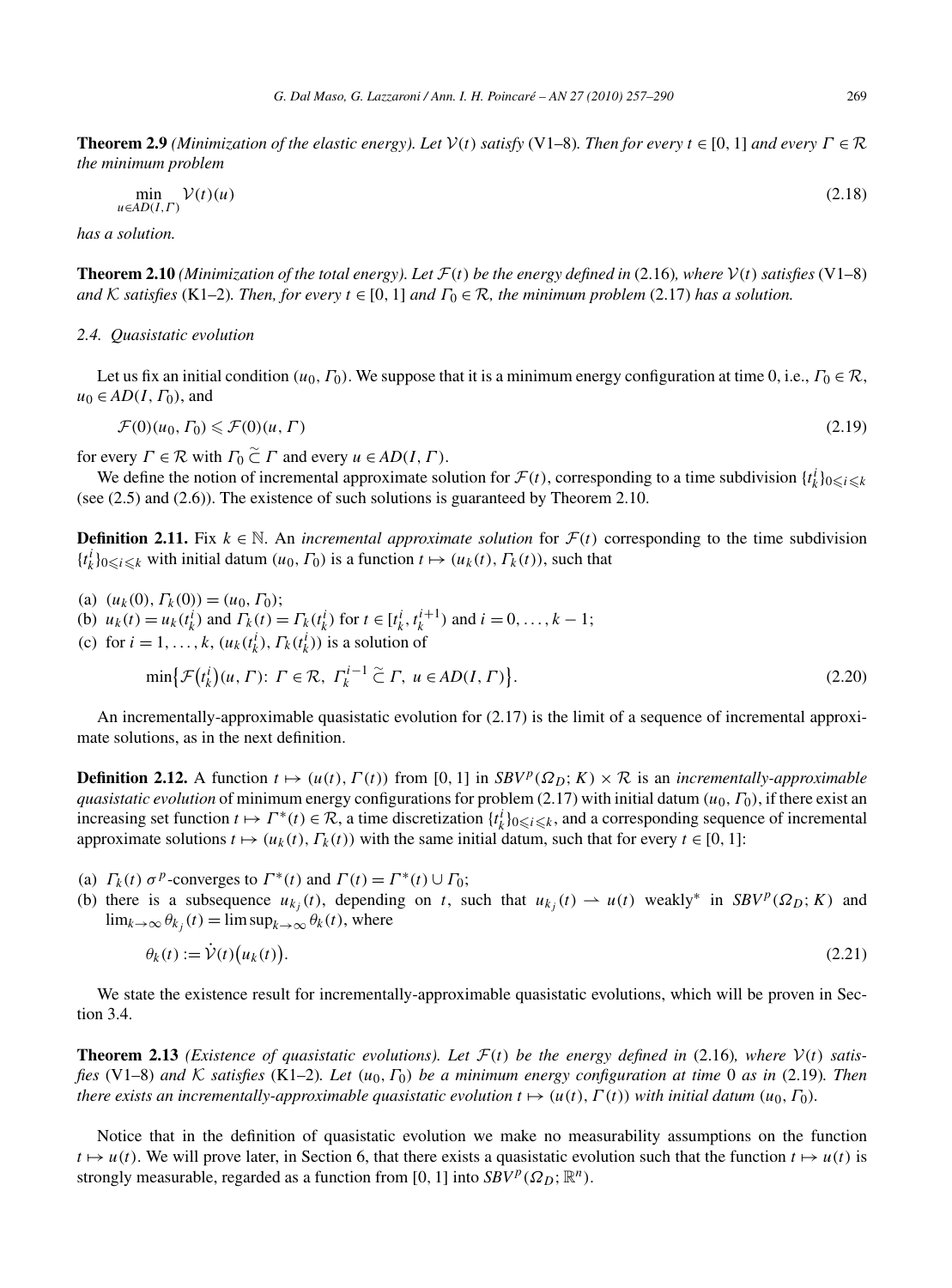**Theorem 2.9** *(Minimization of the elastic energy). Let $\mathcal{V}(t)$ satisfy* (V1–8)*. Then for every $t \in [0,1]$ and every $\Gamma \in \mathcal{R}$ the minimum problem*

$$\min_{u \in AD(I,\Gamma)} \mathcal{V}(t)(u) \tag{2.18}$$

*has a solution.*

**Theorem 2.10** *(Minimization of the total energy). Let $\mathcal{F}(t)$ be the energy defined in* (2.16)*, where $\mathcal{V}(t)$ satisfies* (V1–8) *and $\mathcal{K}$ satisfies* (K1–2)*. Then, for every $t \in [0,1]$ and $\Gamma_0 \in \mathcal{R}$, the minimum problem* (2.17) *has a solution.*

### 2.4. Quasistatic evolution

Let us fix an initial condition $(u_0, \Gamma_0)$. We suppose that it is a minimum energy configuration at time 0, i.e., $\Gamma_0 \in \mathcal{R}$, $u_0 \in AD(I, \Gamma_0)$, and

$$\mathcal{F}(0)(u_0, \Gamma_0) \leqslant \mathcal{F}(0)(u, \Gamma) \tag{2.19}$$

for every $\Gamma \in \mathcal{R}$ with $\Gamma_0 \mathrel{\widetilde{\subset}} \Gamma$ and every $u \in AD(I, \Gamma)$.

We define the notion of incremental approximate solution for $\mathcal{F}(t)$, corresponding to a time subdivision $\{t_k^i\}_{0 \leqslant i \leqslant k}$ (see (2.5) and (2.6)). The existence of such solutions is guaranteed by Theorem 2.10.

**Definition 2.11.** Fix $k \in \mathbb{N}$. An *incremental approximate solution* for $\mathcal{F}(t)$ corresponding to the time subdivision $\{t_k^i\}_{0 \leqslant i \leqslant k}$ with initial datum $(u_0, \Gamma_0)$ is a function $t \mapsto (u_k(t), \Gamma_k(t))$, such that

(a) $(u_k(0), \Gamma_k(0)) = (u_0, \Gamma_0)$;
(b) $u_k(t) = u_k(t_k^i)$ and $\Gamma_k(t) = \Gamma_k(t_k^i)$ for $t \in [t_k^i, t_k^{i+1})$ and $i = 0, \dots, k-1$;
(c) for $i = 1, \dots, k$, $(u_k(t_k^i), \Gamma_k(t_k^i))$ is a solution of

$$\min\bigl\{\mathcal{F}\bigl(t_k^i\bigr)(u, \Gamma)\colon \Gamma \in \mathcal{R},\ \Gamma_k^{i-1} \mathrel{\widetilde{\subset}} \Gamma,\ u \in AD(I, \Gamma)\bigr\}. \tag{2.20}$$

An incrementally-approximable quasistatic evolution for (2.17) is the limit of a sequence of incremental approximate solutions, as in the next definition.

**Definition 2.12.** A function $t \mapsto (u(t), \Gamma(t))$ from $[0,1]$ in $SBV^p(\Omega_D; K) \times \mathcal{R}$ is an *incrementally-approximable quasistatic evolution* of minimum energy configurations for problem (2.17) with initial datum $(u_0, \Gamma_0)$, if there exist an increasing set function $t \mapsto \Gamma^*(t) \in \mathcal{R}$, a time discretization $\{t_k^i\}_{0 \leqslant i \leqslant k}$, and a corresponding sequence of incremental approximate solutions $t \mapsto (u_k(t), \Gamma_k(t))$ with the same initial datum, such that for every $t \in [0,1]$:

(a) $\Gamma_k(t)$ $\sigma^p$-converges to $\Gamma^*(t)$ and $\Gamma(t) = \Gamma^*(t) \cup \Gamma_0$;
(b) there is a subsequence $u_{k_j}(t)$, depending on $t$, such that $u_{k_j}(t) \rightharpoonup u(t)$ weakly* in $SBV^p(\Omega_D; K)$ and $\lim_{k \to \infty} \theta_{k_j}(t) = \limsup_{k \to \infty} \theta_k(t)$, where

$$\theta_k(t) := \dot{\mathcal{V}}(t)\bigl(u_k(t)\bigr). \tag{2.21}$$

We state the existence result for incrementally-approximable quasistatic evolutions, which will be proven in Section 3.4.

**Theorem 2.13** *(Existence of quasistatic evolutions). Let $\mathcal{F}(t)$ be the energy defined in* (2.16)*, where $\mathcal{V}(t)$ satisfies* (V1–8) *and $\mathcal{K}$ satisfies* (K1–2)*. Let $(u_0, \Gamma_0)$ be a minimum energy configuration at time* 0 *as in* (2.19)*. Then there exists an incrementally-approximable quasistatic evolution $t \mapsto (u(t), \Gamma(t))$ with initial datum $(u_0, \Gamma_0)$.*

Notice that in the definition of quasistatic evolution we make no measurability assumptions on the function $t \mapsto u(t)$. We will prove later, in Section 6, that there exists a quasistatic evolution such that the function $t \mapsto u(t)$ is strongly measurable, regarded as a function from $[0,1]$ into $SBV^p(\Omega_D; \mathbb{R}^n)$.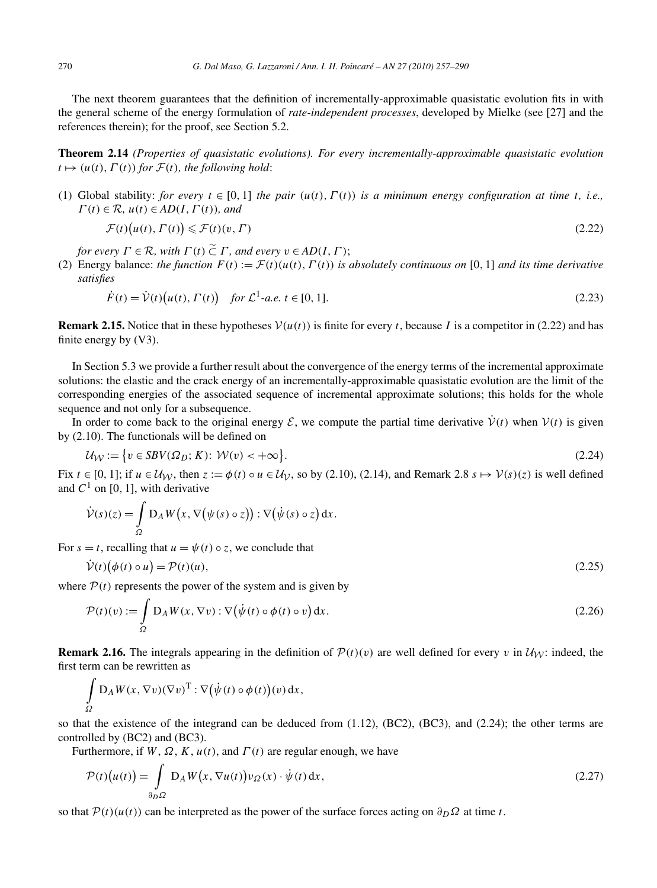The next theorem guarantees that the definition of incrementally-approximable quasistatic evolution fits in with the general scheme of the energy formulation of *rate-independent processes*, developed by Mielke (see [27] and the references therein); for the proof, see Section 5.2.

**Theorem 2.14** *(Properties of quasistatic evolutions). For every incrementally-approximable quasistatic evolution $t \mapsto (u(t), \Gamma(t))$ for $\mathcal{F}(t)$, the following hold*:

(1) Global stability: *for every $t \in [0,1]$ the pair $(u(t), \Gamma(t))$ is a minimum energy configuration at time $t$, i.e., $\Gamma(t) \in \mathcal{R}$, $u(t) \in AD(I, \Gamma(t))$, and*

$$\mathcal{F}(t)\big(u(t), \Gamma(t)\big) \leqslant \mathcal{F}(t)(v, \Gamma) \tag{2.22}$$

*for every $\Gamma \in \mathcal{R}$, with $\Gamma(t) \mathrel{\widetilde{\subset}} \Gamma$, and every $v \in AD(I, \Gamma)$;*

(2) Energy balance: *the function $F(t) := \mathcal{F}(t)(u(t), \Gamma(t))$ is absolutely continuous on $[0,1]$ and its time derivative satisfies*

$$\dot{F}(t) = \dot{\mathcal{V}}(t)\big(u(t), \Gamma(t)\big) \quad \textit{for } \mathcal{L}^1\textit{-a.e. } t \in [0,1]. \tag{2.23}$$

**Remark 2.15.** Notice that in these hypotheses $\mathcal{V}(u(t))$ is finite for every $t$, because $I$ is a competitor in (2.22) and has finite energy by (V3).

In Section 5.3 we provide a further result about the convergence of the energy terms of the incremental approximate solutions: the elastic and the crack energy of an incrementally-approximable quasistatic evolution are the limit of the corresponding energies of the associated sequence of incremental approximate solutions; this holds for the whole sequence and not only for a subsequence.

In order to come back to the original energy $\mathcal{E}$, we compute the partial time derivative $\dot{\mathcal{V}}(t)$ when $\mathcal{V}(t)$ is given by (2.10). The functionals will be defined on

$$\mathcal{U}_{\mathcal{W}} := \big\{ v \in SBV(\Omega_D; K) \colon \mathcal{W}(v) < +\infty \big\}. \tag{2.24}$$

Fix $t \in [0,1]$; if $u \in \mathcal{U}_{\mathcal{W}}$, then $z := \phi(t) \circ u \in \mathcal{U}_{\mathcal{V}}$, so by (2.10), (2.14), and Remark 2.8 $s \mapsto \mathcal{V}(s)(z)$ is well defined and $C^1$ on $[0,1]$, with derivative

$$\dot{\mathcal{V}}(s)(z) = \int_{\Omega} \mathrm{D}_A W\big(x, \nabla\big(\psi(s) \circ z\big)\big) : \nabla\big(\dot{\psi}(s) \circ z\big)\,\mathrm{d}x.$$

For $s = t$, recalling that $u = \psi(t) \circ z$, we conclude that

$$\dot{\mathcal{V}}(t)\big(\phi(t) \circ u\big) = \mathcal{P}(t)(u), \tag{2.25}$$

where $\mathcal{P}(t)$ represents the power of the system and is given by

$$\mathcal{P}(t)(v) := \int_{\Omega} \mathrm{D}_A W(x, \nabla v) : \nabla\big(\dot{\psi}(t) \circ \phi(t) \circ v\big)\,\mathrm{d}x. \tag{2.26}$$

**Remark 2.16.** The integrals appearing in the definition of $\mathcal{P}(t)(v)$ are well defined for every $v$ in $\mathcal{U}_{\mathcal{W}}$: indeed, the first term can be rewritten as

$$\int_{\Omega} \mathrm{D}_A W(x, \nabla v)(\nabla v)^{\mathrm{T}} : \nabla\big(\dot{\psi}(t) \circ \phi(t)\big)(v)\,\mathrm{d}x,$$

so that the existence of the integrand can be deduced from (1.12), (BC2), (BC3), and (2.24); the other terms are controlled by (BC2) and (BC3).

Furthermore, if $W$, $\Omega$, $K$, $u(t)$, and $\Gamma(t)$ are regular enough, we have

$$\mathcal{P}(t)\big(u(t)\big) = \int_{\partial_D \Omega} \mathrm{D}_A W\big(x, \nabla u(t)\big)\nu_{\Omega}(x) \cdot \dot{\psi}(t)\,\mathrm{d}x, \tag{2.27}$$

so that $\mathcal{P}(t)(u(t))$ can be interpreted as the power of the surface forces acting on $\partial_D \Omega$ at time $t$.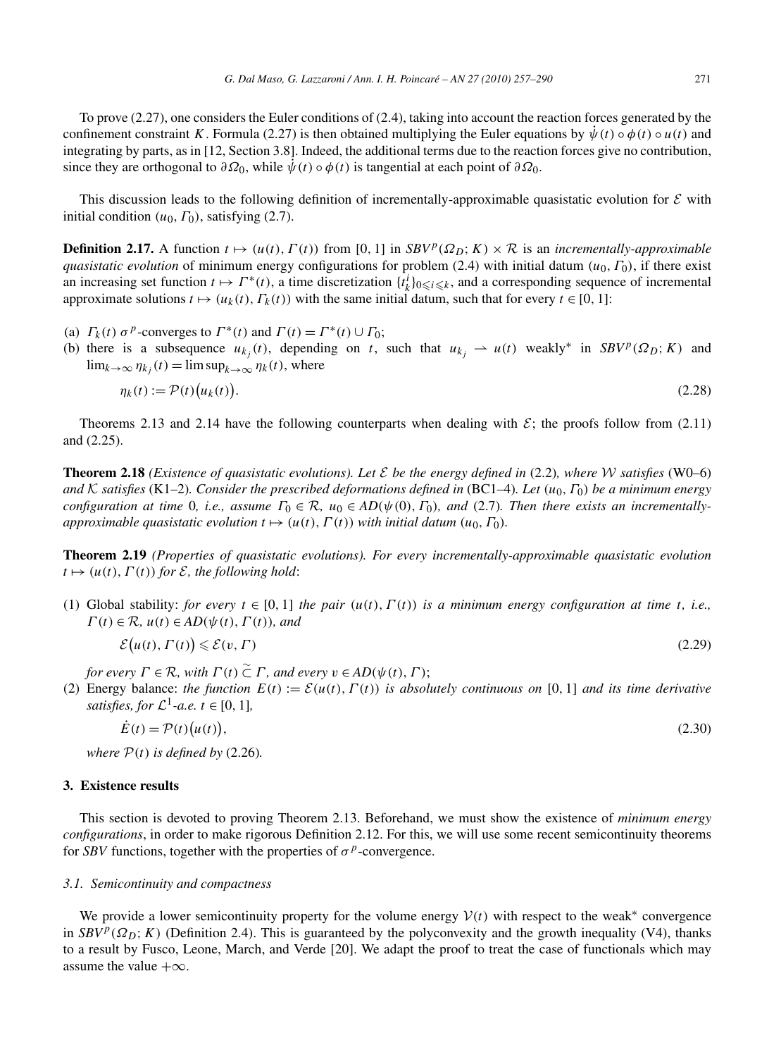To prove (2.27), one considers the Euler conditions of (2.4), taking into account the reaction forces generated by the confinement constraint $K$. Formula (2.27) is then obtained multiplying the Euler equations by $\dot{\psi}(t) \circ \phi(t) \circ u(t)$ and integrating by parts, as in [12, Section 3.8]. Indeed, the additional terms due to the reaction forces give no contribution, since they are orthogonal to $\partial\Omega_0$, while $\dot{\psi}(t) \circ \phi(t)$ is tangential at each point of $\partial\Omega_0$.

This discussion leads to the following definition of incrementally-approximable quasistatic evolution for $\mathcal{E}$ with initial condition $(u_0, \Gamma_0)$, satisfying (2.7).

**Definition 2.17.** A function $t \mapsto (u(t), \Gamma(t))$ from $[0, 1]$ in $SBV^p(\Omega_D; K) \times \mathcal{R}$ is an *incrementally-approximable quasistatic evolution* of minimum energy configurations for problem (2.4) with initial datum $(u_0, \Gamma_0)$, if there exist an increasing set function $t \mapsto \Gamma^*(t)$, a time discretization $\{t_k^i\}_{0 \leqslant i \leqslant k}$, and a corresponding sequence of incremental approximate solutions $t \mapsto (u_k(t), \Gamma_k(t))$ with the same initial datum, such that for every $t \in [0, 1]$:

(a) $\Gamma_k(t)$ $\sigma^p$-converges to $\Gamma^*(t)$ and $\Gamma(t) = \Gamma^*(t) \cup \Gamma_0$;
(b) there is a subsequence $u_{k_j}(t)$, depending on $t$, such that $u_{k_j} \rightharpoonup u(t)$ weakly* in $SBV^p(\Omega_D; K)$ and $\lim_{k \to \infty} \eta_{k_j}(t) = \limsup_{k \to \infty} \eta_k(t)$, where

$$\eta_k(t) := \mathcal{P}(t)\big(u_k(t)\big). \tag{2.28}$$

Theorems 2.13 and 2.14 have the following counterparts when dealing with $\mathcal{E}$; the proofs follow from (2.11) and (2.25).

**Theorem 2.18** *(Existence of quasistatic evolutions). Let $\mathcal{E}$ be the energy defined in* (2.2)*, where $\mathcal{W}$ satisfies* (W0–6) *and $\mathcal{K}$ satisfies* (K1–2)*. Consider the prescribed deformations defined in* (BC1–4)*. Let $(u_0, \Gamma_0)$ be a minimum energy configuration at time* 0*, i.e., assume $\Gamma_0 \in \mathcal{R}$, $u_0 \in AD(\psi(0), \Gamma_0)$, and* (2.7)*. Then there exists an incrementally-approximable quasistatic evolution $t \mapsto (u(t), \Gamma(t))$ with initial datum $(u_0, \Gamma_0)$.*

**Theorem 2.19** *(Properties of quasistatic evolutions). For every incrementally-approximable quasistatic evolution $t \mapsto (u(t), \Gamma(t))$ for $\mathcal{E}$, the following hold*:

(1) Global stability: *for every $t \in [0, 1]$ the pair $(u(t), \Gamma(t))$ is a minimum energy configuration at time $t$, i.e., $\Gamma(t) \in \mathcal{R}$, $u(t) \in AD(\psi(t), \Gamma(t))$, and*

$$\mathcal{E}\big(u(t), \Gamma(t)\big) \leqslant \mathcal{E}(v, \Gamma) \tag{2.29}$$

*for every $\Gamma \in \mathcal{R}$, with $\Gamma(t) \,\widetilde{\subset}\, \Gamma$, and every $v \in AD(\psi(t), \Gamma)$*;

(2) Energy balance: *the function $E(t) := \mathcal{E}(u(t), \Gamma(t))$ is absolutely continuous on* $[0, 1]$ *and its time derivative satisfies, for $\mathcal{L}^1$-a.e. $t \in [0, 1]$,*

$$\dot{E}(t) = \mathcal{P}(t)\big(u(t)\big), \tag{2.30}$$

*where $\mathcal{P}(t)$ is defined by* (2.26)*.*

## 3. Existence results

This section is devoted to proving Theorem 2.13. Beforehand, we must show the existence of *minimum energy configurations*, in order to make rigorous Definition 2.12. For this, we will use some recent semicontinuity theorems for *SBV* functions, together with the properties of $\sigma^p$-convergence.

### 3.1. Semicontinuity and compactness

We provide a lower semicontinuity property for the volume energy $\mathcal{V}(t)$ with respect to the weak* convergence in $SBV^p(\Omega_D; K)$ (Definition 2.4). This is guaranteed by the polyconvexity and the growth inequality (V4), thanks to a result by Fusco, Leone, March, and Verde [20]. We adapt the proof to treat the case of functionals which may assume the value $+\infty$.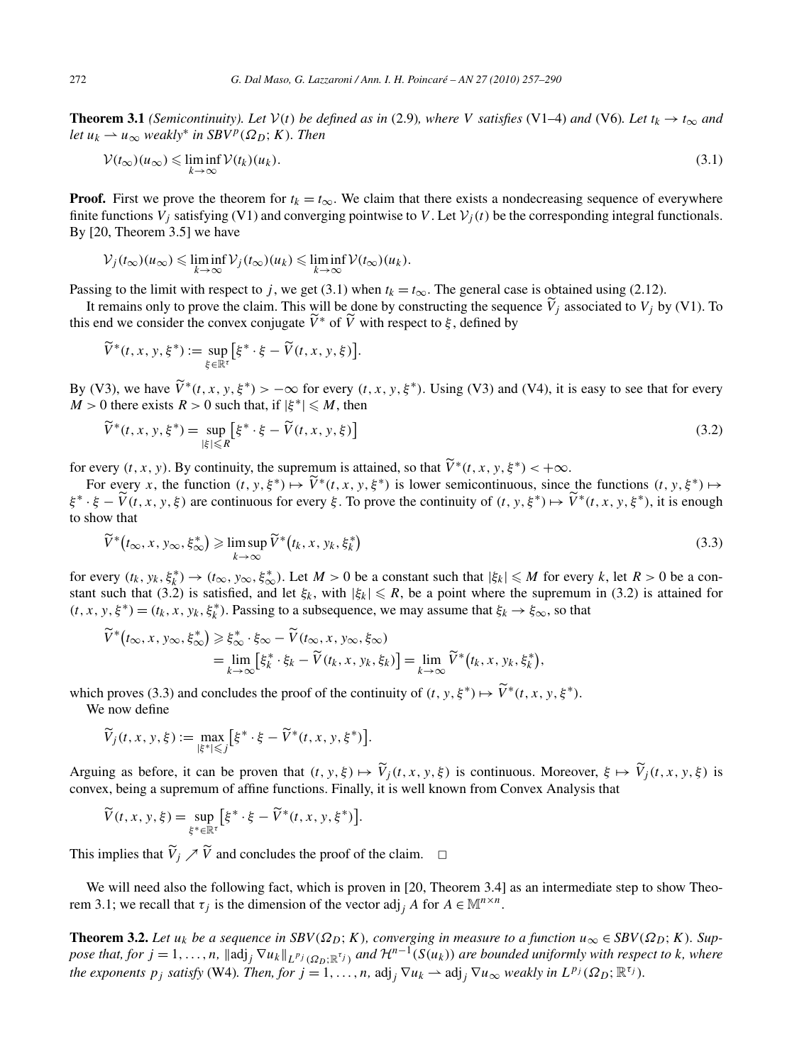**Theorem 3.1** *(Semicontinuity). Let $\mathcal{V}(t)$ be defined as in* (2.9)*, where $V$ satisfies* (V1–4) *and* (V6)*. Let $t_k \to t_\infty$ and let $u_k \rightharpoonup u_\infty$ weakly\* in $SBV^p(\Omega_D; K)$. Then*

$$\mathcal{V}(t_\infty)(u_\infty) \leqslant \liminf_{k\to\infty} \mathcal{V}(t_k)(u_k). \tag{3.1}$$

**Proof.** First we prove the theorem for $t_k = t_\infty$. We claim that there exists a nondecreasing sequence of everywhere finite functions $V_j$ satisfying (V1) and converging pointwise to $V$. Let $\mathcal{V}_j(t)$ be the corresponding integral functionals. By [20, Theorem 3.5] we have

$$\mathcal{V}_j(t_\infty)(u_\infty) \leqslant \liminf_{k\to\infty} \mathcal{V}_j(t_\infty)(u_k) \leqslant \liminf_{k\to\infty} \mathcal{V}(t_\infty)(u_k).$$

Passing to the limit with respect to $j$, we get (3.1) when $t_k = t_\infty$. The general case is obtained using (2.12).

It remains only to prove the claim. This will be done by constructing the sequence $\widetilde{V}_j$ associated to $V_j$ by (V1). To this end we consider the convex conjugate $\widetilde{V}^*$ of $\widetilde{V}$ with respect to $\xi$, defined by

$$\widetilde{V}^*(t,x,y,\xi^*) := \sup_{\xi\in\mathbb{R}^\tau} \big[\xi^*\cdot\xi - \widetilde{V}(t,x,y,\xi)\big].$$

By (V3), we have $\widetilde{V}^*(t,x,y,\xi^*) > -\infty$ for every $(t,x,y,\xi^*)$. Using (V3) and (V4), it is easy to see that for every $M > 0$ there exists $R > 0$ such that, if $|\xi^*| \leqslant M$, then

$$\widetilde{V}^*(t,x,y,\xi^*) = \sup_{|\xi|\leqslant R} \big[\xi^*\cdot\xi - \widetilde{V}(t,x,y,\xi)\big] \tag{3.2}$$

for every $(t,x,y)$. By continuity, the supremum is attained, so that $\widetilde{V}^*(t,x,y,\xi^*) < +\infty$.

For every $x$, the function $(t,y,\xi^*) \mapsto \widetilde{V}^*(t,x,y,\xi^*)$ is lower semicontinuous, since the functions $(t,y,\xi^*) \mapsto \xi^*\cdot\xi - \widetilde{V}(t,x,y,\xi)$ are continuous for every $\xi$. To prove the continuity of $(t,y,\xi^*) \mapsto \widetilde{V}^*(t,x,y,\xi^*)$, it is enough to show that

$$\widetilde{V}^*\big(t_\infty,x,y_\infty,\xi^*_\infty\big) \geqslant \limsup_{k\to\infty} \widetilde{V}^*\big(t_k,x,y_k,\xi^*_k\big) \tag{3.3}$$

for every $(t_k,y_k,\xi^*_k) \to (t_\infty,y_\infty,\xi^*_\infty)$. Let $M > 0$ be a constant such that $|\xi_k| \leqslant M$ for every $k$, let $R > 0$ be a constant such that (3.2) is satisfied, and let $\xi_k$, with $|\xi_k| \leqslant R$, be a point where the supremum in (3.2) is attained for $(t,x,y,\xi^*) = (t_k,x,y_k,\xi^*_k)$. Passing to a subsequence, we may assume that $\xi_k \to \xi_\infty$, so that

$$\begin{aligned}\widetilde{V}^*\big(t_\infty,x,y_\infty,\xi^*_\infty\big) &\geqslant \xi^*_\infty\cdot\xi_\infty - \widetilde{V}(t_\infty,x,y_\infty,\xi_\infty)\\ &= \lim_{k\to\infty}\big[\xi^*_k\cdot\xi_k - \widetilde{V}(t_k,x,y_k,\xi_k)\big] = \lim_{k\to\infty}\widetilde{V}^*\big(t_k,x,y_k,\xi^*_k\big),\end{aligned}$$

which proves (3.3) and concludes the proof of the continuity of $(t,y,\xi^*) \mapsto \widetilde{V}^*(t,x,y,\xi^*)$.

We now define

$$\widetilde{V}_j(t,x,y,\xi) := \max_{|\xi^*|\leqslant j}\big[\xi^*\cdot\xi - \widetilde{V}^*(t,x,y,\xi^*)\big].$$

Arguing as before, it can be proven that $(t,y,\xi) \mapsto \widetilde{V}_j(t,x,y,\xi)$ is continuous. Moreover, $\xi \mapsto \widetilde{V}_j(t,x,y,\xi)$ is convex, being a supremum of affine functions. Finally, it is well known from Convex Analysis that

$$\widetilde{V}(t,x,y,\xi) = \sup_{\xi^*\in\mathbb{R}^\tau}\big[\xi^*\cdot\xi - \widetilde{V}^*(t,x,y,\xi^*)\big].$$

This implies that $\widetilde{V}_j \nearrow \widetilde{V}$ and concludes the proof of the claim. $\square$

We will need also the following fact, which is proven in [20, Theorem 3.4] as an intermediate step to show Theorem 3.1; we recall that $\tau_j$ is the dimension of the vector $\mathrm{adj}_j A$ for $A \in \mathbb{M}^{n\times n}$.

**Theorem 3.2.** *Let $u_k$ be a sequence in $SBV(\Omega_D; K)$, converging in measure to a function $u_\infty \in SBV(\Omega_D; K)$. Suppose that, for $j = 1,\dots,n$, $\|\mathrm{adj}_j \nabla u_k\|_{L^{p_j}(\Omega_D;\mathbb{R}^{\tau_j})}$ and $\mathcal{H}^{n-1}(S(u_k))$ are bounded uniformly with respect to $k$, where the exponents $p_j$ satisfy* (W4)*. Then, for $j = 1,\dots,n$, $\mathrm{adj}_j \nabla u_k \rightharpoonup \mathrm{adj}_j \nabla u_\infty$ weakly in $L^{p_j}(\Omega_D; \mathbb{R}^{\tau_j})$.*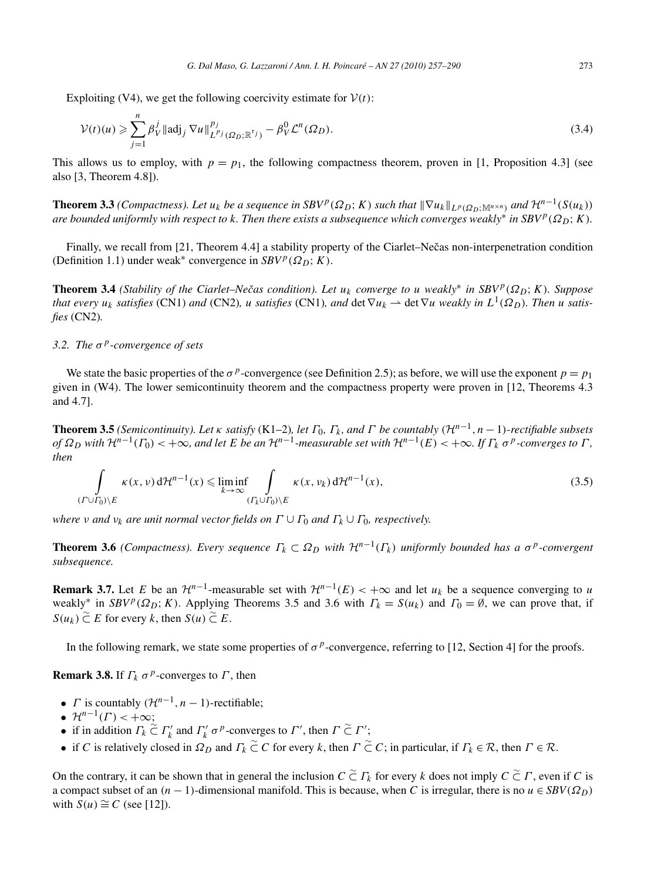Exploiting (V4), we get the following coercivity estimate for $\mathcal{V}(t)$:

$$\mathcal{V}(t)(u) \geqslant \sum_{j=1}^{n} \beta_V^j \|\mathrm{adj}_j \nabla u\|_{L^{p_j}(\Omega_D;\mathbb{R}^{\tau_j})}^{p_j} - \beta_V^0 \mathcal{L}^n(\Omega_D). \tag{3.4}$$

This allows us to employ, with $p = p_1$, the following compactness theorem, proven in [1, Proposition 4.3] (see also [3, Theorem 4.8]).

**Theorem 3.3** *(Compactness). Let $u_k$ be a sequence in $SBV^p(\Omega_D; K)$ such that $\|\nabla u_k\|_{L^p(\Omega_D;\mathbb{M}^{n\times n})}$ and $\mathcal{H}^{n-1}(S(u_k))$ are bounded uniformly with respect to $k$. Then there exists a subsequence which converges weakly\* in $SBV^p(\Omega_D; K)$.*

Finally, we recall from [21, Theorem 4.4] a stability property of the Ciarlet–Nečas non-interpenetration condition (Definition 1.1) under weak\* convergence in $SBV^p(\Omega_D; K)$.

**Theorem 3.4** *(Stability of the Ciarlet–Nečas condition). Let $u_k$ converge to $u$ weakly\* in $SBV^p(\Omega_D; K)$. Suppose that every $u_k$ satisfies* (CN1) *and* (CN2)*, $u$ satisfies* (CN1)*, and $\det \nabla u_k \rightharpoonup \det \nabla u$ weakly in $L^1(\Omega_D)$. Then $u$ satisfies* (CN2)*.*

### *3.2. The $\sigma^p$-convergence of sets*

We state the basic properties of the $\sigma^p$-convergence (see Definition 2.5); as before, we will use the exponent $p = p_1$ given in (W4). The lower semicontinuity theorem and the compactness property were proven in [12, Theorems 4.3 and 4.7].

**Theorem 3.5** *(Semicontinuity). Let $\kappa$ satisfy* (K1–2)*, let $\Gamma_0$, $\Gamma_k$, and $\Gamma$ be countably $(\mathcal{H}^{n-1}, n-1)$-rectifiable subsets of $\Omega_D$ with $\mathcal{H}^{n-1}(\Gamma_0) < +\infty$, and let $E$ be an $\mathcal{H}^{n-1}$-measurable set with $\mathcal{H}^{n-1}(E) < +\infty$. If $\Gamma_k$ $\sigma^p$-converges to $\Gamma$, then*

$$\int_{(\Gamma\cup\Gamma_0)\setminus E} \kappa(x,\nu)\,\mathrm{d}\mathcal{H}^{n-1}(x) \leqslant \liminf_{k\to\infty} \int_{(\Gamma_k\cup\Gamma_0)\setminus E} \kappa(x,\nu_k)\,\mathrm{d}\mathcal{H}^{n-1}(x), \tag{3.5}$$

*where $\nu$ and $\nu_k$ are unit normal vector fields on $\Gamma \cup \Gamma_0$ and $\Gamma_k \cup \Gamma_0$, respectively.*

**Theorem 3.6** *(Compactness). Every sequence $\Gamma_k \subset \Omega_D$ with $\mathcal{H}^{n-1}(\Gamma_k)$ uniformly bounded has a $\sigma^p$-convergent subsequence.*

**Remark 3.7.** Let $E$ be an $\mathcal{H}^{n-1}$-measurable set with $\mathcal{H}^{n-1}(E) < +\infty$ and let $u_k$ be a sequence converging to $u$ weakly\* in $SBV^p(\Omega_D; K)$. Applying Theorems 3.5 and 3.6 with $\Gamma_k = S(u_k)$ and $\Gamma_0 = \emptyset$, we can prove that, if $S(u_k) \,\widetilde{\subset}\, E$ for every $k$, then $S(u) \,\widetilde{\subset}\, E$.

In the following remark, we state some properties of $\sigma^p$-convergence, referring to [12, Section 4] for the proofs.

**Remark 3.8.** If $\Gamma_k$ $\sigma^p$-converges to $\Gamma$, then

- $\Gamma$ is countably $(\mathcal{H}^{n-1}, n-1)$-rectifiable;
- $\mathcal{H}^{n-1}(\Gamma) < +\infty$;
- if in addition $\Gamma_k \,\widetilde{\subset}\, \Gamma_k'$ and $\Gamma_k'$ $\sigma^p$-converges to $\Gamma'$, then $\Gamma \,\widetilde{\subset}\, \Gamma'$;
- if $C$ is relatively closed in $\Omega_D$ and $\Gamma_k \,\widetilde{\subset}\, C$ for every $k$, then $\Gamma \,\widetilde{\subset}\, C$; in particular, if $\Gamma_k \in \mathcal{R}$, then $\Gamma \in \mathcal{R}$.

On the contrary, it can be shown that in general the inclusion $C \,\widetilde{\subset}\, \Gamma_k$ for every $k$ does not imply $C \,\widetilde{\subset}\, \Gamma$, even if $C$ is a compact subset of an $(n-1)$-dimensional manifold. This is because, when $C$ is irregular, there is no $u \in SBV(\Omega_D)$ with $S(u) \,\widetilde{=}\, C$ (see [12]).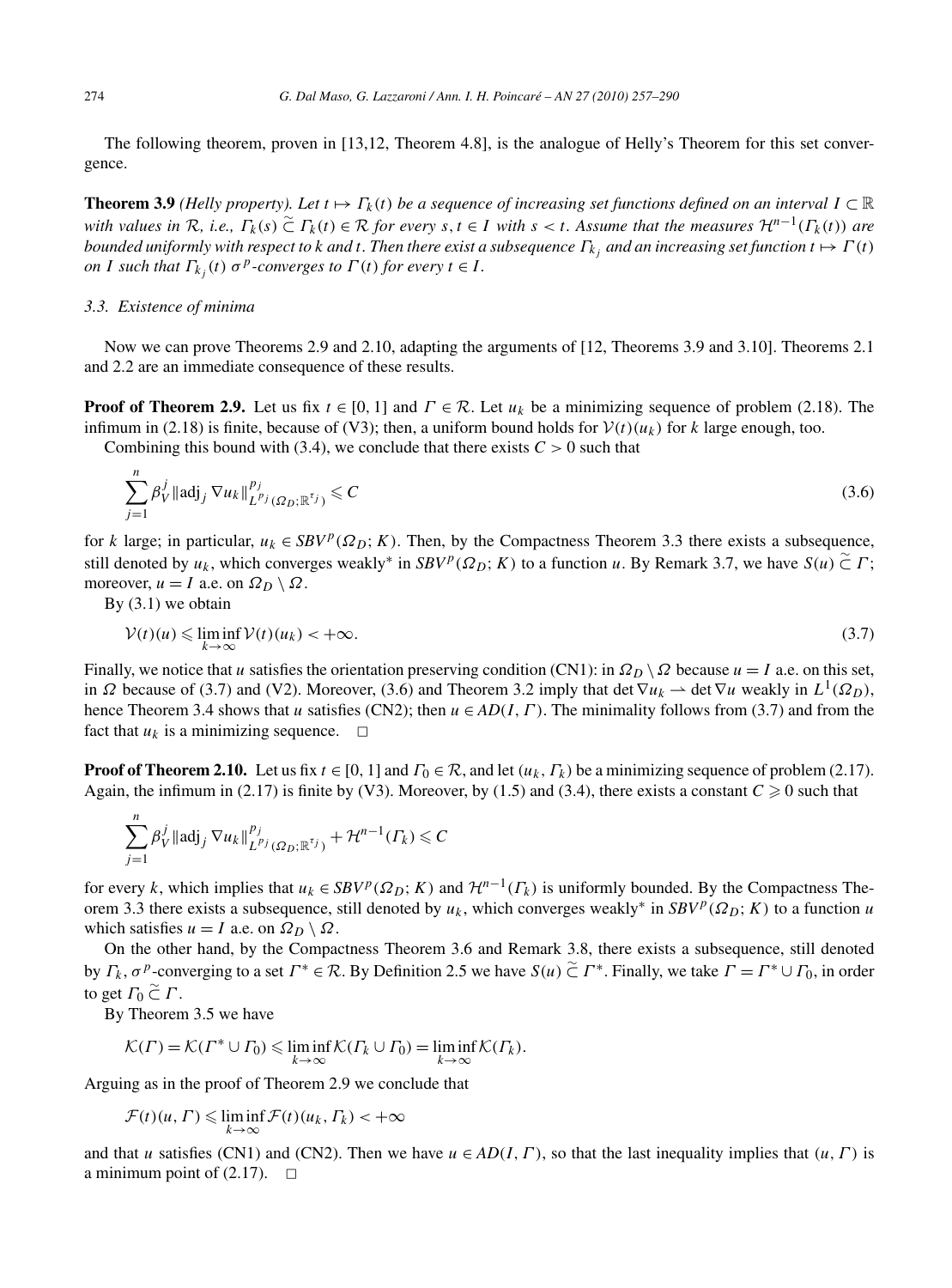The following theorem, proven in [13,12, Theorem 4.8], is the analogue of Helly's Theorem for this set convergence.

**Theorem 3.9** *(Helly property). Let $t \mapsto \Gamma_k(t)$ be a sequence of increasing set functions defined on an interval $I \subset \mathbb{R}$ with values in $\mathcal{R}$, i.e., $\Gamma_k(s) \,\widetilde{\subset}\, \Gamma_k(t) \in \mathcal{R}$ for every $s, t \in I$ with $s < t$. Assume that the measures $\mathcal{H}^{n-1}(\Gamma_k(t))$ are bounded uniformly with respect to $k$ and $t$. Then there exist a subsequence $\Gamma_{k_j}$ and an increasing set function $t \mapsto \Gamma(t)$ on $I$ such that $\Gamma_{k_j}(t)$ $\sigma^p$-converges to $\Gamma(t)$ for every $t \in I$.*

### 3.3. Existence of minima

Now we can prove Theorems 2.9 and 2.10, adapting the arguments of [12, Theorems 3.9 and 3.10]. Theorems 2.1 and 2.2 are an immediate consequence of these results.

**Proof of Theorem 2.9.** Let us fix $t \in [0, 1]$ and $\Gamma \in \mathcal{R}$. Let $u_k$ be a minimizing sequence of problem (2.18). The infimum in (2.18) is finite, because of (V3); then, a uniform bound holds for $\mathcal{V}(t)(u_k)$ for $k$ large enough, too.

Combining this bound with (3.4), we conclude that there exists $C > 0$ such that

$$\sum_{j=1}^{n} \beta_V^j \|\mathrm{adj}_j \nabla u_k\|^{p_j}_{L^{p_j}(\Omega_D;\mathbb{R}^{\tau_j})} \leqslant C \tag{3.6}$$

for $k$ large; in particular, $u_k \in SBV^p(\Omega_D; K)$. Then, by the Compactness Theorem 3.3 there exists a subsequence, still denoted by $u_k$, which converges weakly* in $SBV^p(\Omega_D; K)$ to a function $u$. By Remark 3.7, we have $S(u) \,\widetilde{\subset}\, \Gamma$; moreover, $u = I$ a.e. on $\Omega_D \setminus \Omega$.

By (3.1) we obtain

$$\mathcal{V}(t)(u) \leqslant \liminf_{k\to\infty} \mathcal{V}(t)(u_k) < +\infty. \tag{3.7}$$

Finally, we notice that $u$ satisfies the orientation preserving condition (CN1): in $\Omega_D \setminus \Omega$ because $u = I$ a.e. on this set, in $\Omega$ because of (3.7) and (V2). Moreover, (3.6) and Theorem 3.2 imply that $\det \nabla u_k \rightharpoonup \det \nabla u$ weakly in $L^1(\Omega_D)$, hence Theorem 3.4 shows that $u$ satisfies (CN2); then $u \in AD(I, \Gamma)$. The minimality follows from (3.7) and from the fact that $u_k$ is a minimizing sequence. $\square$

**Proof of Theorem 2.10.** Let us fix $t \in [0, 1]$ and $\Gamma_0 \in \mathcal{R}$, and let $(u_k, \Gamma_k)$ be a minimizing sequence of problem (2.17). Again, the infimum in (2.17) is finite by (V3). Moreover, by (1.5) and (3.4), there exists a constant $C \geqslant 0$ such that

$$\sum_{j=1}^{n} \beta_V^j \|\mathrm{adj}_j \nabla u_k\|^{p_j}_{L^{p_j}(\Omega_D;\mathbb{R}^{\tau_j})} + \mathcal{H}^{n-1}(\Gamma_k) \leqslant C$$

for every $k$, which implies that $u_k \in SBV^p(\Omega_D; K)$ and $\mathcal{H}^{n-1}(\Gamma_k)$ is uniformly bounded. By the Compactness Theorem 3.3 there exists a subsequence, still denoted by $u_k$, which converges weakly* in $SBV^p(\Omega_D; K)$ to a function $u$ which satisfies $u = I$ a.e. on $\Omega_D \setminus \Omega$.

On the other hand, by the Compactness Theorem 3.6 and Remark 3.8, there exists a subsequence, still denoted by $\Gamma_k$, $\sigma^p$-converging to a set $\Gamma^* \in \mathcal{R}$. By Definition 2.5 we have $S(u) \,\widetilde{\subset}\, \Gamma^*$. Finally, we take $\Gamma = \Gamma^* \cup \Gamma_0$, in order to get $\Gamma_0 \,\widetilde{\subset}\, \Gamma$.

By Theorem 3.5 we have

$$\mathcal{K}(\Gamma) = \mathcal{K}(\Gamma^* \cup \Gamma_0) \leqslant \liminf_{k\to\infty} \mathcal{K}(\Gamma_k \cup \Gamma_0) = \liminf_{k\to\infty} \mathcal{K}(\Gamma_k).$$

Arguing as in the proof of Theorem 2.9 we conclude that

$$\mathcal{F}(t)(u, \Gamma) \leqslant \liminf_{k\to\infty} \mathcal{F}(t)(u_k, \Gamma_k) < +\infty$$

and that $u$ satisfies (CN1) and (CN2). Then we have $u \in AD(I, \Gamma)$, so that the last inequality implies that $(u, \Gamma)$ is a minimum point of (2.17). $\square$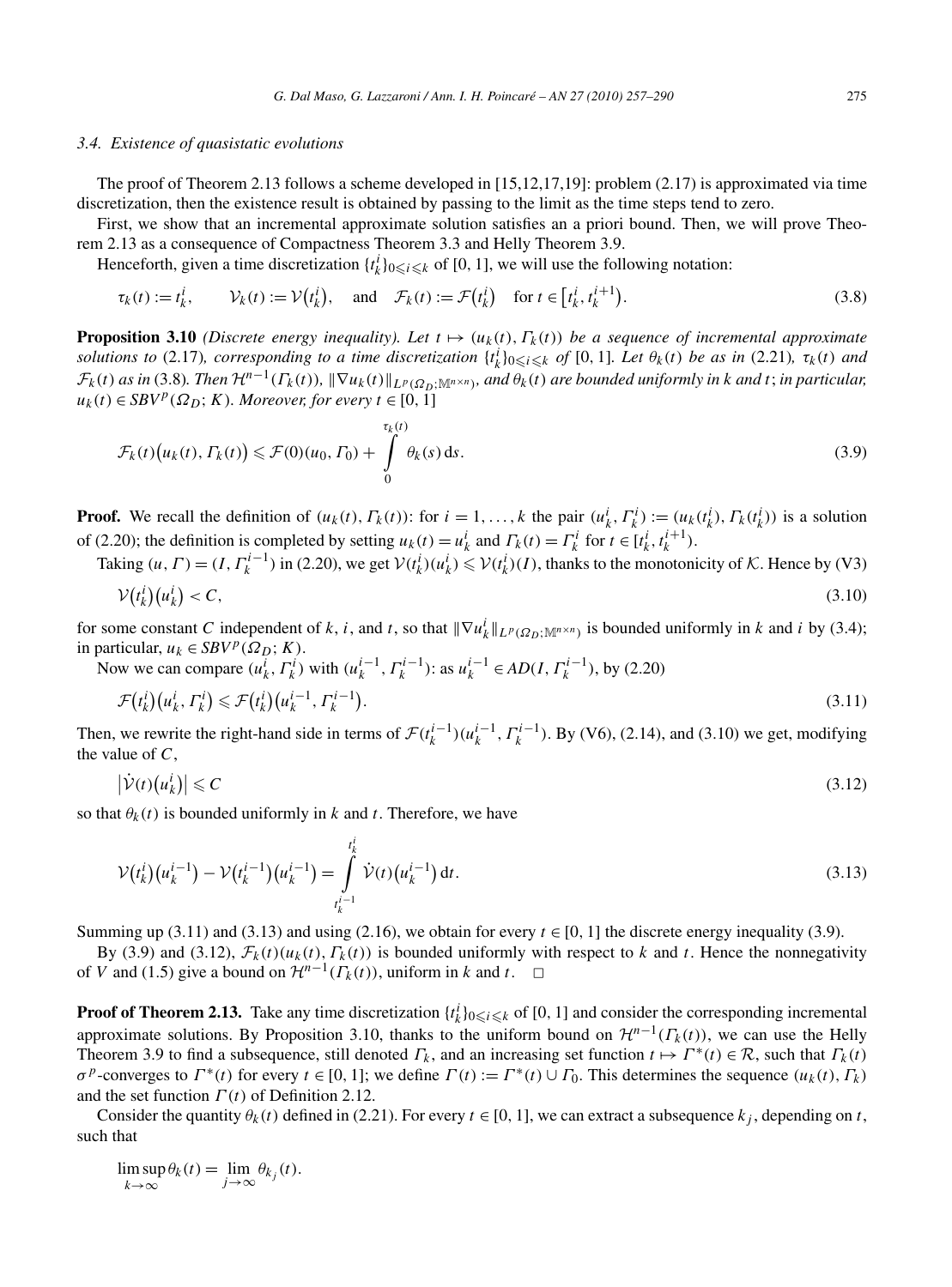### 3.4. Existence of quasistatic evolutions

The proof of Theorem 2.13 follows a scheme developed in [15,12,17,19]: problem (2.17) is approximated via time discretization, then the existence result is obtained by passing to the limit as the time steps tend to zero.

First, we show that an incremental approximate solution satisfies an a priori bound. Then, we will prove Theorem 2.13 as a consequence of Compactness Theorem 3.3 and Helly Theorem 3.9.

Henceforth, given a time discretization $\{t_k^i\}_{0\leqslant i\leqslant k}$ of $[0,1]$, we will use the following notation:

$$\tau_k(t) := t_k^i, \qquad \mathcal{V}_k(t) := \mathcal{V}\big(t_k^i\big), \quad \text{and} \quad \mathcal{F}_k(t) := \mathcal{F}\big(t_k^i\big) \quad \text{for } t \in \big[t_k^i, t_k^{i+1}\big). \tag{3.8}$$

**Proposition 3.10** *(Discrete energy inequality). Let $t \mapsto (u_k(t), \Gamma_k(t))$ be a sequence of incremental approximate solutions to* (2.17)*, corresponding to a time discretization $\{t_k^i\}_{0\leqslant i\leqslant k}$ of $[0,1]$. Let $\theta_k(t)$ be as in* (2.21)*, $\tau_k(t)$ and $\mathcal{F}_k(t)$ as in* (3.8)*. Then $\mathcal{H}^{n-1}(\Gamma_k(t))$, $\|\nabla u_k(t)\|_{L^p(\Omega_D;\mathbb{M}^{n\times n})}$, and $\theta_k(t)$ are bounded uniformly in $k$ and $t$; in particular, $u_k(t) \in SBV^p(\Omega_D;K)$. Moreover, for every $t \in [0,1]$*

$$\mathcal{F}_k(t)\big(u_k(t), \Gamma_k(t)\big) \leqslant \mathcal{F}(0)(u_0, \Gamma_0) + \int_0^{\tau_k(t)} \theta_k(s)\,\mathrm{d}s. \tag{3.9}$$

**Proof.** We recall the definition of $(u_k(t), \Gamma_k(t))$: for $i = 1,\dots,k$ the pair $(u_k^i, \Gamma_k^i) := (u_k(t_k^i), \Gamma_k(t_k^i))$ is a solution of (2.20); the definition is completed by setting $u_k(t) = u_k^i$ and $\Gamma_k(t) = \Gamma_k^i$ for $t \in [t_k^i, t_k^{i+1})$.

Taking $(u, \Gamma) = (I, \Gamma_k^{i-1})$ in (2.20), we get $\mathcal{V}(t_k^i)(u_k^i) \leqslant \mathcal{V}(t_k^i)(I)$, thanks to the monotonicity of $\mathcal{K}$. Hence by (V3)

$$\mathcal{V}\big(t_k^i\big)\big(u_k^i\big) < C, \tag{3.10}$$

for some constant $C$ independent of $k$, $i$, and $t$, so that $\|\nabla u_k^i\|_{L^p(\Omega_D;\mathbb{M}^{n\times n})}$ is bounded uniformly in $k$ and $i$ by (3.4); in particular, $u_k \in SBV^p(\Omega_D;K)$.

Now we can compare $(u_k^i, \Gamma_k^i)$ with $(u_k^{i-1}, \Gamma_k^{i-1})$: as $u_k^{i-1} \in AD(I, \Gamma_k^{i-1})$, by (2.20)

$$\mathcal{F}\big(t_k^i\big)\big(u_k^i, \Gamma_k^i\big) \leqslant \mathcal{F}\big(t_k^i\big)\big(u_k^{i-1}, \Gamma_k^{i-1}\big). \tag{3.11}$$

Then, we rewrite the right-hand side in terms of $\mathcal{F}(t_k^{i-1})(u_k^{i-1}, \Gamma_k^{i-1})$. By (V6), (2.14), and (3.10) we get, modifying the value of $C$,

$$\big|\dot{\mathcal{V}}(t)\big(u_k^i\big)\big| \leqslant C \tag{3.12}$$

so that $\theta_k(t)$ is bounded uniformly in $k$ and $t$. Therefore, we have

$$\mathcal{V}\big(t_k^i\big)\big(u_k^{i-1}\big) - \mathcal{V}\big(t_k^{i-1}\big)\big(u_k^{i-1}\big) = \int_{t_k^{i-1}}^{t_k^i} \dot{\mathcal{V}}(t)\big(u_k^{i-1}\big)\,\mathrm{d}t. \tag{3.13}$$

Summing up (3.11) and (3.13) and using (2.16), we obtain for every $t \in [0,1]$ the discrete energy inequality (3.9).

By (3.9) and (3.12), $\mathcal{F}_k(t)(u_k(t), \Gamma_k(t))$ is bounded uniformly with respect to $k$ and $t$. Hence the nonnegativity of $V$ and (1.5) give a bound on $\mathcal{H}^{n-1}(\Gamma_k(t))$, uniform in $k$ and $t$. $\square$

**Proof of Theorem 2.13.** Take any time discretization $\{t_k^i\}_{0\leqslant i\leqslant k}$ of $[0,1]$ and consider the corresponding incremental approximate solutions. By Proposition 3.10, thanks to the uniform bound on $\mathcal{H}^{n-1}(\Gamma_k(t))$, we can use the Helly Theorem 3.9 to find a subsequence, still denoted $\Gamma_k$, and an increasing set function $t \mapsto \Gamma^*(t) \in \mathcal{R}$, such that $\Gamma_k(t)$ $\sigma^p$-converges to $\Gamma^*(t)$ for every $t \in [0,1]$; we define $\Gamma(t) := \Gamma^*(t) \cup \Gamma_0$. This determines the sequence $(u_k(t), \Gamma_k)$ and the set function $\Gamma(t)$ of Definition 2.12.

Consider the quantity $\theta_k(t)$ defined in (2.21). For every $t \in [0,1]$, we can extract a subsequence $k_j$, depending on $t$, such that

$$\limsup_{k\to\infty} \theta_k(t) = \lim_{j\to\infty} \theta_{k_j}(t).$$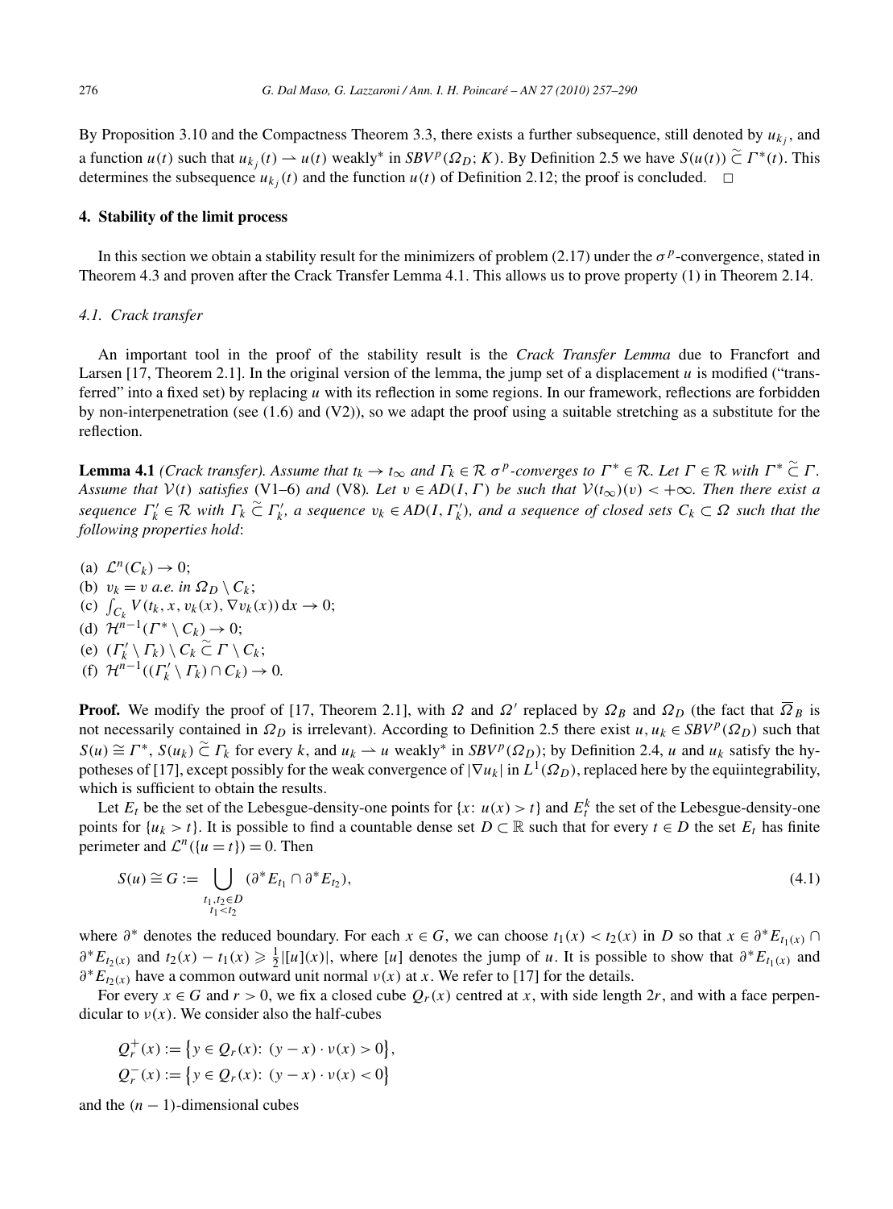By Proposition 3.10 and the Compactness Theorem 3.3, there exists a further subsequence, still denoted by $u_{k_j}$, and a function $u(t)$ such that $u_{k_j}(t) \rightharpoonup u(t)$ weakly* in $SBV^p(\Omega_D; K)$. By Definition 2.5 we have $S(u(t)) \mathrel{\tilde{\subset}} \Gamma^*(t)$. This determines the subsequence $u_{k_j}(t)$ and the function $u(t)$ of Definition 2.12; the proof is concluded. $\square$

## 4. Stability of the limit process

In this section we obtain a stability result for the minimizers of problem (2.17) under the $\sigma^p$-convergence, stated in Theorem 4.3 and proven after the Crack Transfer Lemma 4.1. This allows us to prove property (1) in Theorem 2.14.

### 4.1. Crack transfer

An important tool in the proof of the stability result is the *Crack Transfer Lemma* due to Francfort and Larsen [17, Theorem 2.1]. In the original version of the lemma, the jump set of a displacement $u$ is modified ("transferred" into a fixed set) by replacing $u$ with its reflection in some regions. In our framework, reflections are forbidden by non-interpenetration (see (1.6) and (V2)), so we adapt the proof using a suitable stretching as a substitute for the reflection.

**Lemma 4.1** *(Crack transfer). Assume that $t_k \to t_\infty$ and $\Gamma_k \in \mathcal{R}$ $\sigma^p$-converges to $\Gamma^* \in \mathcal{R}$. Let $\Gamma \in \mathcal{R}$ with $\Gamma^* \mathrel{\tilde{\subset}} \Gamma$. Assume that $\mathcal{V}(t)$ satisfies* (V1–6) *and* (V8)*. Let $v \in AD(I, \Gamma)$ be such that $\mathcal{V}(t_\infty)(v) < +\infty$. Then there exist a sequence $\Gamma'_k \in \mathcal{R}$ with $\Gamma_k \mathrel{\tilde{\subset}} \Gamma'_k$, a sequence $v_k \in AD(I, \Gamma'_k)$, and a sequence of closed sets $C_k \subset \Omega$ such that the following properties hold*:

(a) $\mathcal{L}^n(C_k) \to 0$;
(b) $v_k = v$ *a.e. in* $\Omega_D \setminus C_k$;
(c) $\int_{C_k} V(t_k, x, v_k(x), \nabla v_k(x))\,\mathrm{d}x \to 0$;
(d) $\mathcal{H}^{n-1}(\Gamma^* \setminus C_k) \to 0$;
(e) $(\Gamma'_k \setminus \Gamma_k) \setminus C_k \mathrel{\tilde{\subset}} \Gamma \setminus C_k$;
(f) $\mathcal{H}^{n-1}((\Gamma'_k \setminus \Gamma_k) \cap C_k) \to 0$.

**Proof.** We modify the proof of [17, Theorem 2.1], with $\Omega$ and $\Omega'$ replaced by $\Omega_B$ and $\Omega_D$ (the fact that $\overline{\Omega}_B$ is not necessarily contained in $\Omega_D$ is irrelevant). According to Definition 2.5 there exist $u, u_k \in SBV^p(\Omega_D)$ such that $S(u) \cong \Gamma^*$, $S(u_k) \mathrel{\tilde{\subset}} \Gamma_k$ for every $k$, and $u_k \rightharpoonup u$ weakly* in $SBV^p(\Omega_D)$; by Definition 2.4, $u$ and $u_k$ satisfy the hypotheses of [17], except possibly for the weak convergence of $|\nabla u_k|$ in $L^1(\Omega_D)$, replaced here by the equiintegrability, which is sufficient to obtain the results.

Let $E_t$ be the set of the Lebesgue-density-one points for $\{x\colon u(x) > t\}$ and $E^k_t$ the set of the Lebesgue-density-one points for $\{u_k > t\}$. It is possible to find a countable dense set $D \subset \mathbb{R}$ such that for every $t \in D$ the set $E_t$ has finite perimeter and $\mathcal{L}^n(\{u = t\}) = 0$. Then

$$S(u) \cong G := \bigcup_{\substack{t_1, t_2 \in D \\ t_1 < t_2}} (\partial^* E_{t_1} \cap \partial^* E_{t_2}), \tag{4.1}$$

where $\partial^*$ denotes the reduced boundary. For each $x \in G$, we can choose $t_1(x) < t_2(x)$ in $D$ so that $x \in \partial^* E_{t_1(x)} \cap \partial^* E_{t_2(x)}$ and $t_2(x) - t_1(x) \geqslant \frac{1}{2}|[u](x)|$, where $[u]$ denotes the jump of $u$. It is possible to show that $\partial^* E_{t_1(x)}$ and $\partial^* E_{t_2(x)}$ have a common outward unit normal $\nu(x)$ at $x$. We refer to [17] for the details.

For every $x \in G$ and $r > 0$, we fix a closed cube $Q_r(x)$ centred at $x$, with side length $2r$, and with a face perpendicular to $\nu(x)$. We consider also the half-cubes

$$Q^+_r(x) := \big\{y \in Q_r(x)\colon (y - x) \cdot \nu(x) > 0\big\},$$
$$Q^-_r(x) := \big\{y \in Q_r(x)\colon (y - x) \cdot \nu(x) < 0\big\}$$

and the $(n-1)$-dimensional cubes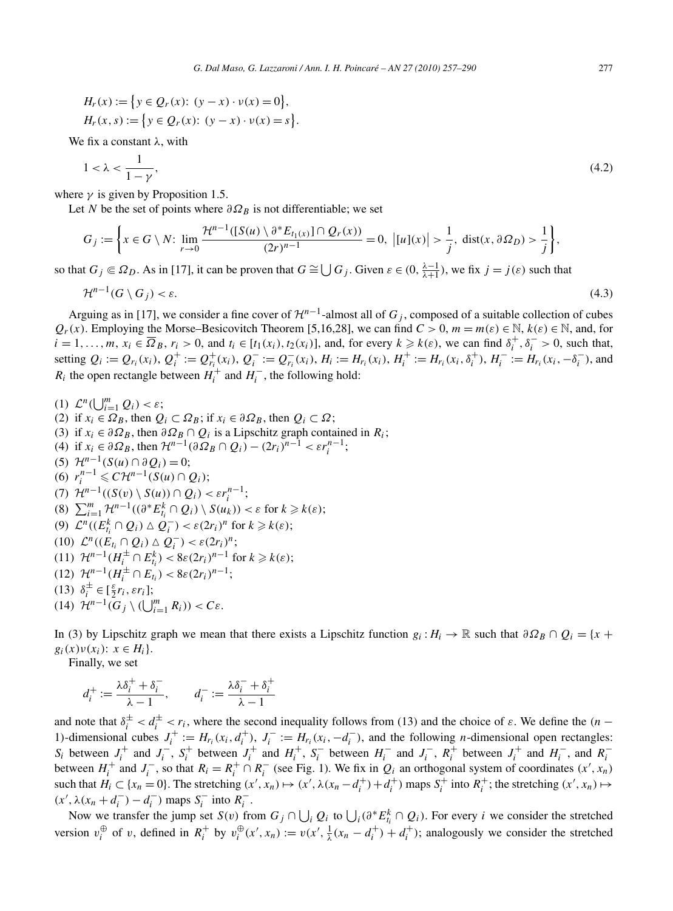$$H_r(x) := \{ y \in Q_r(x) \colon (y - x) \cdot \nu(x) = 0 \},$$
$$H_r(x,s) := \{ y \in Q_r(x) \colon (y - x) \cdot \nu(x) = s \}.$$

We fix a constant $\lambda$, with

$$1 < \lambda < \frac{1}{1-\gamma}, \tag{4.2}$$

where $\gamma$ is given by Proposition 1.5.

Let $N$ be the set of points where $\partial\Omega_B$ is not differentiable; we set

$$G_j := \left\{ x \in G \setminus N \colon \lim_{r \to 0} \frac{\mathcal{H}^{n-1}([S(u) \setminus \partial^* E_{t_1(x)}] \cap Q_r(x))}{(2r)^{n-1}} = 0,\ \big|[u](x)\big| > \frac{1}{j},\ \operatorname{dist}(x, \partial\Omega_D) > \frac{1}{j} \right\},$$

so that $G_j \Subset \Omega_D$. As in [17], it can be proven that $G \cong \bigcup G_j$. Given $\varepsilon \in (0, \frac{\lambda-1}{\lambda+1})$, we fix $j = j(\varepsilon)$ such that

$$\mathcal{H}^{n-1}(G \setminus G_j) < \varepsilon. \tag{4.3}$$

Arguing as in [17], we consider a fine cover of $\mathcal{H}^{n-1}$-almost all of $G_j$, composed of a suitable collection of cubes $Q_r(x)$. Employing the Morse–Besicovitch Theorem [5,16,28], we can find $C > 0$, $m = m(\varepsilon) \in \mathbb{N}$, $k(\varepsilon) \in \mathbb{N}$, and, for $i = 1, \dots, m$, $x_i \in \overline{\Omega}_B$, $r_i > 0$, and $t_i \in [t_1(x_i), t_2(x_i)]$, and, for every $k \geqslant k(\varepsilon)$, we can find $\delta_i^+, \delta_i^- > 0$, such that, setting $Q_i := Q_{r_i}(x_i)$, $Q_i^+ := Q_{r_i}^+(x_i)$, $Q_i^- := Q_{r_i}^-(x_i)$, $H_i := H_{r_i}(x_i)$, $H_i^+ := H_{r_i}(x_i, \delta_i^+)$, $H_i^- := H_{r_i}(x_i, -\delta_i^-)$, and $R_i$ the open rectangle between $H_i^+$ and $H_i^-$, the following hold:

(1) $\mathcal{L}^n(\bigcup_{i=1}^m Q_i) < \varepsilon$;
(2) if $x_i \in \Omega_B$, then $Q_i \subset \Omega_B$; if $x_i \in \partial\Omega_B$, then $Q_i \subset \Omega$;
(3) if $x_i \in \partial\Omega_B$, then $\partial\Omega_B \cap Q_i$ is a Lipschitz graph contained in $R_i$;
(4) if $x_i \in \partial\Omega_B$, then $\mathcal{H}^{n-1}(\partial\Omega_B \cap Q_i) - (2r_i)^{n-1} < \varepsilon r_i^{n-1}$;
(5) $\mathcal{H}^{n-1}(S(u) \cap \partial Q_i) = 0$;
(6) $r_i^{n-1} \leqslant C\mathcal{H}^{n-1}(S(u) \cap Q_i)$;
(7) $\mathcal{H}^{n-1}((S(v) \setminus S(u)) \cap Q_i) < \varepsilon r_i^{n-1}$;
(8) $\sum_{i=1}^m \mathcal{H}^{n-1}((\partial^* E_{t_i}^k \cap Q_i) \setminus S(u_k)) < \varepsilon$ for $k \geqslant k(\varepsilon)$;
(9) $\mathcal{L}^n((E_{t_i}^k \cap Q_i) \triangle Q_i^-) < \varepsilon (2r_i)^n$ for $k \geqslant k(\varepsilon)$;
(10) $\mathcal{L}^n((E_{t_i} \cap Q_i) \triangle Q_i^-) < \varepsilon (2r_i)^n$;
(11) $\mathcal{H}^{n-1}(H_i^\pm \cap E_{t_i}^k) < 8\varepsilon (2r_i)^{n-1}$ for $k \geqslant k(\varepsilon)$;
(12) $\mathcal{H}^{n-1}(H_i^\pm \cap E_{t_i}) < 8\varepsilon (2r_i)^{n-1}$;
(13) $\delta_i^\pm \in [\frac{\varepsilon}{2} r_i, \varepsilon r_i]$;
(14) $\mathcal{H}^{n-1}(G_j \setminus (\bigcup_{i=1}^m R_i)) < C\varepsilon$.

In (3) by Lipschitz graph we mean that there exists a Lipschitz function $g_i \colon H_i \to \mathbb{R}$ such that $\partial\Omega_B \cap Q_i = \{x + g_i(x)\nu(x_i) \colon x \in H_i\}$.

Finally, we set

$$d_i^+ := \frac{\lambda\delta_i^+ + \delta_i^-}{\lambda - 1}, \qquad d_i^- := \frac{\lambda\delta_i^- + \delta_i^+}{\lambda - 1}$$

and note that $\delta_i^\pm < d_i^\pm < r_i$, where the second inequality follows from (13) and the choice of $\varepsilon$. We define the $(n-1)$-dimensional cubes $J_i^+ := H_{r_i}(x_i, d_i^+)$, $J_i^- := H_{r_i}(x_i, -d_i^-)$, and the following $n$-dimensional open rectangles: $S_i$ between $J_i^+$ and $J_i^-$, $S_i^+$ between $J_i^+$ and $H_i^+$, $S_i^-$ between $H_i^-$ and $J_i^-$, $R_i^+$ between $J_i^+$ and $H_i^-$, and $R_i^-$ between $H_i^+$ and $J_i^-$, so that $R_i = R_i^+ \cap R_i^-$ (see Fig. 1). We fix in $Q_i$ an orthogonal system of coordinates $(x', x_n)$ such that $H_i \subset \{x_n = 0\}$. The stretching $(x', x_n) \mapsto (x', \lambda(x_n - d_i^+) + d_i^+)$ maps $S_i^+$ into $R_i^+$; the stretching $(x', x_n) \mapsto (x', \lambda(x_n + d_i^-) - d_i^-)$ maps $S_i^-$ into $R_i^-$.

Now we transfer the jump set $S(v)$ from $G_j \cap \bigcup_i Q_i$ to $\bigcup_i (\partial^* E_{t_i}^k \cap Q_i)$. For every $i$ we consider the stretched version $v_i^\oplus$ of $v$, defined in $R_i^+$ by $v_i^\oplus(x', x_n) := v(x', \frac{1}{\lambda}(x_n - d_i^+) + d_i^+)$; analogously we consider the stretched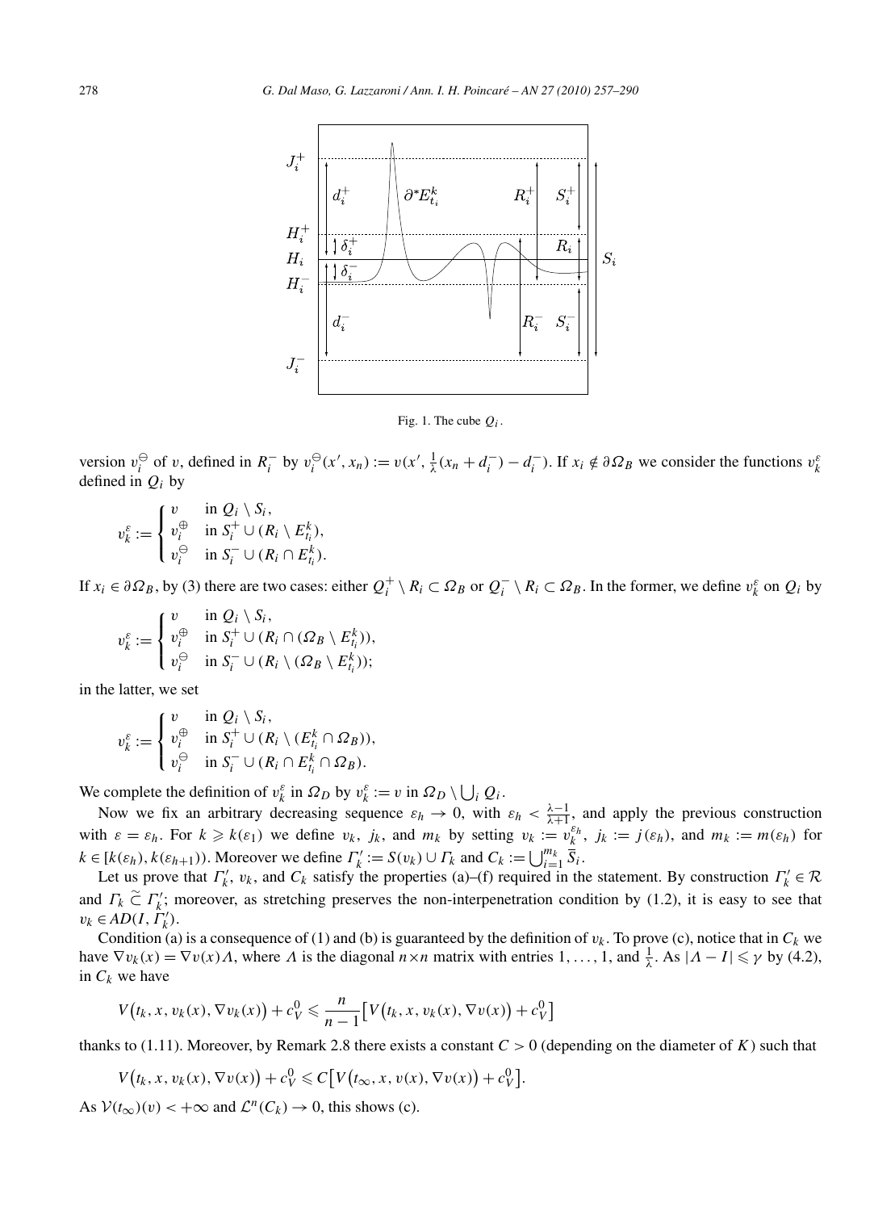Fig. 1. The cube $Q_i$.

version $v_i^\ominus$ of $v$, defined in $R_i^-$ by $v_i^\ominus(x', x_n) := v(x', \frac{1}{\lambda}(x_n + d_i^-) - d_i^-)$. If $x_i \notin \partial\Omega_B$ we consider the functions $v_k^\varepsilon$ defined in $Q_i$ by

$$
v_k^\varepsilon := \begin{cases} v & \text{in } Q_i \setminus S_i, \\ v_i^\oplus & \text{in } S_i^+ \cup (R_i \setminus E_{t_i}^k), \\ v_i^\ominus & \text{in } S_i^- \cup (R_i \cap E_{t_i}^k). \end{cases}
$$

If $x_i \in \partial\Omega_B$, by (3) there are two cases: either $Q_i^+ \setminus R_i \subset \Omega_B$ or $Q_i^- \setminus R_i \subset \Omega_B$. In the former, we define $v_k^\varepsilon$ on $Q_i$ by

$$
v_k^\varepsilon := \begin{cases} v & \text{in } Q_i \setminus S_i, \\ v_i^\oplus & \text{in } S_i^+ \cup (R_i \cap (\Omega_B \setminus E_{t_i}^k)), \\ v_i^\ominus & \text{in } S_i^- \cup (R_i \setminus (\Omega_B \setminus E_{t_i}^k)); \end{cases}
$$

in the latter, we set

$$
v_k^\varepsilon := \begin{cases} v & \text{in } Q_i \setminus S_i, \\ v_i^\oplus & \text{in } S_i^+ \cup (R_i \setminus (E_{t_i}^k \cap \Omega_B)), \\ v_i^\ominus & \text{in } S_i^- \cup (R_i \cap E_{t_i}^k \cap \Omega_B). \end{cases}
$$

We complete the definition of $v_k^\varepsilon$ in $\Omega_D$ by $v_k^\varepsilon := v$ in $\Omega_D \setminus \bigcup_i Q_i$.

Now we fix an arbitrary decreasing sequence $\varepsilon_h \to 0$, with $\varepsilon_h < \frac{\lambda-1}{\lambda+1}$, and apply the previous construction with $\varepsilon = \varepsilon_h$. For $k \geqslant k(\varepsilon_1)$ we define $v_k$, $j_k$, and $m_k$ by setting $v_k := v_k^{\varepsilon_h}$, $j_k := j(\varepsilon_h)$, and $m_k := m(\varepsilon_h)$ for $k \in [k(\varepsilon_h), k(\varepsilon_{h+1}))$. Moreover we define $\Gamma_k' := S(v_k) \cup \Gamma_k$ and $C_k := \bigcup_{i=1}^{m_k} \overline{S}_i$.

Let us prove that $\Gamma_k'$, $v_k$, and $C_k$ satisfy the properties (a)–(f) required in the statement. By construction $\Gamma_k' \in \mathcal{R}$ and $\Gamma_k \mathrel{\widetilde{\subset}} \Gamma_k'$; moreover, as stretching preserves the non-interpenetration condition by (1.2), it is easy to see that $v_k \in AD(I, \Gamma_k')$.

Condition (a) is a consequence of (1) and (b) is guaranteed by the definition of $v_k$. To prove (c), notice that in $C_k$ we have $\nabla v_k(x) = \nabla v(x)\Lambda$, where $\Lambda$ is the diagonal $n \times n$ matrix with entries $1, \dots, 1$, and $\frac{1}{\lambda}$. As $|\Lambda - I| \leqslant \gamma$ by (4.2), in $C_k$ we have

$$
V\big(t_k, x, v_k(x), \nabla v_k(x)\big) + c_V^0 \leqslant \frac{n}{n-1}\big[V\big(t_k, x, v_k(x), \nabla v(x)\big) + c_V^0\big]
$$

thanks to (1.11). Moreover, by Remark 2.8 there exists a constant $C > 0$ (depending on the diameter of $K$) such that

$$
V\big(t_k, x, v_k(x), \nabla v(x)\big) + c_V^0 \leqslant C\big[V\big(t_\infty, x, v(x), \nabla v(x)\big) + c_V^0\big].
$$

As $\mathcal{V}(t_\infty)(v) < +\infty$ and $\mathcal{L}^n(C_k) \to 0$, this shows (c).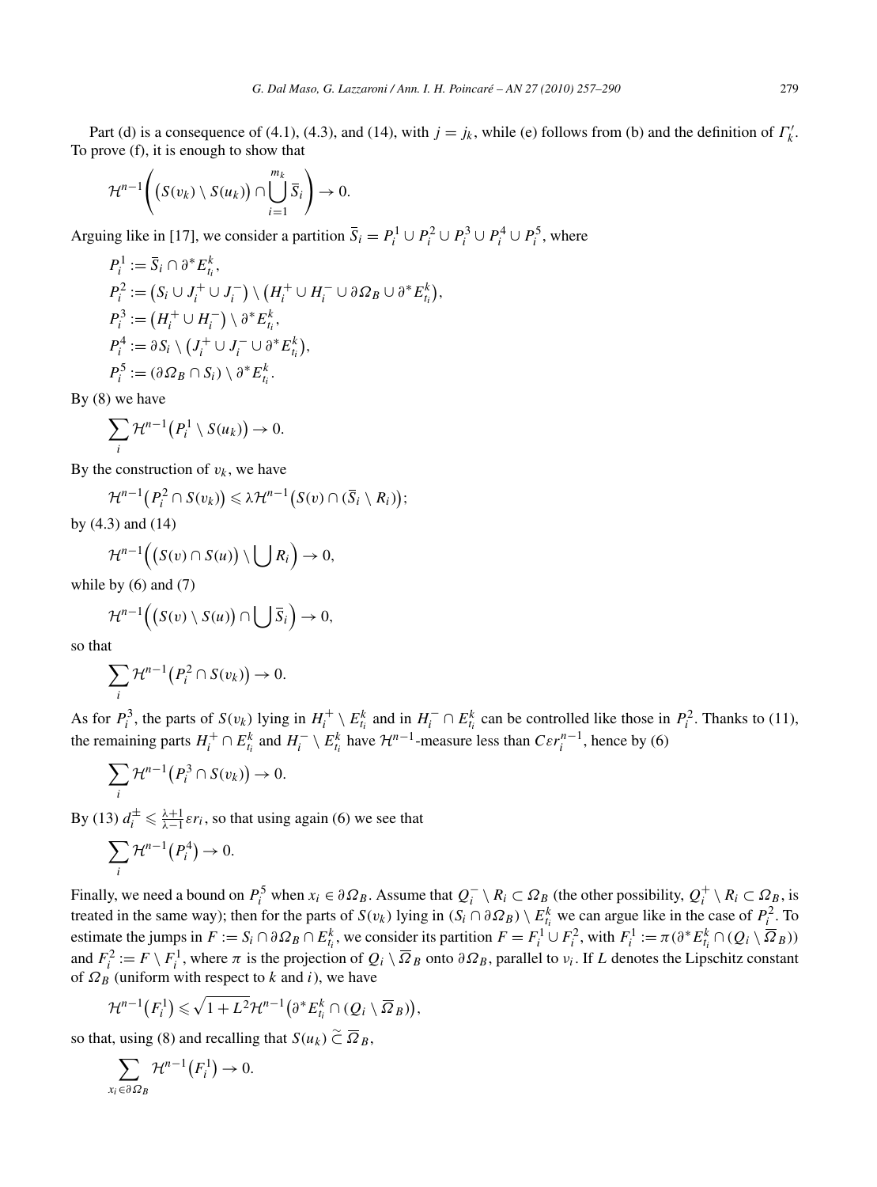Part (d) is a consequence of (4.1), (4.3), and (14), with $j = j_k$, while (e) follows from (b) and the definition of $\Gamma'_k$. To prove (f), it is enough to show that

$$\mathcal{H}^{n-1}\left(\left(S(v_k) \setminus S(u_k)\right) \cap \bigcup_{i=1}^{m_k} \overline{S}_i\right) \to 0.$$

Arguing like in [17], we consider a partition $\overline{S}_i = P_i^1 \cup P_i^2 \cup P_i^3 \cup P_i^4 \cup P_i^5$, where

$$\begin{aligned}
P_i^1 &:= \overline{S}_i \cap \partial^* E_{t_i}^k, \\
P_i^2 &:= \left(S_i \cup J_i^+ \cup J_i^-\right) \setminus \left(H_i^+ \cup H_i^- \cup \partial \Omega_B \cup \partial^* E_{t_i}^k\right), \\
P_i^3 &:= \left(H_i^+ \cup H_i^-\right) \setminus \partial^* E_{t_i}^k, \\
P_i^4 &:= \partial S_i \setminus \left(J_i^+ \cup J_i^- \cup \partial^* E_{t_i}^k\right), \\
P_i^5 &:= (\partial \Omega_B \cap S_i) \setminus \partial^* E_{t_i}^k.
\end{aligned}$$

By (8) we have

$$\sum_i \mathcal{H}^{n-1}\left(P_i^1 \setminus S(u_k)\right) \to 0.$$

By the construction of $v_k$, we have

$$\mathcal{H}^{n-1}\left(P_i^2 \cap S(v_k)\right) \leqslant \lambda \mathcal{H}^{n-1}\left(S(v) \cap (\overline{S}_i \setminus R_i)\right);$$

by (4.3) and (14)

$$\mathcal{H}^{n-1}\left(\left(S(v) \cap S(u)\right) \setminus \bigcup R_i\right) \to 0,$$

while by (6) and (7)

$$\mathcal{H}^{n-1}\left(\left(S(v) \setminus S(u)\right) \cap \bigcup \overline{S}_i\right) \to 0,$$

so that

$$\sum_i \mathcal{H}^{n-1}\left(P_i^2 \cap S(v_k)\right) \to 0.$$

As for $P_i^3$, the parts of $S(v_k)$ lying in $H_i^+ \setminus E_{t_i}^k$ and in $H_i^- \cap E_{t_i}^k$ can be controlled like those in $P_i^2$. Thanks to (11), the remaining parts $H_i^+ \cap E_{t_i}^k$ and $H_i^- \setminus E_{t_i}^k$ have $\mathcal{H}^{n-1}$-measure less than $C\varepsilon r_i^{n-1}$, hence by (6)

$$\sum_i \mathcal{H}^{n-1}\left(P_i^3 \cap S(v_k)\right) \to 0.$$

By (13) $d_i^\pm \leqslant \frac{\lambda+1}{\lambda-1}\varepsilon r_i$, so that using again (6) we see that

$$\sum_i \mathcal{H}^{n-1}\left(P_i^4\right) \to 0.$$

Finally, we need a bound on $P_i^5$ when $x_i \in \partial \Omega_B$. Assume that $Q_i^- \setminus R_i \subset \Omega_B$ (the other possibility, $Q_i^+ \setminus R_i \subset \Omega_B$, is treated in the same way); then for the parts of $S(v_k)$ lying in $(S_i \cap \partial \Omega_B) \setminus E_{t_i}^k$ we can argue like in the case of $P_i^2$. To estimate the jumps in $F := S_i \cap \partial \Omega_B \cap E_{t_i}^k$, we consider its partition $F = F_i^1 \cup F_i^2$, with $F_i^1 := \pi(\partial^* E_{t_i}^k \cap (Q_i \setminus \overline{\Omega}_B))$ and $F_i^2 := F \setminus F_i^1$, where $\pi$ is the projection of $Q_i \setminus \overline{\Omega}_B$ onto $\partial \Omega_B$, parallel to $\nu_i$. If $L$ denotes the Lipschitz constant of $\Omega_B$ (uniform with respect to $k$ and $i$), we have

$$\mathcal{H}^{n-1}\left(F_i^1\right) \leqslant \sqrt{1+L^2}\,\mathcal{H}^{n-1}\left(\partial^* E_{t_i}^k \cap (Q_i \setminus \overline{\Omega}_B)\right),$$

so that, using (8) and recalling that $S(u_k) \mathrel{\tilde{\subset}} \overline{\Omega}_B$,

$$\sum_{x_i \in \partial \Omega_B} \mathcal{H}^{n-1}\left(F_i^1\right) \to 0.$$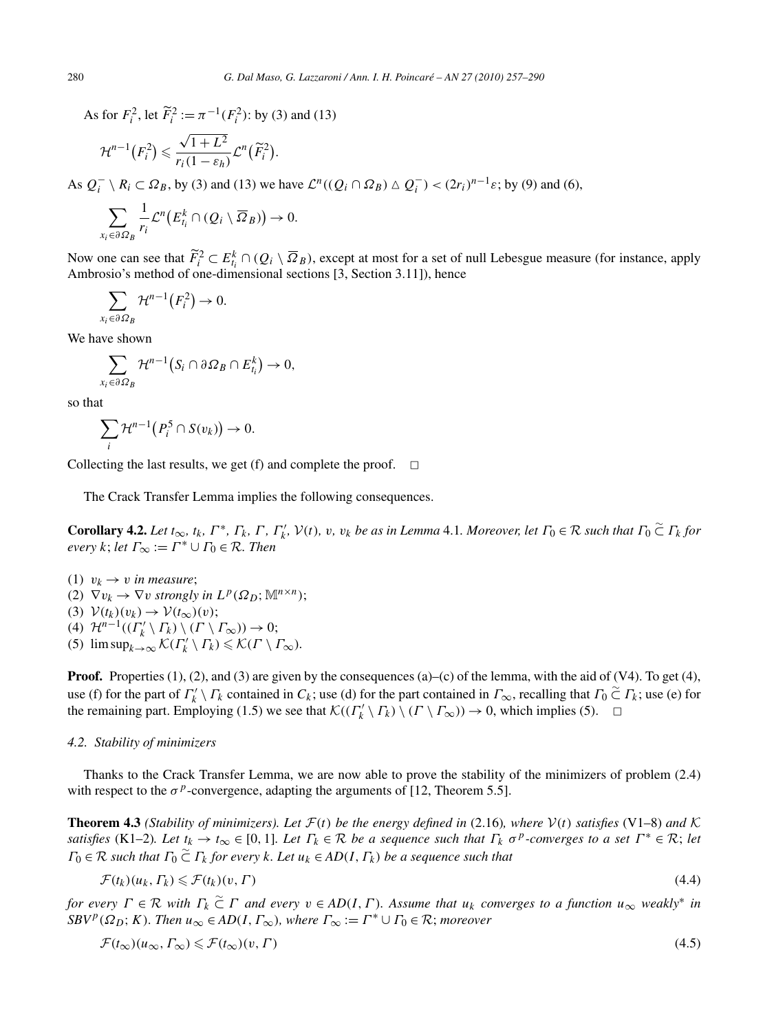As for $F_i^2$, let $\widetilde{F}_i^2 := \pi^{-1}(F_i^2)$: by (3) and (13)

$$\mathcal{H}^{n-1}(F_i^2) \leqslant \frac{\sqrt{1+L^2}}{r_i(1-\varepsilon_h)} \mathcal{L}^n(\widetilde{F}_i^2).$$

As $Q_i^- \setminus R_i \subset \Omega_B$, by (3) and (13) we have $\mathcal{L}^n((Q_i \cap \Omega_B) \triangle Q_i^-) < (2r_i)^{n-1}\varepsilon$; by (9) and (6),

$$\sum_{x_i \in \partial\Omega_B} \frac{1}{r_i} \mathcal{L}^n\big(E_{t_i}^k \cap (Q_i \setminus \overline{\Omega}_B)\big) \to 0.$$

Now one can see that $\widetilde{F}_i^2 \subset E_{t_i}^k \cap (Q_i \setminus \overline{\Omega}_B)$, except at most for a set of null Lebesgue measure (for instance, apply Ambrosio's method of one-dimensional sections [3, Section 3.11]), hence

$$\sum_{x_i \in \partial\Omega_B} \mathcal{H}^{n-1}(F_i^2) \to 0.$$

We have shown

$$\sum_{x_i \in \partial\Omega_B} \mathcal{H}^{n-1}\big(S_i \cap \partial\Omega_B \cap E_{t_i}^k\big) \to 0,$$

so that

$$\sum_i \mathcal{H}^{n-1}\big(P_i^5 \cap S(v_k)\big) \to 0.$$

Collecting the last results, we get (f) and complete the proof. □

The Crack Transfer Lemma implies the following consequences.

**Corollary 4.2.** *Let $t_\infty$, $t_k$, $\Gamma^*$, $\Gamma_k$, $\Gamma$, $\Gamma_k'$, $\mathcal{V}(t)$, $v$, $v_k$ be as in Lemma 4.1. Moreover, let $\Gamma_0 \in \mathcal{R}$ such that $\Gamma_0 \,\widetilde{\subset}\, \Gamma_k$ for every $k$; let $\Gamma_\infty := \Gamma^* \cup \Gamma_0 \in \mathcal{R}$. Then*

(1) $v_k \to v$ *in measure*;
(2) $\nabla v_k \to \nabla v$ *strongly in* $L^p(\Omega_D; \mathbb{M}^{n\times n})$;
(3) $\mathcal{V}(t_k)(v_k) \to \mathcal{V}(t_\infty)(v)$;
(4) $\mathcal{H}^{n-1}((\Gamma_k' \setminus \Gamma_k) \setminus (\Gamma \setminus \Gamma_\infty)) \to 0$;
(5) $\limsup_{k\to\infty} \mathcal{K}(\Gamma_k' \setminus \Gamma_k) \leqslant \mathcal{K}(\Gamma \setminus \Gamma_\infty)$.

**Proof.** Properties (1), (2), and (3) are given by the consequences (a)–(c) of the lemma, with the aid of (V4). To get (4), use (f) for the part of $\Gamma_k' \setminus \Gamma_k$ contained in $C_k$; use (d) for the part contained in $\Gamma_\infty$, recalling that $\Gamma_0 \,\widetilde{\subset}\, \Gamma_k$; use (e) for the remaining part. Employing (1.5) we see that $\mathcal{K}((\Gamma_k' \setminus \Gamma_k) \setminus (\Gamma \setminus \Gamma_\infty)) \to 0$, which implies (5). □

### 4.2. Stability of minimizers

Thanks to the Crack Transfer Lemma, we are now able to prove the stability of the minimizers of problem (2.4) with respect to the $\sigma^p$-convergence, adapting the arguments of [12, Theorem 5.5].

**Theorem 4.3** *(Stability of minimizers). Let $\mathcal{F}(t)$ be the energy defined in (2.16), where $\mathcal{V}(t)$ satisfies (V1–8) and $\mathcal{K}$ satisfies (K1–2). Let $t_k \to t_\infty \in [0,1]$. Let $\Gamma_k \in \mathcal{R}$ be a sequence such that $\Gamma_k$ $\sigma^p$-converges to a set $\Gamma^* \in \mathcal{R}$; let $\Gamma_0 \in \mathcal{R}$ such that $\Gamma_0 \,\widetilde{\subset}\, \Gamma_k$ for every $k$. Let $u_k \in AD(I, \Gamma_k)$ be a sequence such that*

$$\mathcal{F}(t_k)(u_k, \Gamma_k) \leqslant \mathcal{F}(t_k)(v, \Gamma) \tag{4.4}$$

*for every $\Gamma \in \mathcal{R}$ with $\Gamma_k \,\widetilde{\subset}\, \Gamma$ and every $v \in AD(I, \Gamma)$. Assume that $u_k$ converges to a function $u_\infty$ weakly\* in $SBV^p(\Omega_D; K)$. Then $u_\infty \in AD(I, \Gamma_\infty)$, where $\Gamma_\infty := \Gamma^* \cup \Gamma_0 \in \mathcal{R}$; moreover*

$$\mathcal{F}(t_\infty)(u_\infty, \Gamma_\infty) \leqslant \mathcal{F}(t_\infty)(v, \Gamma) \tag{4.5}$$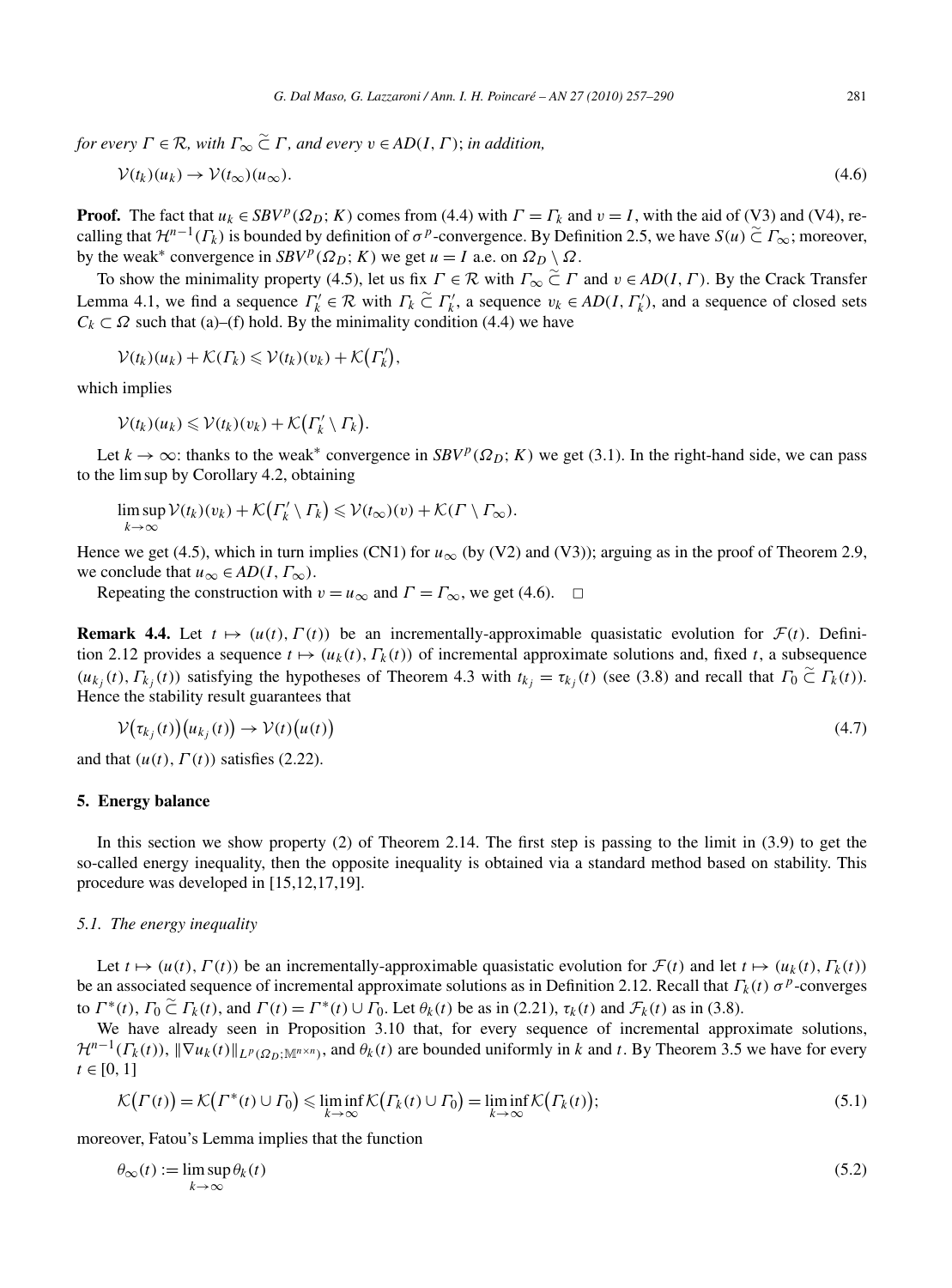*for every $\Gamma \in \mathcal{R}$, with $\Gamma_\infty \,\tilde{\subset}\, \Gamma$, and every $v \in AD(I, \Gamma)$; in addition,*

$$\mathcal{V}(t_k)(u_k) \to \mathcal{V}(t_\infty)(u_\infty). \tag{4.6}$$

**Proof.** The fact that $u_k \in SBV^p(\Omega_D; K)$ comes from (4.4) with $\Gamma = \Gamma_k$ and $v = I$, with the aid of (V3) and (V4), recalling that $\mathcal{H}^{n-1}(\Gamma_k)$ is bounded by definition of $\sigma^p$-convergence. By Definition 2.5, we have $S(u) \,\tilde{\subset}\, \Gamma_\infty$; moreover, by the weak* convergence in $SBV^p(\Omega_D; K)$ we get $u = I$ a.e. on $\Omega_D \setminus \Omega$.

To show the minimality property (4.5), let us fix $\Gamma \in \mathcal{R}$ with $\Gamma_\infty \,\tilde{\subset}\, \Gamma$ and $v \in AD(I, \Gamma)$. By the Crack Transfer Lemma 4.1, we find a sequence $\Gamma'_k \in \mathcal{R}$ with $\Gamma_k \,\tilde{\subset}\, \Gamma'_k$, a sequence $v_k \in AD(I, \Gamma'_k)$, and a sequence of closed sets $C_k \subset \Omega$ such that (a)–(f) hold. By the minimality condition (4.4) we have

$$\mathcal{V}(t_k)(u_k) + \mathcal{K}(\Gamma_k) \leqslant \mathcal{V}(t_k)(v_k) + \mathcal{K}(\Gamma'_k),$$

which implies

$$\mathcal{V}(t_k)(u_k) \leqslant \mathcal{V}(t_k)(v_k) + \mathcal{K}(\Gamma'_k \setminus \Gamma_k).$$

Let $k \to \infty$: thanks to the weak* convergence in $SBV^p(\Omega_D; K)$ we get (3.1). In the right-hand side, we can pass to the lim sup by Corollary 4.2, obtaining

$$\limsup_{k\to\infty} \mathcal{V}(t_k)(v_k) + \mathcal{K}(\Gamma'_k \setminus \Gamma_k) \leqslant \mathcal{V}(t_\infty)(v) + \mathcal{K}(\Gamma \setminus \Gamma_\infty).$$

Hence we get (4.5), which in turn implies (CN1) for $u_\infty$ (by (V2) and (V3)); arguing as in the proof of Theorem 2.9, we conclude that $u_\infty \in AD(I, \Gamma_\infty)$.

Repeating the construction with $v = u_\infty$ and $\Gamma = \Gamma_\infty$, we get (4.6). $\square$

**Remark 4.4.** Let $t \mapsto (u(t), \Gamma(t))$ be an incrementally-approximable quasistatic evolution for $\mathcal{F}(t)$. Definition 2.12 provides a sequence $t \mapsto (u_k(t), \Gamma_k(t))$ of incremental approximate solutions and, fixed $t$, a subsequence $(u_{k_j}(t), \Gamma_{k_j}(t))$ satisfying the hypotheses of Theorem 4.3 with $t_{k_j} = \tau_{k_j}(t)$ (see (3.8) and recall that $\Gamma_0 \,\tilde{\subset}\, \Gamma_k(t)$). Hence the stability result guarantees that

$$\mathcal{V}(\tau_{k_j}(t))(u_{k_j}(t)) \to \mathcal{V}(t)(u(t)) \tag{4.7}$$

and that $(u(t), \Gamma(t))$ satisfies (2.22).

## 5. Energy balance

In this section we show property (2) of Theorem 2.14. The first step is passing to the limit in (3.9) to get the so-called energy inequality, then the opposite inequality is obtained via a standard method based on stability. This procedure was developed in [15,12,17,19].

### 5.1. The energy inequality

Let $t \mapsto (u(t), \Gamma(t))$ be an incrementally-approximable quasistatic evolution for $\mathcal{F}(t)$ and let $t \mapsto (u_k(t), \Gamma_k(t))$ be an associated sequence of incremental approximate solutions as in Definition 2.12. Recall that $\Gamma_k(t)$ $\sigma^p$-converges to $\Gamma^*(t)$, $\Gamma_0 \,\tilde{\subset}\, \Gamma_k(t)$, and $\Gamma(t) = \Gamma^*(t) \cup \Gamma_0$. Let $\theta_k(t)$ be as in (2.21), $\tau_k(t)$ and $\mathcal{F}_k(t)$ as in (3.8).

We have already seen in Proposition 3.10 that, for every sequence of incremental approximate solutions, $\mathcal{H}^{n-1}(\Gamma_k(t))$, $\|\nabla u_k(t)\|_{L^p(\Omega_D;\mathbb{M}^{n\times n})}$, and $\theta_k(t)$ are bounded uniformly in $k$ and $t$. By Theorem 3.5 we have for every $t \in [0, 1]$

$$\mathcal{K}(\Gamma(t)) = \mathcal{K}(\Gamma^*(t) \cup \Gamma_0) \leqslant \liminf_{k\to\infty} \mathcal{K}(\Gamma_k(t) \cup \Gamma_0) = \liminf_{k\to\infty} \mathcal{K}(\Gamma_k(t)); \tag{5.1}$$

moreover, Fatou's Lemma implies that the function

$$\theta_\infty(t) := \limsup_{k\to\infty} \theta_k(t) \tag{5.2}$$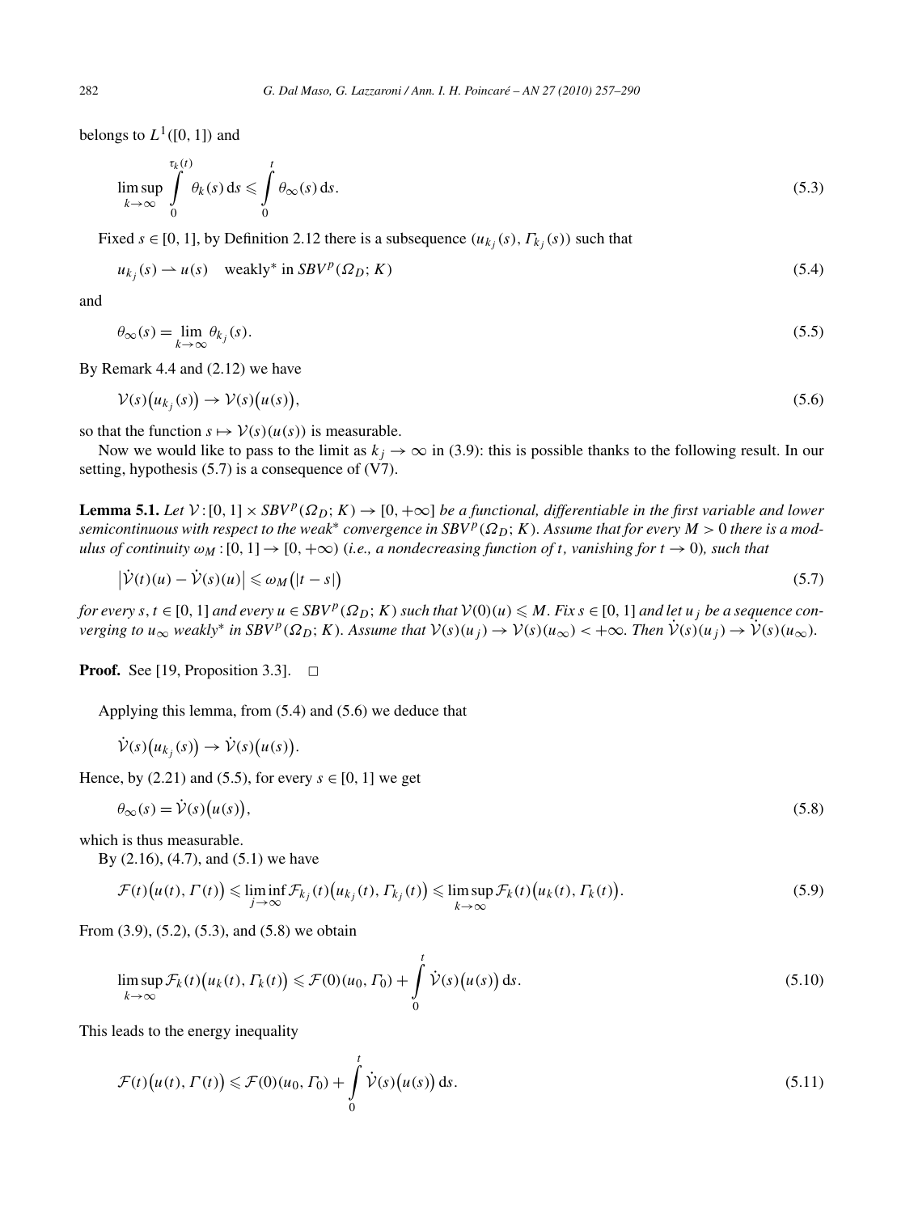belongs to $L^1([0,1])$ and

$$\limsup_{k\to\infty} \int_0^{\tau_k(t)} \theta_k(s)\,\mathrm{d}s \leqslant \int_0^t \theta_\infty(s)\,\mathrm{d}s. \tag{5.3}$$

Fixed $s \in [0,1]$, by Definition 2.12 there is a subsequence $(u_{k_j}(s), \Gamma_{k_j}(s))$ such that

$$u_{k_j}(s) \rightharpoonup u(s) \quad \text{weakly* in } SBV^p(\Omega_D; K) \tag{5.4}$$

and

$$\theta_\infty(s) = \lim_{k\to\infty} \theta_{k_j}(s). \tag{5.5}$$

By Remark 4.4 and (2.12) we have

$$\mathcal{V}(s)\big(u_{k_j}(s)\big) \to \mathcal{V}(s)\big(u(s)\big), \tag{5.6}$$

so that the function $s \mapsto \mathcal{V}(s)(u(s))$ is measurable.

Now we would like to pass to the limit as $k_j \to \infty$ in (3.9): this is possible thanks to the following result. In our setting, hypothesis (5.7) is a consequence of (V7).

**Lemma 5.1.** *Let $\mathcal{V}: [0,1] \times SBV^p(\Omega_D; K) \to [0,+\infty]$ be a functional, differentiable in the first variable and lower semicontinuous with respect to the weak* convergence in $SBV^p(\Omega_D; K)$. Assume that for every $M > 0$ there is a modulus of continuity $\omega_M : [0,1] \to [0,+\infty)$ (i.e., a nondecreasing function of $t$, vanishing for $t \to 0$), such that*

$$\big|\dot{\mathcal{V}}(t)(u) - \dot{\mathcal{V}}(s)(u)\big| \leqslant \omega_M\big(|t-s|\big) \tag{5.7}$$

*for every $s,t \in [0,1]$ and every $u \in SBV^p(\Omega_D; K)$ such that $\mathcal{V}(0)(u) \leqslant M$. Fix $s \in [0,1]$ and let $u_j$ be a sequence converging to $u_\infty$ weakly* in $SBV^p(\Omega_D; K)$. Assume that $\mathcal{V}(s)(u_j) \to \mathcal{V}(s)(u_\infty) < +\infty$. Then $\dot{\mathcal{V}}(s)(u_j) \to \dot{\mathcal{V}}(s)(u_\infty)$.*

**Proof.** See [19, Proposition 3.3]. $\square$

Applying this lemma, from (5.4) and (5.6) we deduce that

$$\dot{\mathcal{V}}(s)\big(u_{k_j}(s)\big) \to \dot{\mathcal{V}}(s)\big(u(s)\big).$$

Hence, by (2.21) and (5.5), for every $s \in [0,1]$ we get

$$\theta_\infty(s) = \dot{\mathcal{V}}(s)\big(u(s)\big), \tag{5.8}$$

which is thus measurable.

By (2.16), (4.7), and (5.1) we have

$$\mathcal{F}(t)\big(u(t), \Gamma(t)\big) \leqslant \liminf_{j\to\infty} \mathcal{F}_{k_j}(t)\big(u_{k_j}(t), \Gamma_{k_j}(t)\big) \leqslant \limsup_{k\to\infty} \mathcal{F}_k(t)\big(u_k(t), \Gamma_k(t)\big). \tag{5.9}$$

From (3.9), (5.2), (5.3), and (5.8) we obtain

$$\limsup_{k\to\infty} \mathcal{F}_k(t)\big(u_k(t), \Gamma_k(t)\big) \leqslant \mathcal{F}(0)(u_0, \Gamma_0) + \int_0^t \dot{\mathcal{V}}(s)\big(u(s)\big)\,\mathrm{d}s. \tag{5.10}$$

This leads to the energy inequality

$$\mathcal{F}(t)\big(u(t), \Gamma(t)\big) \leqslant \mathcal{F}(0)(u_0, \Gamma_0) + \int_0^t \dot{\mathcal{V}}(s)\big(u(s)\big)\,\mathrm{d}s. \tag{5.11}$$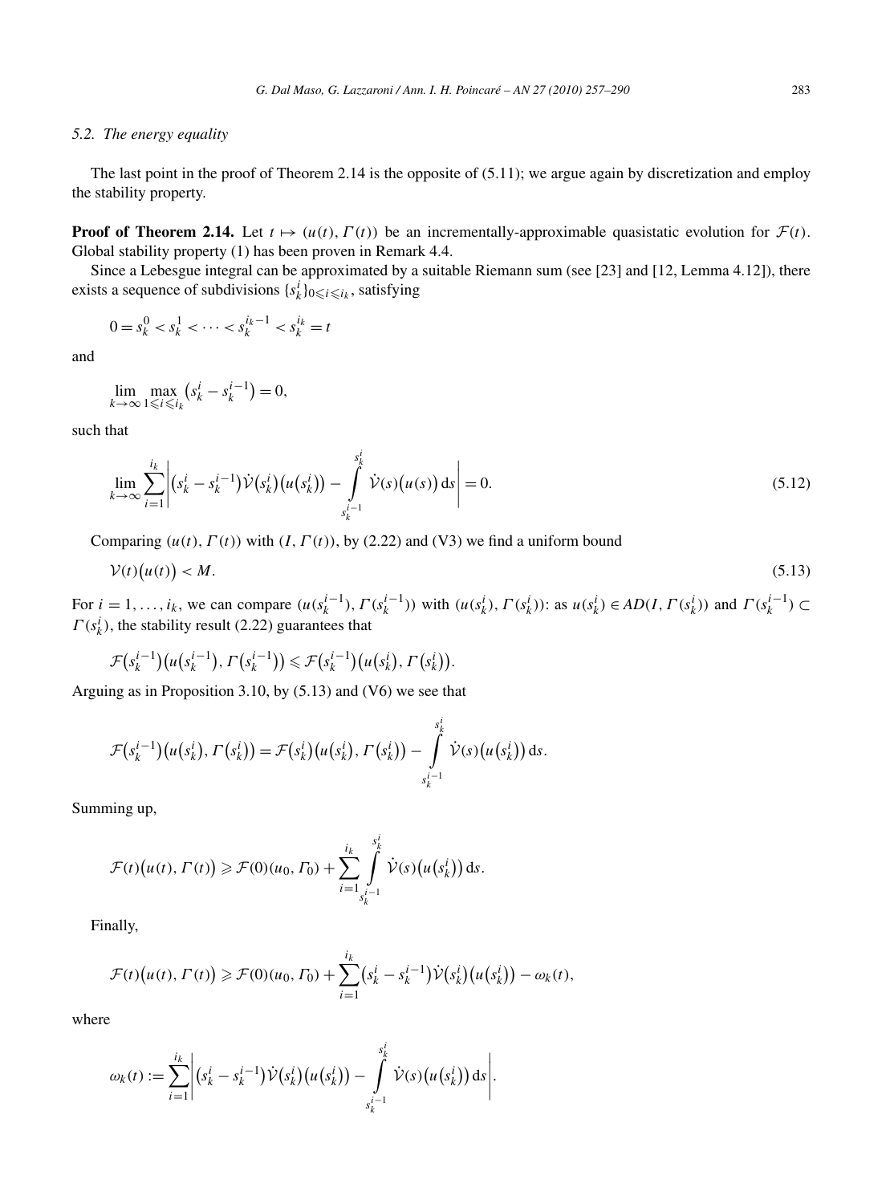### 5.2. The energy equality

The last point in the proof of Theorem 2.14 is the opposite of (5.11); we argue again by discretization and employ the stability property.

**Proof of Theorem 2.14.** Let $t \mapsto (u(t), \Gamma(t))$ be an incrementally-approximable quasistatic evolution for $\mathcal{F}(t)$. Global stability property (1) has been proven in Remark 4.4.

Since a Lebesgue integral can be approximated by a suitable Riemann sum (see [23] and [12, Lemma 4.12]), there exists a sequence of subdivisions $\{s_k^i\}_{0 \leqslant i \leqslant i_k}$, satisfying

$$0 = s_k^0 < s_k^1 < \cdots < s_k^{i_k - 1} < s_k^{i_k} = t$$

and

$$\lim_{k \to \infty} \max_{1 \leqslant i \leqslant i_k} \left(s_k^i - s_k^{i-1}\right) = 0,$$

such that

$$\lim_{k \to \infty} \sum_{i=1}^{i_k} \left| \left(s_k^i - s_k^{i-1}\right) \dot{\mathcal{V}}\left(s_k^i\right)\left(u\left(s_k^i\right)\right) - \int_{s_k^{i-1}}^{s_k^i} \dot{\mathcal{V}}(s)\left(u(s)\right) \mathrm{d}s \right| = 0. \tag{5.12}$$

Comparing $(u(t), \Gamma(t))$ with $(I, \Gamma(t))$, by (2.22) and (V3) we find a uniform bound

$$\mathcal{V}(t)\left(u(t)\right) < M. \tag{5.13}$$

For $i = 1, \ldots, i_k$, we can compare $(u(s_k^{i-1}), \Gamma(s_k^{i-1}))$ with $(u(s_k^i), \Gamma(s_k^i))$: as $u(s_k^i) \in AD(I, \Gamma(s_k^i))$ and $\Gamma(s_k^{i-1}) \subset \Gamma(s_k^i)$, the stability result (2.22) guarantees that

$$\mathcal{F}\left(s_k^{i-1}\right)\left(u\left(s_k^{i-1}\right), \Gamma\left(s_k^{i-1}\right)\right) \leqslant \mathcal{F}\left(s_k^{i-1}\right)\left(u\left(s_k^i\right), \Gamma\left(s_k^i\right)\right).$$

Arguing as in Proposition 3.10, by (5.13) and (V6) we see that

$$\mathcal{F}\left(s_k^{i-1}\right)\left(u\left(s_k^i\right), \Gamma\left(s_k^i\right)\right) = \mathcal{F}\left(s_k^i\right)\left(u\left(s_k^i\right), \Gamma\left(s_k^i\right)\right) - \int_{s_k^{i-1}}^{s_k^i} \dot{\mathcal{V}}(s)\left(u\left(s_k^i\right)\right) \mathrm{d}s.$$

Summing up,

$$\mathcal{F}(t)\left(u(t), \Gamma(t)\right) \geqslant \mathcal{F}(0)(u_0, \Gamma_0) + \sum_{i=1}^{i_k} \int_{s_k^{i-1}}^{s_k^i} \dot{\mathcal{V}}(s)\left(u\left(s_k^i\right)\right) \mathrm{d}s.$$

Finally,

$$\mathcal{F}(t)\left(u(t), \Gamma(t)\right) \geqslant \mathcal{F}(0)(u_0, \Gamma_0) + \sum_{i=1}^{i_k} \left(s_k^i - s_k^{i-1}\right) \dot{\mathcal{V}}\left(s_k^i\right)\left(u\left(s_k^i\right)\right) - \omega_k(t),$$

where

$$\omega_k(t) := \sum_{i=1}^{i_k} \left| \left(s_k^i - s_k^{i-1}\right) \dot{\mathcal{V}}\left(s_k^i\right)\left(u\left(s_k^i\right)\right) - \int_{s_k^{i-1}}^{s_k^i} \dot{\mathcal{V}}(s)\left(u\left(s_k^i\right)\right) \mathrm{d}s \right|.$$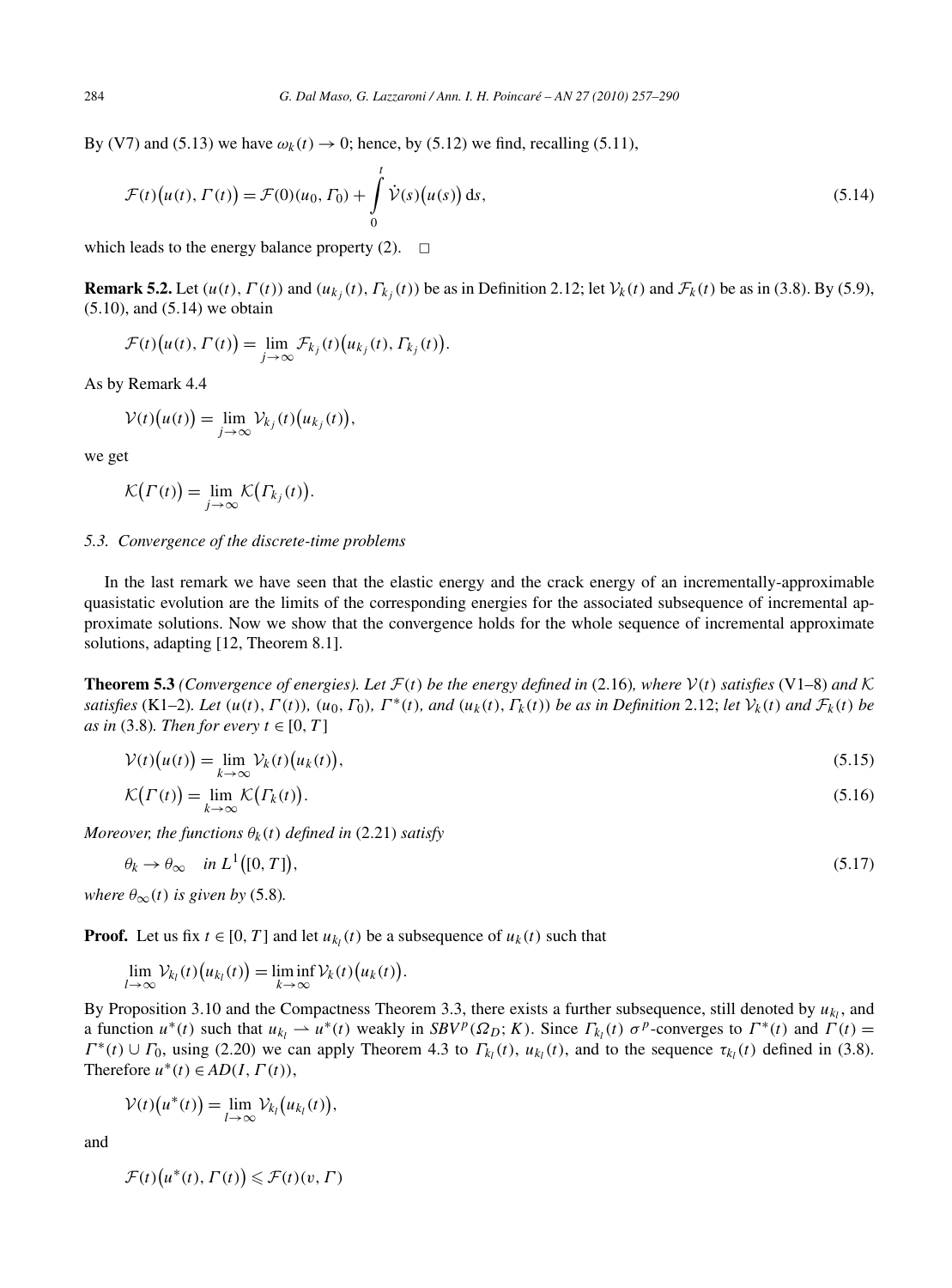By (V7) and (5.13) we have $\omega_k(t) \to 0$; hence, by (5.12) we find, recalling (5.11),

$$\mathcal{F}(t)\big(u(t), \Gamma(t)\big) = \mathcal{F}(0)(u_0, \Gamma_0) + \int_0^t \dot{\mathcal{V}}(s)\big(u(s)\big)\,\mathrm{d}s, \tag{5.14}$$

which leads to the energy balance property (2). $\square$

**Remark 5.2.** Let $(u(t), \Gamma(t))$ and $(u_{k_j}(t), \Gamma_{k_j}(t))$ be as in Definition 2.12; let $\mathcal{V}_k(t)$ and $\mathcal{F}_k(t)$ be as in (3.8). By (5.9), (5.10), and (5.14) we obtain

$$\mathcal{F}(t)\big(u(t), \Gamma(t)\big) = \lim_{j\to\infty} \mathcal{F}_{k_j}(t)\big(u_{k_j}(t), \Gamma_{k_j}(t)\big).$$

As by Remark 4.4

$$\mathcal{V}(t)\big(u(t)\big) = \lim_{j\to\infty} \mathcal{V}_{k_j}(t)\big(u_{k_j}(t)\big),$$

we get

$$\mathcal{K}\big(\Gamma(t)\big) = \lim_{j\to\infty} \mathcal{K}\big(\Gamma_{k_j}(t)\big).$$

### 5.3. Convergence of the discrete-time problems

In the last remark we have seen that the elastic energy and the crack energy of an incrementally-approximable quasistatic evolution are the limits of the corresponding energies for the associated subsequence of incremental approximate solutions. Now we show that the convergence holds for the whole sequence of incremental approximate solutions, adapting [12, Theorem 8.1].

**Theorem 5.3** *(Convergence of energies). Let $\mathcal{F}(t)$ be the energy defined in* (2.16)*, where $\mathcal{V}(t)$ satisfies* (V1–8) *and $\mathcal{K}$ satisfies* (K1–2)*. Let $(u(t), \Gamma(t))$, $(u_0, \Gamma_0)$, $\Gamma^*(t)$, and $(u_k(t), \Gamma_k(t))$ be as in Definition* 2.12*; let $\mathcal{V}_k(t)$ and $\mathcal{F}_k(t)$ be as in* (3.8)*. Then for every $t \in [0, T]$*

$$\mathcal{V}(t)\big(u(t)\big) = \lim_{k\to\infty} \mathcal{V}_k(t)\big(u_k(t)\big), \tag{5.15}$$

$$\mathcal{K}\big(\Gamma(t)\big) = \lim_{k\to\infty} \mathcal{K}\big(\Gamma_k(t)\big). \tag{5.16}$$

*Moreover, the functions $\theta_k(t)$ defined in* (2.21) *satisfy*

$$\theta_k \to \theta_\infty \quad \text{in } L^1\big([0, T]\big), \tag{5.17}$$

*where $\theta_\infty(t)$ is given by* (5.8)*.*

**Proof.** Let us fix $t \in [0, T]$ and let $u_{k_l}(t)$ be a subsequence of $u_k(t)$ such that

$$\lim_{l\to\infty} \mathcal{V}_{k_l}(t)\big(u_{k_l}(t)\big) = \liminf_{k\to\infty} \mathcal{V}_k(t)\big(u_k(t)\big).$$

By Proposition 3.10 and the Compactness Theorem 3.3, there exists a further subsequence, still denoted by $u_{k_l}$, and a function $u^*(t)$ such that $u_{k_l} \rightharpoonup u^*(t)$ weakly in $SBV^p(\Omega_D; K)$. Since $\Gamma_{k_l}(t)$ $\sigma^p$-converges to $\Gamma^*(t)$ and $\Gamma(t) = \Gamma^*(t) \cup \Gamma_0$, using (2.20) we can apply Theorem 4.3 to $\Gamma_{k_l}(t)$, $u_{k_l}(t)$, and to the sequence $\tau_{k_l}(t)$ defined in (3.8). Therefore $u^*(t) \in AD(I, \Gamma(t))$,

$$\mathcal{V}(t)\big(u^*(t)\big) = \lim_{l\to\infty} \mathcal{V}_{k_l}\big(u_{k_l}(t)\big),$$

and

$$\mathcal{F}(t)\big(u^*(t), \Gamma(t)\big) \leqslant \mathcal{F}(t)(v, \Gamma)$$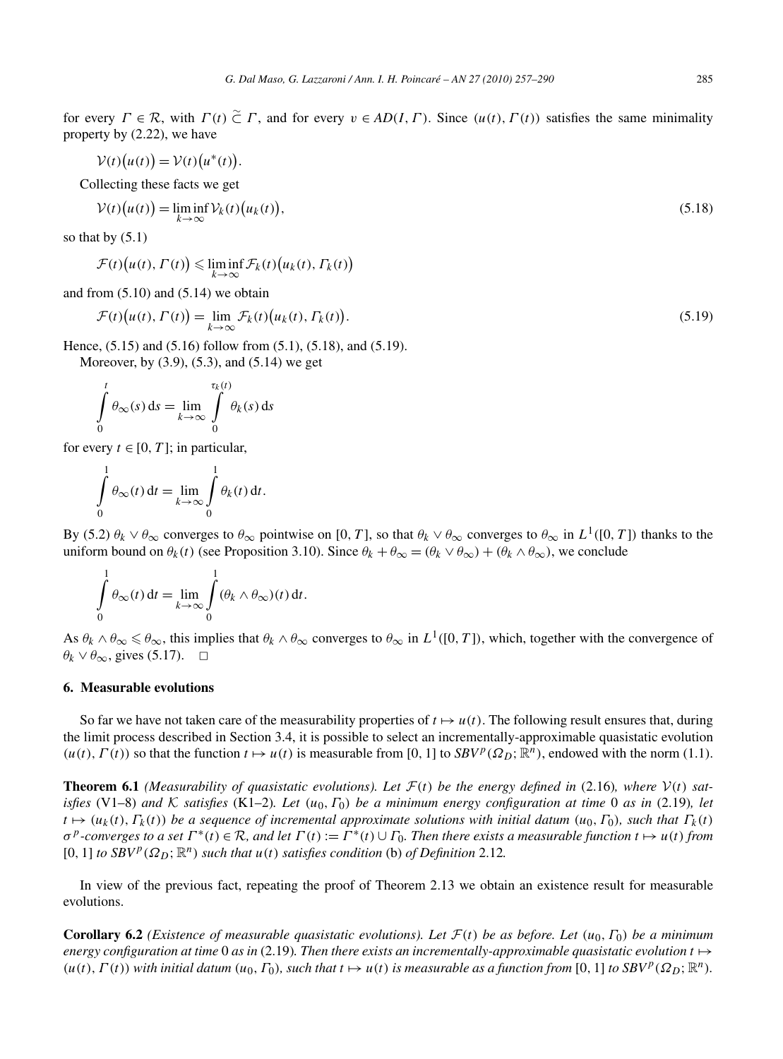for every $\Gamma \in \mathcal{R}$, with $\Gamma(t) \mathrel{\widetilde{\subset}} \Gamma$, and for every $v \in AD(I, \Gamma)$. Since $(u(t), \Gamma(t))$ satisfies the same minimality property by (2.22), we have

$$\mathcal{V}(t)\big(u(t)\big) = \mathcal{V}(t)\big(u^*(t)\big).$$

Collecting these facts we get

$$\mathcal{V}(t)\big(u(t)\big) = \liminf_{k\to\infty} \mathcal{V}_k(t)\big(u_k(t)\big), \tag{5.18}$$

so that by (5.1)

$$\mathcal{F}(t)\big(u(t), \Gamma(t)\big) \leqslant \liminf_{k\to\infty} \mathcal{F}_k(t)\big(u_k(t), \Gamma_k(t)\big)$$

and from (5.10) and (5.14) we obtain

$$\mathcal{F}(t)\big(u(t), \Gamma(t)\big) = \lim_{k\to\infty} \mathcal{F}_k(t)\big(u_k(t), \Gamma_k(t)\big). \tag{5.19}$$

Hence, (5.15) and (5.16) follow from (5.1), (5.18), and (5.19).

Moreover, by (3.9), (5.3), and (5.14) we get

$$\int_0^t \theta_\infty(s)\,\mathrm{d}s = \lim_{k\to\infty} \int_0^{\tau_k(t)} \theta_k(s)\,\mathrm{d}s$$

for every $t \in [0, T]$; in particular,

$$\int_0^1 \theta_\infty(t)\,\mathrm{d}t = \lim_{k\to\infty} \int_0^1 \theta_k(t)\,\mathrm{d}t.$$

By (5.2) $\theta_k \vee \theta_\infty$ converges to $\theta_\infty$ pointwise on $[0, T]$, so that $\theta_k \vee \theta_\infty$ converges to $\theta_\infty$ in $L^1([0, T])$ thanks to the uniform bound on $\theta_k(t)$ (see Proposition 3.10). Since $\theta_k + \theta_\infty = (\theta_k \vee \theta_\infty) + (\theta_k \wedge \theta_\infty)$, we conclude

$$\int_0^1 \theta_\infty(t)\,\mathrm{d}t = \lim_{k\to\infty} \int_0^1 (\theta_k \wedge \theta_\infty)(t)\,\mathrm{d}t.$$

As $\theta_k \wedge \theta_\infty \leqslant \theta_\infty$, this implies that $\theta_k \wedge \theta_\infty$ converges to $\theta_\infty$ in $L^1([0, T])$, which, together with the convergence of $\theta_k \vee \theta_\infty$, gives (5.17). $\square$

## 6. Measurable evolutions

So far we have not taken care of the measurability properties of $t \mapsto u(t)$. The following result ensures that, during the limit process described in Section 3.4, it is possible to select an incrementally-approximable quasistatic evolution $(u(t), \Gamma(t))$ so that the function $t \mapsto u(t)$ is measurable from $[0, 1]$ to $SBV^p(\Omega_D; \mathbb{R}^n)$, endowed with the norm (1.1).

**Theorem 6.1** *(Measurability of quasistatic evolutions). Let $\mathcal{F}(t)$ be the energy defined in* (2.16)*, where $\mathcal{V}(t)$ satisfies* (V1–8) *and $\mathcal{K}$ satisfies* (K1–2)*. Let $(u_0, \Gamma_0)$ be a minimum energy configuration at time* 0 *as in* (2.19)*, let $t \mapsto (u_k(t), \Gamma_k(t))$ be a sequence of incremental approximate solutions with initial datum $(u_0, \Gamma_0)$, such that $\Gamma_k(t)$ $\sigma^p$-converges to a set $\Gamma^*(t) \in \mathcal{R}$, and let $\Gamma(t) := \Gamma^*(t) \cup \Gamma_0$. Then there exists a measurable function $t \mapsto u(t)$ from $[0, 1]$ to $SBV^p(\Omega_D; \mathbb{R}^n)$ such that $u(t)$ satisfies condition* (b) *of Definition* 2.12*.*

In view of the previous fact, repeating the proof of Theorem 2.13 we obtain an existence result for measurable evolutions.

**Corollary 6.2** *(Existence of measurable quasistatic evolutions). Let $\mathcal{F}(t)$ be as before. Let $(u_0, \Gamma_0)$ be a minimum energy configuration at time* 0 *as in* (2.19)*. Then there exists an incrementally-approximable quasistatic evolution $t \mapsto (u(t), \Gamma(t))$ with initial datum $(u_0, \Gamma_0)$, such that $t \mapsto u(t)$ is measurable as a function from $[0, 1]$ to $SBV^p(\Omega_D; \mathbb{R}^n)$.*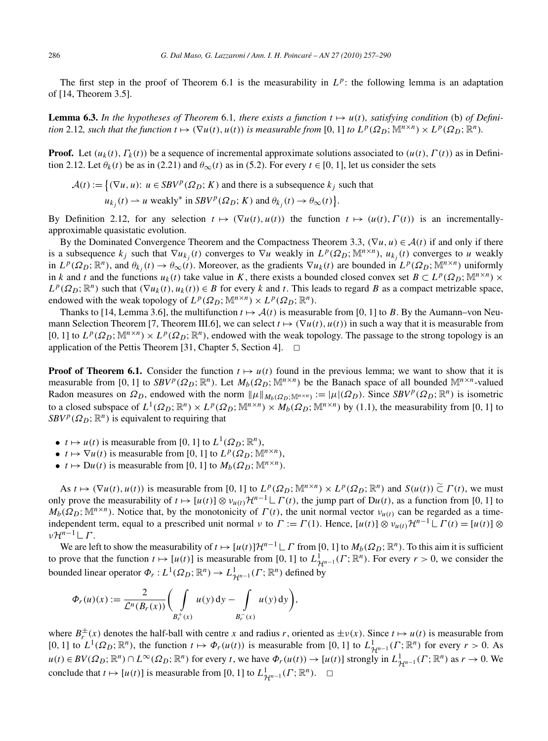The first step in the proof of Theorem 6.1 is the measurability in $L^p$: the following lemma is an adaptation of [14, Theorem 3.5].

**Lemma 6.3.** *In the hypotheses of Theorem* 6.1*, there exists a function $t \mapsto u(t)$, satisfying condition* (b) *of Definition* 2.12*, such that the function $t \mapsto (\nabla u(t), u(t))$ is measurable from $[0,1]$ to $L^p(\Omega_D; \mathbb{M}^{n\times n}) \times L^p(\Omega_D; \mathbb{R}^n)$.*

**Proof.** Let $(u_k(t), \Gamma_k(t))$ be a sequence of incremental approximate solutions associated to $(u(t), \Gamma(t))$ as in Definition 2.12. Let $\theta_k(t)$ be as in (2.21) and $\theta_\infty(t)$ as in (5.2). For every $t \in [0,1]$, let us consider the sets

$$\mathcal{A}(t) := \big\{(\nabla u, u)\colon\ u \in SBV^p(\Omega_D; K) \text{ and there is a subsequence } k_j \text{ such that}$$
$$u_{k_j}(t) \rightharpoonup u \text{ weakly}^* \text{ in } SBV^p(\Omega_D; K) \text{ and } \theta_{k_j}(t) \to \theta_\infty(t)\big\}.$$

By Definition 2.12, for any selection $t \mapsto (\nabla u(t), u(t))$ the function $t \mapsto (u(t), \Gamma(t))$ is an incrementally-approximable quasistatic evolution.

By the Dominated Convergence Theorem and the Compactness Theorem 3.3, $(\nabla u, u) \in \mathcal{A}(t)$ if and only if there is a subsequence $k_j$ such that $\nabla u_{k_j}(t)$ converges to $\nabla u$ weakly in $L^p(\Omega_D; \mathbb{M}^{n\times n})$, $u_{k_j}(t)$ converges to $u$ weakly in $L^p(\Omega_D; \mathbb{R}^n)$, and $\theta_{k_j}(t) \to \theta_\infty(t)$. Moreover, as the gradients $\nabla u_k(t)$ are bounded in $L^p(\Omega_D; \mathbb{M}^{n\times n})$ uniformly in $k$ and $t$ and the functions $u_k(t)$ take value in $K$, there exists a bounded closed convex set $B \subset L^p(\Omega_D; \mathbb{M}^{n\times n}) \times L^p(\Omega_D; \mathbb{R}^n)$ such that $(\nabla u_k(t), u_k(t)) \in B$ for every $k$ and $t$. This leads to regard $B$ as a compact metrizable space, endowed with the weak topology of $L^p(\Omega_D; \mathbb{M}^{n\times n}) \times L^p(\Omega_D; \mathbb{R}^n)$.

Thanks to [14, Lemma 3.6], the multifunction $t \mapsto \mathcal{A}(t)$ is measurable from $[0,1]$ to $B$. By the Aumann–von Neumann Selection Theorem [7, Theorem III.6], we can select $t \mapsto (\nabla u(t), u(t))$ in such a way that it is measurable from $[0,1]$ to $L^p(\Omega_D; \mathbb{M}^{n\times n}) \times L^p(\Omega_D; \mathbb{R}^n)$, endowed with the weak topology. The passage to the strong topology is an application of the Pettis Theorem [31, Chapter 5, Section 4]. $\square$

**Proof of Theorem 6.1.** Consider the function $t \mapsto u(t)$ found in the previous lemma; we want to show that it is measurable from $[0,1]$ to $SBV^p(\Omega_D; \mathbb{R}^n)$. Let $M_b(\Omega_D; \mathbb{M}^{n\times n})$ be the Banach space of all bounded $\mathbb{M}^{n\times n}$-valued Radon measures on $\Omega_D$, endowed with the norm $\|\mu\|_{M_b(\Omega_D;\mathbb{M}^{n\times n})} := |\mu|(\Omega_D)$. Since $SBV^p(\Omega_D; \mathbb{R}^n)$ is isometric to a closed subspace of $L^1(\Omega_D; \mathbb{R}^n) \times L^p(\Omega_D; \mathbb{M}^{n\times n}) \times M_b(\Omega_D; \mathbb{M}^{n\times n})$ by (1.1), the measurability from $[0,1]$ to $SBV^p(\Omega_D; \mathbb{R}^n)$ is equivalent to requiring that

- $t \mapsto u(t)$ is measurable from $[0,1]$ to $L^1(\Omega_D; \mathbb{R}^n)$,
- $t \mapsto \nabla u(t)$ is measurable from $[0,1]$ to $L^p(\Omega_D; \mathbb{M}^{n\times n})$,
- $t \mapsto \mathrm{D}u(t)$ is measurable from $[0,1]$ to $M_b(\Omega_D; \mathbb{M}^{n\times n})$.

As $t \mapsto (\nabla u(t), u(t))$ is measurable from $[0,1]$ to $L^p(\Omega_D; \mathbb{M}^{n\times n}) \times L^p(\Omega_D; \mathbb{R}^n)$ and $S(u(t)) \,\widetilde{\subset}\, \Gamma(t)$, we must only prove the measurability of $t \mapsto [u(t)] \otimes \nu_{u(t)} \mathcal{H}^{n-1} \llcorner \Gamma(t)$, the jump part of $\mathrm{D}u(t)$, as a function from $[0,1]$ to $M_b(\Omega_D; \mathbb{M}^{n\times n})$. Notice that, by the monotonicity of $\Gamma(t)$, the unit normal vector $\nu_{u(t)}$ can be regarded as a time-independent term, equal to a prescribed unit normal $\nu$ to $\Gamma := \Gamma(1)$. Hence, $[u(t)] \otimes \nu_{u(t)} \mathcal{H}^{n-1} \llcorner \Gamma(t) = [u(t)] \otimes \nu \mathcal{H}^{n-1} \llcorner \Gamma$.

We are left to show the measurability of $t \mapsto [u(t)]\mathcal{H}^{n-1} \llcorner \Gamma$ from $[0,1]$ to $M_b(\Omega_D; \mathbb{R}^n)$. To this aim it is sufficient to prove that the function $t \mapsto [u(t)]$ is measurable from $[0,1]$ to $L^1_{\mathcal{H}^{n-1}}(\Gamma; \mathbb{R}^n)$. For every $r > 0$, we consider the bounded linear operator $\Phi_r : L^1(\Omega_D; \mathbb{R}^n) \to L^1_{\mathcal{H}^{n-1}}(\Gamma; \mathbb{R}^n)$ defined by

$$\Phi_r(u)(x) := \frac{2}{\mathcal{L}^n(B_r(x))} \bigg( \int_{B_r^+(x)} u(y)\,\mathrm{d}y - \int_{B_r^-(x)} u(y)\,\mathrm{d}y \bigg),$$

where $B_r^\pm(x)$ denotes the half-ball with centre $x$ and radius $r$, oriented as $\pm\nu(x)$. Since $t \mapsto u(t)$ is measurable from $[0,1]$ to $L^1(\Omega_D; \mathbb{R}^n)$, the function $t \mapsto \Phi_r(u(t))$ is measurable from $[0,1]$ to $L^1_{\mathcal{H}^{n-1}}(\Gamma; \mathbb{R}^n)$ for every $r > 0$. As $u(t) \in BV(\Omega_D; \mathbb{R}^n) \cap L^\infty(\Omega_D; \mathbb{R}^n)$ for every $t$, we have $\Phi_r(u(t)) \to [u(t)]$ strongly in $L^1_{\mathcal{H}^{n-1}}(\Gamma; \mathbb{R}^n)$ as $r \to 0$. We conclude that $t \mapsto [u(t)]$ is measurable from $[0,1]$ to $L^1_{\mathcal{H}^{n-1}}(\Gamma; \mathbb{R}^n)$. $\square$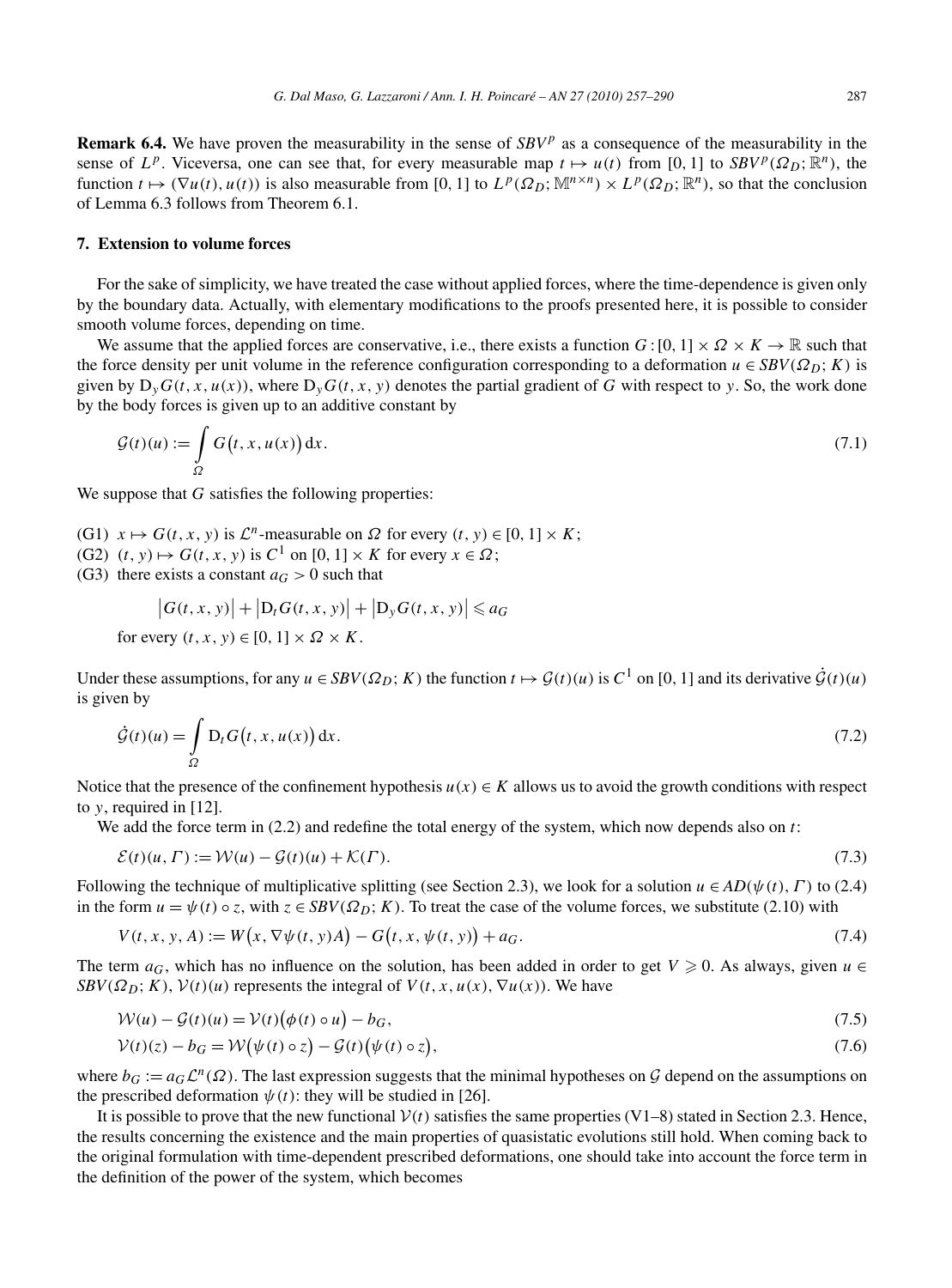**Remark 6.4.** We have proven the measurability in the sense of $SBV^p$ as a consequence of the measurability in the sense of $L^p$. Viceversa, one can see that, for every measurable map $t \mapsto u(t)$ from $[0,1]$ to $SBV^p(\Omega_D;\mathbb{R}^n)$, the function $t \mapsto (\nabla u(t), u(t))$ is also measurable from $[0,1]$ to $L^p(\Omega_D;\mathbb{M}^{n\times n}) \times L^p(\Omega_D;\mathbb{R}^n)$, so that the conclusion of Lemma 6.3 follows from Theorem 6.1.

## 7. Extension to volume forces

For the sake of simplicity, we have treated the case without applied forces, where the time-dependence is given only by the boundary data. Actually, with elementary modifications to the proofs presented here, it is possible to consider smooth volume forces, depending on time.

We assume that the applied forces are conservative, i.e., there exists a function $G : [0,1] \times \Omega \times K \to \mathbb{R}$ such that the force density per unit volume in the reference configuration corresponding to a deformation $u \in SBV(\Omega_D; K)$ is given by $\mathrm{D}_y G(t, x, u(x))$, where $\mathrm{D}_y G(t,x,y)$ denotes the partial gradient of $G$ with respect to $y$. So, the work done by the body forces is given up to an additive constant by

$$\mathcal{G}(t)(u) := \int_\Omega G\big(t, x, u(x)\big)\,\mathrm{d}x. \tag{7.1}$$

We suppose that $G$ satisfies the following properties:

(G1) $x \mapsto G(t,x,y)$ is $\mathcal{L}^n$-measurable on $\Omega$ for every $(t,y) \in [0,1] \times K$;
(G2) $(t,y) \mapsto G(t,x,y)$ is $C^1$ on $[0,1] \times K$ for every $x \in \Omega$;
(G3) there exists a constant $a_G > 0$ such that

$$\big|G(t,x,y)\big| + \big|\mathrm{D}_t G(t,x,y)\big| + \big|\mathrm{D}_y G(t,x,y)\big| \leqslant a_G$$

for every $(t,x,y) \in [0,1] \times \Omega \times K$.

Under these assumptions, for any $u \in SBV(\Omega_D; K)$ the function $t \mapsto \mathcal{G}(t)(u)$ is $C^1$ on $[0,1]$ and its derivative $\dot{\mathcal{G}}(t)(u)$ is given by

$$\dot{\mathcal{G}}(t)(u) = \int_\Omega \mathrm{D}_t G\big(t, x, u(x)\big)\,\mathrm{d}x. \tag{7.2}$$

Notice that the presence of the confinement hypothesis $u(x) \in K$ allows us to avoid the growth conditions with respect to $y$, required in [12].

We add the force term in (2.2) and redefine the total energy of the system, which now depends also on $t$:

$$\mathcal{E}(t)(u,\Gamma) := \mathcal{W}(u) - \mathcal{G}(t)(u) + \mathcal{K}(\Gamma). \tag{7.3}$$

Following the technique of multiplicative splitting (see Section 2.3), we look for a solution $u \in AD(\psi(t), \Gamma)$ to (2.4) in the form $u = \psi(t) \circ z$, with $z \in SBV(\Omega_D; K)$. To treat the case of the volume forces, we substitute (2.10) with

$$V(t,x,y,A) := W\big(x, \nabla\psi(t,y)A\big) - G\big(t, x, \psi(t,y)\big) + a_G. \tag{7.4}$$

The term $a_G$, which has no influence on the solution, has been added in order to get $V \geqslant 0$. As always, given $u \in SBV(\Omega_D; K)$, $\mathcal{V}(t)(u)$ represents the integral of $V(t, x, u(x), \nabla u(x))$. We have

$$\mathcal{W}(u) - \mathcal{G}(t)(u) = \mathcal{V}(t)\big(\phi(t) \circ u\big) - b_G, \tag{7.5}$$

$$\mathcal{V}(t)(z) - b_G = \mathcal{W}\big(\psi(t) \circ z\big) - \mathcal{G}(t)\big(\psi(t) \circ z\big), \tag{7.6}$$

where $b_G := a_G \mathcal{L}^n(\Omega)$. The last expression suggests that the minimal hypotheses on $\mathcal{G}$ depend on the assumptions on the prescribed deformation $\psi(t)$: they will be studied in [26].

It is possible to prove that the new functional $\mathcal{V}(t)$ satisfies the same properties (V1–8) stated in Section 2.3. Hence, the results concerning the existence and the main properties of quasistatic evolutions still hold. When coming back to the original formulation with time-dependent prescribed deformations, one should take into account the force term in the definition of the power of the system, which becomes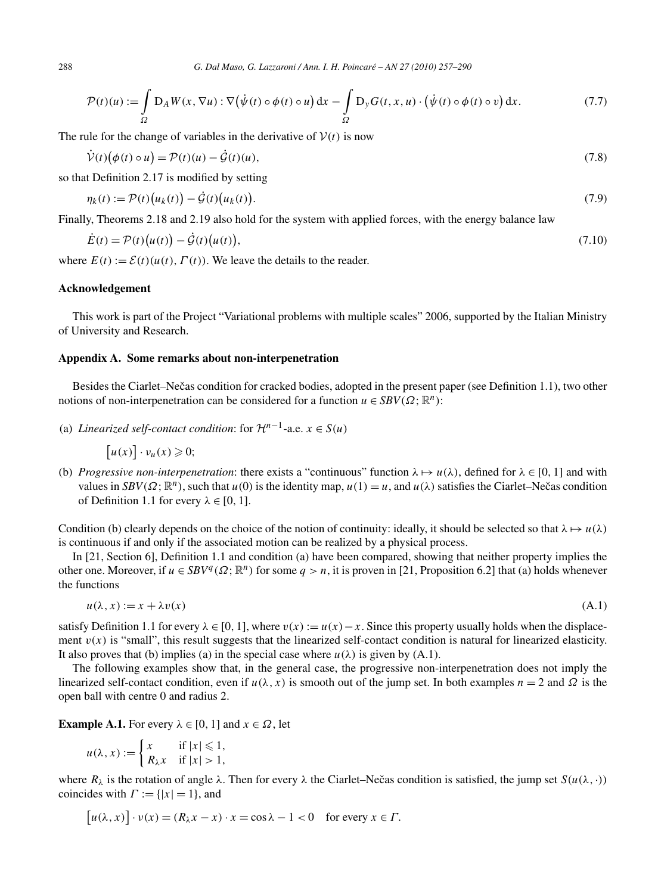$$\mathcal{P}(t)(u) := \int_\Omega \mathrm{D}_A W(x, \nabla u) : \nabla\big(\dot\psi(t) \circ \phi(t) \circ u\big)\, \mathrm{d}x - \int_\Omega \mathrm{D}_y G(t, x, u) \cdot \big(\dot\psi(t) \circ \phi(t) \circ v\big)\, \mathrm{d}x. \tag{7.7}$$

The rule for the change of variables in the derivative of $\mathcal{V}(t)$ is now

$$\dot{\mathcal{V}}(t)\big(\phi(t) \circ u\big) = \mathcal{P}(t)(u) - \dot{\mathcal{G}}(t)(u), \tag{7.8}$$

so that Definition 2.17 is modified by setting

$$\eta_k(t) := \mathcal{P}(t)\big(u_k(t)\big) - \dot{\mathcal{G}}(t)\big(u_k(t)\big). \tag{7.9}$$

Finally, Theorems 2.18 and 2.19 also hold for the system with applied forces, with the energy balance law

$$\dot E(t) = \mathcal{P}(t)\big(u(t)\big) - \dot{\mathcal{G}}(t)\big(u(t)\big), \tag{7.10}$$

where $E(t) := \mathcal{E}(t)(u(t), \Gamma(t))$. We leave the details to the reader.

## Acknowledgement

This work is part of the Project "Variational problems with multiple scales" 2006, supported by the Italian Ministry of University and Research.

## Appendix A. Some remarks about non-interpenetration

Besides the Ciarlet–Nečas condition for cracked bodies, adopted in the present paper (see Definition 1.1), two other notions of non-interpenetration can be considered for a function $u \in SBV(\Omega; \mathbb{R}^n)$:

(a) *Linearized self-contact condition*: for $\mathcal{H}^{n-1}$-a.e. $x \in S(u)$

$$\big[u(x)\big] \cdot \nu_u(x) \geqslant 0;$$

(b) *Progressive non-interpenetration*: there exists a "continuous" function $\lambda \mapsto u(\lambda)$, defined for $\lambda \in [0, 1]$ and with values in $SBV(\Omega; \mathbb{R}^n)$, such that $u(0)$ is the identity map, $u(1) = u$, and $u(\lambda)$ satisfies the Ciarlet–Nečas condition of Definition 1.1 for every $\lambda \in [0, 1]$.

Condition (b) clearly depends on the choice of the notion of continuity: ideally, it should be selected so that $\lambda \mapsto u(\lambda)$ is continuous if and only if the associated motion can be realized by a physical process.

In [21, Section 6], Definition 1.1 and condition (a) have been compared, showing that neither property implies the other one. Moreover, if $u \in SBV^q(\Omega; \mathbb{R}^n)$ for some $q > n$, it is proven in [21, Proposition 6.2] that (a) holds whenever the functions

$$u(\lambda, x) := x + \lambda v(x) \tag{A.1}$$

satisfy Definition 1.1 for every $\lambda \in [0, 1]$, where $v(x) := u(x) - x$. Since this property usually holds when the displacement $v(x)$ is "small", this result suggests that the linearized self-contact condition is natural for linearized elasticity. It also proves that (b) implies (a) in the special case where $u(\lambda)$ is given by (A.1).

The following examples show that, in the general case, the progressive non-interpenetration does not imply the linearized self-contact condition, even if $u(\lambda, x)$ is smooth out of the jump set. In both examples $n = 2$ and $\Omega$ is the open ball with centre 0 and radius 2.

**Example A.1.** For every $\lambda \in [0, 1]$ and $x \in \Omega$, let

$$u(\lambda, x) := \begin{cases} x & \text{if } |x| \leqslant 1, \\ R_\lambda x & \text{if } |x| > 1, \end{cases}$$

where $R_\lambda$ is the rotation of angle $\lambda$. Then for every $\lambda$ the Ciarlet–Nečas condition is satisfied, the jump set $S(u(\lambda, \cdot))$ coincides with $\Gamma := \{|x| = 1\}$, and

$$\big[u(\lambda, x)\big] \cdot \nu(x) = (R_\lambda x - x) \cdot x = \cos\lambda - 1 < 0 \quad \text{for every } x \in \Gamma.$$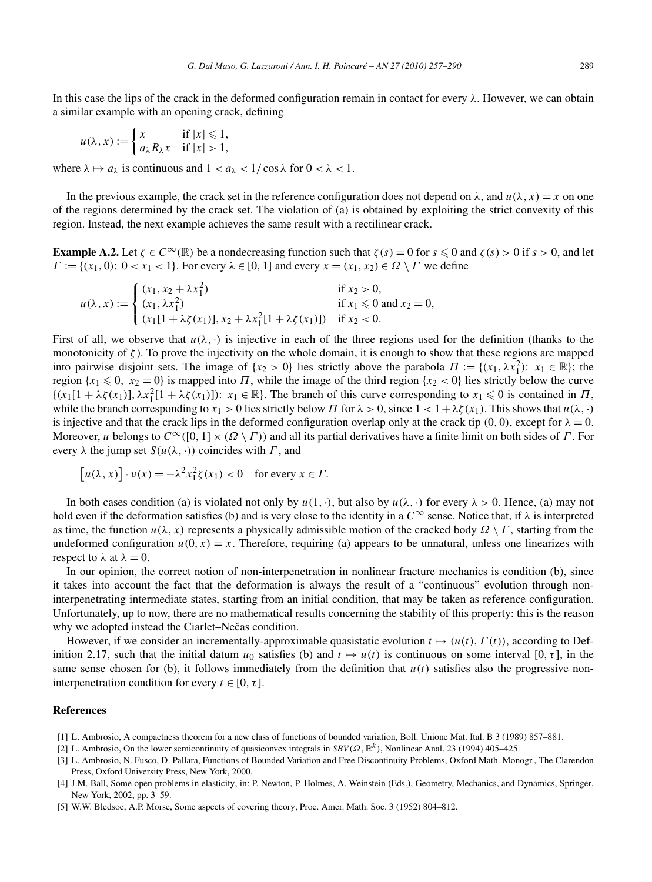In this case the lips of the crack in the deformed configuration remain in contact for every $\lambda$. However, we can obtain a similar example with an opening crack, defining

$$u(\lambda, x) := \begin{cases} x & \text{if } |x| \leqslant 1, \\ a_\lambda R_\lambda x & \text{if } |x| > 1, \end{cases}$$

where $\lambda \mapsto a_\lambda$ is continuous and $1 < a_\lambda < 1/\cos\lambda$ for $0 < \lambda < 1$.

In the previous example, the crack set in the reference configuration does not depend on $\lambda$, and $u(\lambda, x) = x$ on one of the regions determined by the crack set. The violation of (a) is obtained by exploiting the strict convexity of this region. Instead, the next example achieves the same result with a rectilinear crack.

**Example A.2.** Let $\zeta \in C^\infty(\mathbb{R})$ be a nondecreasing function such that $\zeta(s) = 0$ for $s \leqslant 0$ and $\zeta(s) > 0$ if $s > 0$, and let $\Gamma := \{(x_1, 0)\colon 0 < x_1 < 1\}$. For every $\lambda \in [0, 1]$ and every $x = (x_1, x_2) \in \Omega \setminus \Gamma$ we define

$$u(\lambda, x) := \begin{cases} (x_1, x_2 + \lambda x_1^2) & \text{if } x_2 > 0, \\ (x_1, \lambda x_1^2) & \text{if } x_1 \leqslant 0 \text{ and } x_2 = 0, \\ (x_1[1 + \lambda\zeta(x_1)], x_2 + \lambda x_1^2[1 + \lambda\zeta(x_1)]) & \text{if } x_2 < 0. \end{cases}$$

First of all, we observe that $u(\lambda, \cdot)$ is injective in each of the three regions used for the definition (thanks to the monotonicity of $\zeta$). To prove the injectivity on the whole domain, it is enough to show that these regions are mapped into pairwise disjoint sets. The image of $\{x_2 > 0\}$ lies strictly above the parabola $\Pi := \{(x_1, \lambda x_1^2)\colon x_1 \in \mathbb{R}\}$; the region $\{x_1 \leqslant 0,\ x_2 = 0\}$ is mapped into $\Pi$, while the image of the third region $\{x_2 < 0\}$ lies strictly below the curve $\{(x_1[1 + \lambda\zeta(x_1)], \lambda x_1^2[1 + \lambda\zeta(x_1)])\colon x_1 \in \mathbb{R}\}$. The branch of this curve corresponding to $x_1 \leqslant 0$ is contained in $\Pi$, while the branch corresponding to $x_1 > 0$ lies strictly below $\Pi$ for $\lambda > 0$, since $1 < 1 + \lambda\zeta(x_1)$. This shows that $u(\lambda, \cdot)$ is injective and that the crack lips in the deformed configuration overlap only at the crack tip $(0, 0)$, except for $\lambda = 0$. Moreover, $u$ belongs to $C^\infty([0, 1] \times (\Omega \setminus \Gamma))$ and all its partial derivatives have a finite limit on both sides of $\Gamma$. For every $\lambda$ the jump set $S(u(\lambda, \cdot))$ coincides with $\Gamma$, and

$$\big[u(\lambda, x)\big] \cdot \nu(x) = -\lambda^2 x_1^2 \zeta(x_1) < 0 \quad \text{for every } x \in \Gamma.$$

In both cases condition (a) is violated not only by $u(1, \cdot)$, but also by $u(\lambda, \cdot)$ for every $\lambda > 0$. Hence, (a) may not hold even if the deformation satisfies (b) and is very close to the identity in a $C^\infty$ sense. Notice that, if $\lambda$ is interpreted as time, the function $u(\lambda, x)$ represents a physically admissible motion of the cracked body $\Omega \setminus \Gamma$, starting from the undeformed configuration $u(0, x) = x$. Therefore, requiring (a) appears to be unnatural, unless one linearizes with respect to $\lambda$ at $\lambda = 0$.

In our opinion, the correct notion of non-interpenetration in nonlinear fracture mechanics is condition (b), since it takes into account the fact that the deformation is always the result of a "continuous" evolution through non-interpenetrating intermediate states, starting from an initial condition, that may be taken as reference configuration. Unfortunately, up to now, there are no mathematical results concerning the stability of this property: this is the reason why we adopted instead the Ciarlet–Nečas condition.

However, if we consider an incrementally-approximable quasistatic evolution $t \mapsto (u(t), \Gamma(t))$, according to Definition 2.17, such that the initial datum $u_0$ satisfies (b) and $t \mapsto u(t)$ is continuous on some interval $[0, \tau]$, in the same sense chosen for (b), it follows immediately from the definition that $u(t)$ satisfies also the progressive non-interpenetration condition for every $t \in [0, \tau]$.

## References

[1] L. Ambrosio, A compactness theorem for a new class of functions of bounded variation, Boll. Unione Mat. Ital. B 3 (1989) 857–881.

[2] L. Ambrosio, On the lower semicontinuity of quasiconvex integrals in $SBV(\Omega, \mathbb{R}^k)$, Nonlinear Anal. 23 (1994) 405–425.

[3] L. Ambrosio, N. Fusco, D. Pallara, Functions of Bounded Variation and Free Discontinuity Problems, Oxford Math. Monogr., The Clarendon Press, Oxford University Press, New York, 2000.

[4] J.M. Ball, Some open problems in elasticity, in: P. Newton, P. Holmes, A. Weinstein (Eds.), Geometry, Mechanics, and Dynamics, Springer, New York, 2002, pp. 3–59.

[5] W.W. Bledsoe, A.P. Morse, Some aspects of covering theory, Proc. Amer. Math. Soc. 3 (1952) 804–812.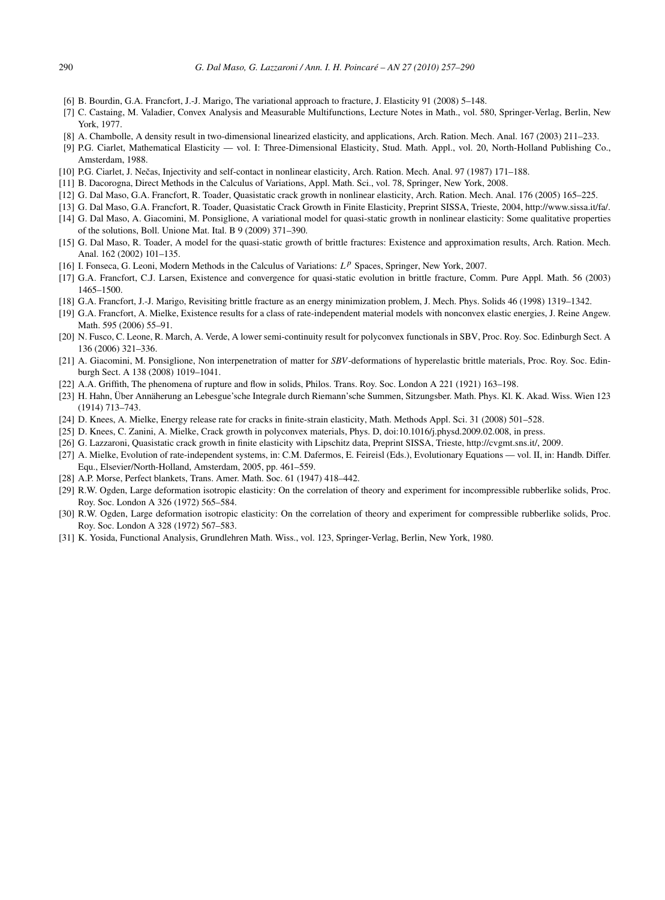[6] B. Bourdin, G.A. Francfort, J.-J. Marigo, The variational approach to fracture, J. Elasticity 91 (2008) 5–148.

[7] C. Castaing, M. Valadier, Convex Analysis and Measurable Multifunctions, Lecture Notes in Math., vol. 580, Springer-Verlag, Berlin, New York, 1977.

[8] A. Chambolle, A density result in two-dimensional linearized elasticity, and applications, Arch. Ration. Mech. Anal. 167 (2003) 211–233.

[9] P.G. Ciarlet, Mathematical Elasticity — vol. I: Three-Dimensional Elasticity, Stud. Math. Appl., vol. 20, North-Holland Publishing Co., Amsterdam, 1988.

[10] P.G. Ciarlet, J. Nečas, Injectivity and self-contact in nonlinear elasticity, Arch. Ration. Mech. Anal. 97 (1987) 171–188.

[11] B. Dacorogna, Direct Methods in the Calculus of Variations, Appl. Math. Sci., vol. 78, Springer, New York, 2008.

[12] G. Dal Maso, G.A. Francfort, R. Toader, Quasistatic crack growth in nonlinear elasticity, Arch. Ration. Mech. Anal. 176 (2005) 165–225.

[13] G. Dal Maso, G.A. Francfort, R. Toader, Quasistatic Crack Growth in Finite Elasticity, Preprint SISSA, Trieste, 2004, http://www.sissa.it/fa/.

[14] G. Dal Maso, A. Giacomini, M. Ponsiglione, A variational model for quasi-static growth in nonlinear elasticity: Some qualitative properties of the solutions, Boll. Unione Mat. Ital. B 9 (2009) 371–390.

[15] G. Dal Maso, R. Toader, A model for the quasi-static growth of brittle fractures: Existence and approximation results, Arch. Ration. Mech. Anal. 162 (2002) 101–135.

[16] I. Fonseca, G. Leoni, Modern Methods in the Calculus of Variations: $L^p$ Spaces, Springer, New York, 2007.

[17] G.A. Francfort, C.J. Larsen, Existence and convergence for quasi-static evolution in brittle fracture, Comm. Pure Appl. Math. 56 (2003) 1465–1500.

[18] G.A. Francfort, J.-J. Marigo, Revisiting brittle fracture as an energy minimization problem, J. Mech. Phys. Solids 46 (1998) 1319–1342.

[19] G.A. Francfort, A. Mielke, Existence results for a class of rate-independent material models with nonconvex elastic energies, J. Reine Angew. Math. 595 (2006) 55–91.

[20] N. Fusco, C. Leone, R. March, A. Verde, A lower semi-continuity result for polyconvex functionals in SBV, Proc. Roy. Soc. Edinburgh Sect. A 136 (2006) 321–336.

[21] A. Giacomini, M. Ponsiglione, Non interpenetration of matter for *SBV*-deformations of hyperelastic brittle materials, Proc. Roy. Soc. Edinburgh Sect. A 138 (2008) 1019–1041.

[22] A.A. Griffith, The phenomena of rupture and flow in solids, Philos. Trans. Roy. Soc. London A 221 (1921) 163–198.

[23] H. Hahn, Über Annäherung an Lebesgue'sche Integrale durch Riemann'sche Summen, Sitzungsber. Math. Phys. Kl. K. Akad. Wiss. Wien 123 (1914) 713–743.

[24] D. Knees, A. Mielke, Energy release rate for cracks in finite-strain elasticity, Math. Methods Appl. Sci. 31 (2008) 501–528.

[25] D. Knees, C. Zanini, A. Mielke, Crack growth in polyconvex materials, Phys. D, doi:10.1016/j.physd.2009.02.008, in press.

[26] G. Lazzaroni, Quasistatic crack growth in finite elasticity with Lipschitz data, Preprint SISSA, Trieste, http://cvgmt.sns.it/, 2009.

[27] A. Mielke, Evolution of rate-independent systems, in: C.M. Dafermos, E. Feireisl (Eds.), Evolutionary Equations — vol. II, in: Handb. Differ. Equ., Elsevier/North-Holland, Amsterdam, 2005, pp. 461–559.

[28] A.P. Morse, Perfect blankets, Trans. Amer. Math. Soc. 61 (1947) 418–442.

[29] R.W. Ogden, Large deformation isotropic elasticity: On the correlation of theory and experiment for incompressible rubberlike solids, Proc. Roy. Soc. London A 326 (1972) 565–584.

[30] R.W. Ogden, Large deformation isotropic elasticity: On the correlation of theory and experiment for compressible rubberlike solids, Proc. Roy. Soc. London A 328 (1972) 567–583.

[31] K. Yosida, Functional Analysis, Grundlehren Math. Wiss., vol. 123, Springer-Verlag, Berlin, New York, 1980.